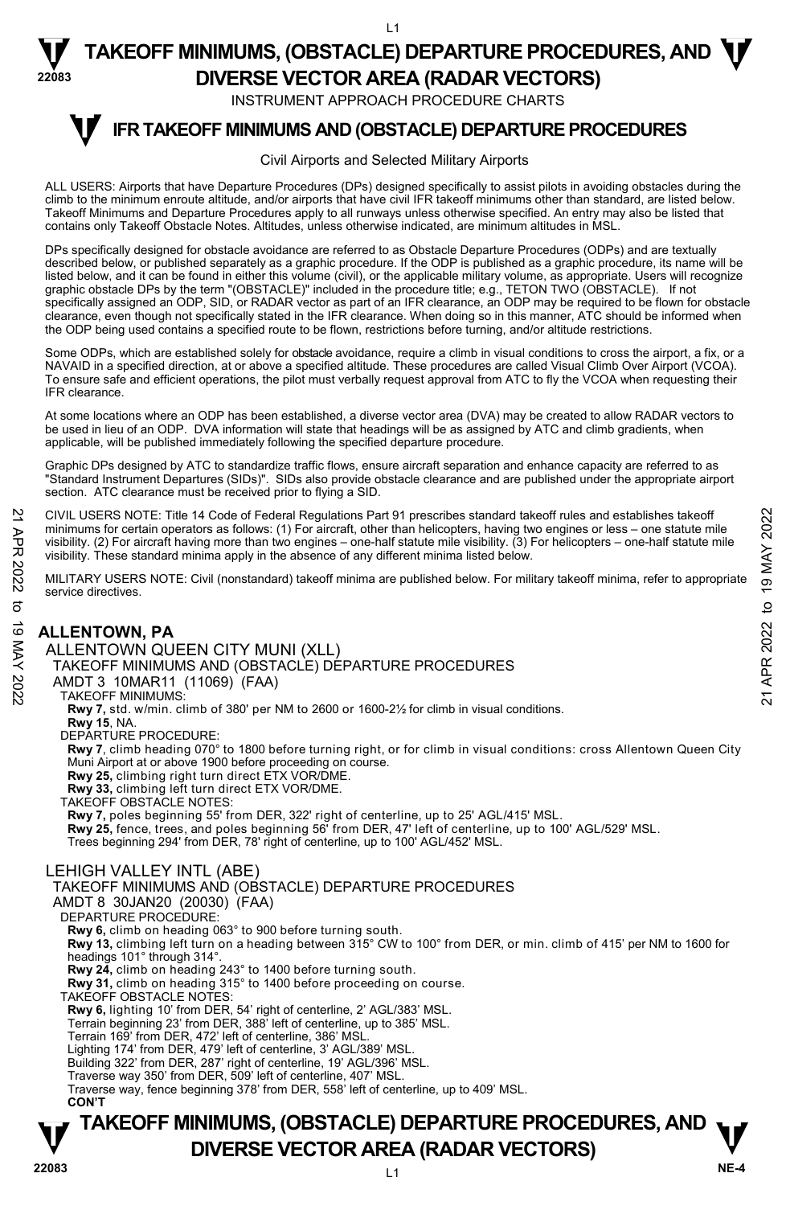# TAKEOFF MINIMUMS, (OBSTACLE) DEPARTURE PROCEDURES, AND DIVERSE VECTOR AREA (RADAR VECTORS)

INSTRUMENT APPROACH PROCEDURE CHARTS

## IFR TAKEOFF MINIMUMS AND (OBSTACLE) DEPARTURE PROCEDURES

Civil Airports and Selected Military Airports

ALL USERS: Airports that have Departure Procedures (DPs) designed specifically to assist pilots in avoiding obstacles during the climb to the minimum enroute altitude, and/or airports that have civil IFR takeoff minimums other than standard, are listed below. Takeoff Minimums and Departure Procedures apply to all runways unless otherwise specified. An entry may also be listed that contains only Takeoff Obstacle Notes. Altitudes, unless otherwise indicated, are minimum altitudes in MSL.

DPs specifically designed for obstacle avoidance are referred to as Obstacle Departure Procedures (ODPs) and are textually described below, or published separately as a graphic procedure. If the ODP is published as a graphic procedure, its name will be listed below, and it can be found in either this volume (civil), or the applicable military volume, as appropriate. Users will recognize graphic obstacle DPs by the term "(OBSTACLE)" included in the procedure title; e.g., TETON TWO (OBSTACLE). If not specifically assigned an ODP, SID, or RADAR vector as part of an IFR clearance, an ODP may be required to be flown for obstacle clearance, even though not specifically stated in the IFR clearance. When doing so in this manner, ATC should be informed when the ODP being used contains a specified route to be flown, restrictions before turning, and/or altitude restrictions.

Some ODPs, which are established solely for obstacle avoidance, require a climb in visual conditions to cross the airport, a fix, or a NAVAID in a specified direction, at or above a specified altitude. These procedures are called Visual Climb Over Airport (VCOA). To ensure safe and efficient operations, the pilot must verbally request approval from ATC to fly the VCOA when requesting their IFR clearance.

At some locations where an ODP has been established, a diverse vector area (DVA) may be created to allow RADAR vectors to be used in lieu of an ODP. DVA information will state that headings will be as assigned by ATC and climb gradients, when applicable, will be published immediately following the specified departure procedure.

Graphic DPs designed by ATC to standardize traffic flows, ensure aircraft separation and enhance capacity are referred to as "Standard Instrument Departures (SIDs)". SIDs also provide obstacle clearance and are published under the appropriate airport section. ATC clearance must be received prior to flying a SID.

CIVIL USERS NOTE: Title 14 Code of Federal Regulations Part 91 prescribes standard takeoff rules and establishes takeoff minimums for certain operators as follows: (1) For aircraft, other than helicopters, having two engines or less – one statute mile visibility. (2) For aircraft having more than two engines – one-half statute mile visibility. (3) For helicopters – one-half statute mile visibility. These standard minima apply in the absence of any different minima listed below.

MILITARY USERS NOTE: Civil (nonstandard) takeoff minima are published below. For military takeoff minima, refer to appropriate service directives.

## ALLENTOWN, PA

### ALLENTOWN QUEEN CITY MUNI (XLL)

TAKEOFF MINIMUMS AND (OBSTACLE) DEPARTURE PROCEDURES
AMDT 3 10MAR11 (11069) (FAA)

TAKEOFF MINIMUMS:
**Rwy 7,** std. w/min. climb of 380' per NM to 2600 or 1600-2½ for climb in visual conditions.
**Rwy 15**, NA.

DEPARTURE PROCEDURE:
**Rwy 7**, climb heading 070° to 1800 before turning right, or for climb in visual conditions: cross Allentown Queen City Muni Airport at or above 1900 before proceeding on course.
**Rwy 25,** climbing right turn direct ETX VOR/DME.
**Rwy 33,** climbing left turn direct ETX VOR/DME.

TAKEOFF OBSTACLE NOTES:
**Rwy 7,** poles beginning 55' from DER, 322' right of centerline, up to 25' AGL/415' MSL.
**Rwy 25,** fence, trees, and poles beginning 56' from DER, 47' left of centerline, up to 100' AGL/529' MSL.
Trees beginning 294' from DER, 78' right of centerline, up to 100' AGL/452' MSL.

### LEHIGH VALLEY INTL (ABE)

TAKEOFF MINIMUMS AND (OBSTACLE) DEPARTURE PROCEDURES
AMDT 8 30JAN20 (20030) (FAA)

DEPARTURE PROCEDURE:
**Rwy 6,** climb on heading 063° to 900 before turning south.
**Rwy 13,** climbing left turn on a heading between 315° CW to 100° from DER, or min. climb of 415' per NM to 1600 for headings 101° through 314°.
**Rwy 24,** climb on heading 243° to 1400 before turning south.
**Rwy 31,** climb on heading 315° to 1400 before proceeding on course.

TAKEOFF OBSTACLE NOTES:
**Rwy 6,** lighting 10' from DER, 54' right of centerline, 2' AGL/383' MSL.
Terrain beginning 23' from DER, 388' left of centerline, up to 385' MSL.
Terrain 169' from DER, 472' left of centerline, 386' MSL.
Lighting 174' from DER, 479' left of centerline, 3' AGL/389' MSL.
Building 322' from DER, 287' right of centerline, 19' AGL/396' MSL.
Traverse way 350' from DER, 509' left of centerline, 407' MSL.
Traverse way, fence beginning 378' from DER, 558' left of centerline, up to 409' MSL.
**CON'T**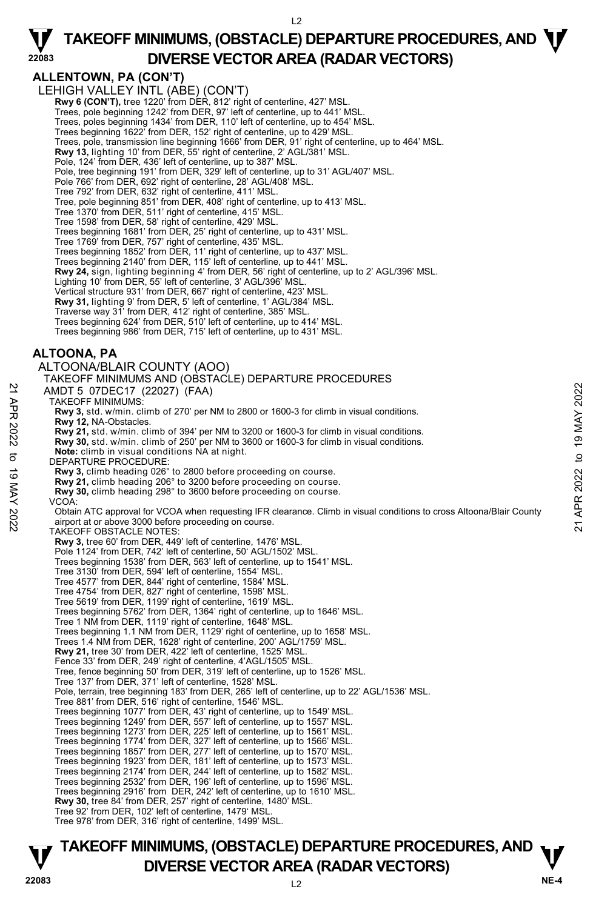## ALLENTOWN, PA (CON'T)

LEHIGH VALLEY INTL (ABE) (CON'T)

**Rwy 6 (CON'T),** tree 1220' from DER, 812' right of centerline, 427' MSL.
Trees, pole beginning 1242' from DER, 97' left of centerline, up to 441' MSL.
Trees, poles beginning 1434' from DER, 110' left of centerline, up to 454' MSL.
Trees beginning 1622' from DER, 152' right of centerline, up to 429' MSL.
Trees, pole, transmission line beginning 1666' from DER, 91' right of centerline, up to 464' MSL.
**Rwy 13,** lighting 10' from DER, 55' right of centerline, 2' AGL/381' MSL.
Pole, 124' from DER, 436' left of centerline, up to 387' MSL.
Pole, tree beginning 191' from DER, 329' left of centerline, up to 31' AGL/407' MSL.
Pole 766' from DER, 692' right of centerline, 28' AGL/408' MSL.
Tree 792' from DER, 632' right of centerline, 411' MSL.
Tree, pole beginning 851' from DER, 408' right of centerline, up to 413' MSL.
Tree 1370' from DER, 511' right of centerline, 415' MSL.
Tree 1598' from DER, 58' right of centerline, 429' MSL.
Trees beginning 1681' from DER, 25' right of centerline, up to 431' MSL.
Tree 1769' from DER, 757' right of centerline, 435' MSL.
Trees beginning 1852' from DER, 11' right of centerline, up to 437' MSL.
Trees beginning 2140' from DER, 115' left of centerline, up to 441' MSL.
**Rwy 24,** sign, lighting beginning 4' from DER, 56' right of centerline, up to 2' AGL/396' MSL.
Lighting 10' from DER, 55' left of centerline, 3' AGL/396' MSL.
Vertical structure 931' from DER, 667' right of centerline, 423' MSL.
**Rwy 31,** lighting 9' from DER, 5' left of centerline, 1' AGL/384' MSL.
Traverse way 31' from DER, 412' right of centerline, 385' MSL.
Trees beginning 624' from DER, 510' left of centerline, up to 414' MSL.
Trees beginning 986' from DER, 715' left of centerline, up to 431' MSL.

## ALTOONA, PA

ALTOONA/BLAIR COUNTY (AOO)

TAKEOFF MINIMUMS AND (OBSTACLE) DEPARTURE PROCEDURES
AMDT 5 07DEC17 (22027) (FAA)

TAKEOFF MINIMUMS:
**Rwy 3,** std. w/min. climb of 270' per NM to 2800 or 1600-3 for climb in visual conditions.
**Rwy 12,** NA-Obstacles.
**Rwy 21,** std. w/min. climb of 394' per NM to 3200 or 1600-3 for climb in visual conditions.
**Rwy 30,** std. w/min. climb of 250' per NM to 3600 or 1600-3 for climb in visual conditions.
**Note:** climb in visual conditions NA at night.

DEPARTURE PROCEDURE:
**Rwy 3,** climb heading 026° to 2800 before proceeding on course.
**Rwy 21,** climb heading 206° to 3200 before proceeding on course.
**Rwy 30,** climb heading 298° to 3600 before proceeding on course.

VCOA:
Obtain ATC approval for VCOA when requesting IFR clearance. Climb in visual conditions to cross Altoona/Blair County airport at or above 3000 before proceeding on course.

TAKEOFF OBSTACLE NOTES:
**Rwy 3,** tree 60' from DER, 449' left of centerline, 1476' MSL.
Pole 1124' from DER, 742' left of centerline, 50' AGL/1502' MSL.
Trees beginning 1538' from DER, 563' left of centerline, up to 1541' MSL.
Tree 3130' from DER, 594' left of centerline, 1554' MSL.
Tree 4577' from DER, 844' right of centerline, 1584' MSL.
Tree 4754' from DER, 827' right of centerline, 1598' MSL.
Tree 5619' from DER, 1199' right of centerline, 1619' MSL.
Trees beginning 5762' from DER, 1364' right of centerline, up to 1646' MSL.
Tree 1 NM from DER, 1119' right of centerline, 1648' MSL.
Trees beginning 1.1 NM from DER, 1129' right of centerline, up to 1658' MSL.
Trees 1.4 NM from DER, 1628' right of centerline, 200' AGL/1759' MSL.
**Rwy 21,** tree 30' from DER, 422' left of centerline, 1525' MSL.
Fence 33' from DER, 249' right of centerline, 4'AGL/1505' MSL.
Tree, fence beginning 50' from DER, 319' left of centerline, up to 1526' MSL.
Tree 137' from DER, 371' left of centerline, 1528' MSL.
Pole, terrain, tree beginning 183' from DER, 265' left of centerline, up to 22' AGL/1536' MSL.
Tree 881' from DER, 516' right of centerline, 1546' MSL.
Trees beginning 1077' from DER, 43' right of centerline, up to 1549' MSL.
Trees beginning 1249' from DER, 557' left of centerline, up to 1557' MSL.
Trees beginning 1273' from DER, 225' left of centerline, up to 1561' MSL.
Trees beginning 1774' from DER, 327' left of centerline, up to 1566' MSL.
Trees beginning 1857' from DER, 277' left of centerline, up to 1570' MSL.
Trees beginning 1923' from DER, 181' left of centerline, up to 1573' MSL.
Trees beginning 2174' from DER, 244' left of centerline, up to 1582' MSL.
Trees beginning 2532' from DER, 196' left of centerline, up to 1596' MSL.
Trees beginning 2916' from DER, 242' left of centerline, up to 1610' MSL.
**Rwy 30,** tree 84' from DER, 257' right of centerline, 1480' MSL.
Tree 92' from DER, 102' left of centerline, 1479' MSL.
Tree 978' from DER, 316' right of centerline, 1499' MSL.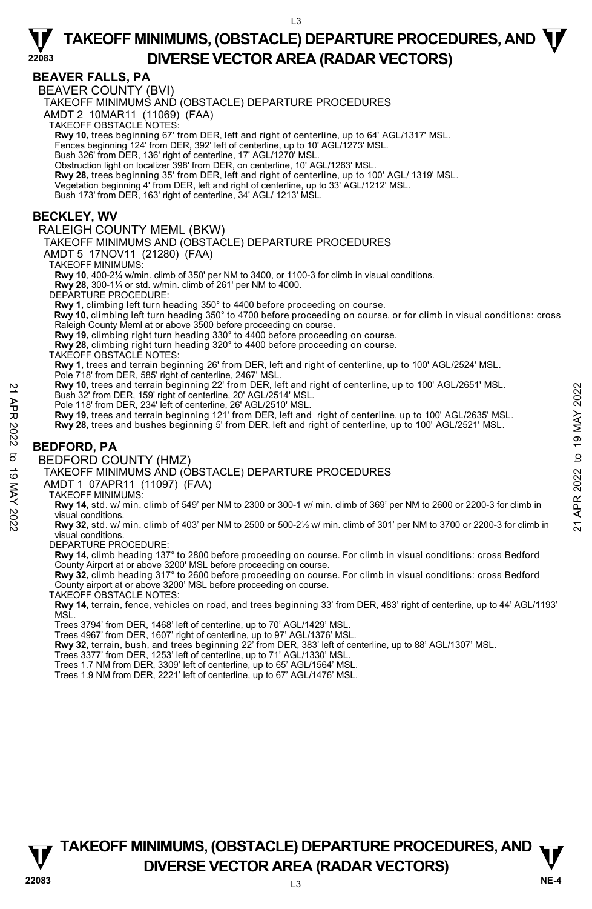# TAKEOFF MINIMUMS, (OBSTACLE) DEPARTURE PROCEDURES, AND DIVERSE VECTOR AREA (RADAR VECTORS)

## BEAVER FALLS, PA

BEAVER COUNTY (BVI)

TAKEOFF MINIMUMS AND (OBSTACLE) DEPARTURE PROCEDURES

AMDT 2 10MAR11 (11069) (FAA)

TAKEOFF OBSTACLE NOTES:

**Rwy 10,** trees beginning 67' from DER, left and right of centerline, up to 64' AGL/1317' MSL.
Fences beginning 124' from DER, 392' left of centerline, up to 10' AGL/1273' MSL.
Bush 326' from DER, 136' right of centerline, 17' AGL/1270' MSL.
Obstruction light on localizer 398' from DER, on centerline, 10' AGL/1263' MSL.
**Rwy 28,** trees beginning 35' from DER, left and right of centerline, up to 100' AGL/ 1319' MSL.
Vegetation beginning 4' from DER, left and right of centerline, up to 33' AGL/1212' MSL.
Bush 173' from DER, 163' right of centerline, 34' AGL/ 1213' MSL.

## BECKLEY, WV

RALEIGH COUNTY MEML (BKW)

TAKEOFF MINIMUMS AND (OBSTACLE) DEPARTURE PROCEDURES

AMDT 5 17NOV11 (21280) (FAA)

TAKEOFF MINIMUMS:

**Rwy 10**, 400-2¼ w/min. climb of 350' per NM to 3400, or 1100-3 for climb in visual conditions.
**Rwy 28,** 300-1¼ or std. w/min. climb of 261' per NM to 4000.

DEPARTURE PROCEDURE:

**Rwy 1,** climbing left turn heading 350° to 4400 before proceeding on course.
**Rwy 10,** climbing left turn heading 350° to 4700 before proceeding on course, or for climb in visual conditions: cross Raleigh County Meml at or above 3500 before proceeding on course.
**Rwy 19,** climbing right turn heading 330° to 4400 before proceeding on course.
**Rwy 28,** climbing right turn heading 320° to 4400 before proceeding on course.

TAKEOFF OBSTACLE NOTES:

**Rwy 1,** trees and terrain beginning 26' from DER, left and right of centerline, up to 100' AGL/2524' MSL.
Pole 718' from DER, 585' right of centerline, 2467' MSL.
**Rwy 10,** trees and terrain beginning 22' from DER, left and right of centerline, up to 100' AGL/2651' MSL.
Bush 32' from DER, 159' right of centerline, 20' AGL/2514' MSL.
Pole 118' from DER, 234' left of centerline, 26' AGL/2510' MSL.
**Rwy 19,** trees and terrain beginning 121' from DER, left and right of centerline, up to 100' AGL/2635' MSL.
**Rwy 28,** trees and bushes beginning 5' from DER, left and right of centerline, up to 100' AGL/2521' MSL.

## BEDFORD, PA

BEDFORD COUNTY (HMZ)

TAKEOFF MINIMUMS AND (OBSTACLE) DEPARTURE PROCEDURES

AMDT 1 07APR11 (11097) (FAA)

TAKEOFF MINIMUMS:

**Rwy 14,** std. w/ min. climb of 549' per NM to 2300 or 300-1 w/ min. climb of 369' per NM to 2600 or 2200-3 for climb in visual conditions.
**Rwy 32,** std. w/ min. climb of 403' per NM to 2500 or 500-2½ w/ min. climb of 301' per NM to 3700 or 2200-3 for climb in visual conditions.

DEPARTURE PROCEDURE:

**Rwy 14,** climb heading 137° to 2800 before proceeding on course. For climb in visual conditions: cross Bedford County Airport at or above 3200' MSL before proceeding on course.
**Rwy 32,** climb heading 317° to 2600 before proceeding on course. For climb in visual conditions: cross Bedford County airport at or above 3200' MSL before proceeding on course.

TAKEOFF OBSTACLE NOTES:

**Rwy 14,** terrain, fence, vehicles on road, and trees beginning 33' from DER, 483' right of centerline, up to 44' AGL/1193' MSL.
Trees 3794' from DER, 1468' left of centerline, up to 70' AGL/1429' MSL.
Trees 4967' from DER, 1607' right of centerline, up to 97' AGL/1376' MSL.
**Rwy 32,** terrain, bush, and trees beginning 22' from DER, 383' left of centerline, up to 88' AGL/1307' MSL.
Trees 3377' from DER, 1253' left of centerline, up to 71' AGL/1330' MSL.
Trees 1.7 NM from DER, 3309' left of centerline, up to 65' AGL/1564' MSL.
Trees 1.9 NM from DER, 2221' left of centerline, up to 67' AGL/1476' MSL.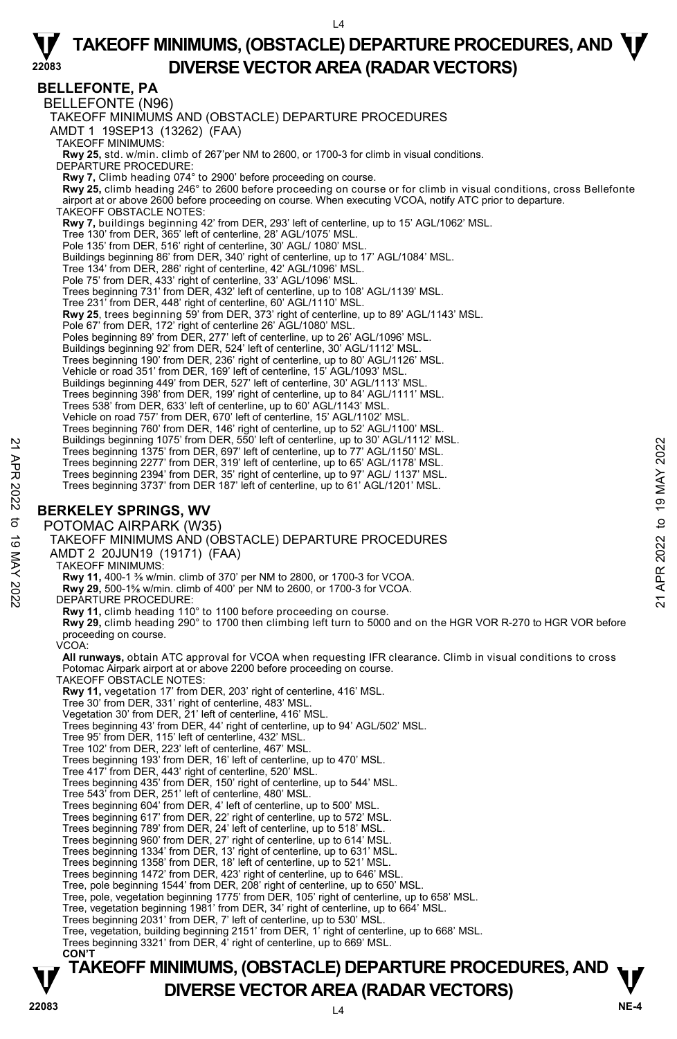# TAKEOFF MINIMUMS, (OBSTACLE) DEPARTURE PROCEDURES, AND DIVERSE VECTOR AREA (RADAR VECTORS)

## BELLEFONTE, PA

BELLEFONTE (N96)

TAKEOFF MINIMUMS AND (OBSTACLE) DEPARTURE PROCEDURES

AMDT 1 19SEP13 (13262) (FAA)

TAKEOFF MINIMUMS:

**Rwy 25,** std. w/min. climb of 267'per NM to 2600, or 1700-3 for climb in visual conditions.

DEPARTURE PROCEDURE:

**Rwy 7,** Climb heading 074° to 2900' before proceeding on course.

**Rwy 25,** climb heading 246° to 2600 before proceeding on course or for climb in visual conditions, cross Bellefonte airport at or above 2600 before proceeding on course. When executing VCOA, notify ATC prior to departure.

TAKEOFF OBSTACLE NOTES:

**Rwy 7,** buildings beginning 42' from DER, 293' left of centerline, up to 15' AGL/1062' MSL.
Tree 130' from DER, 365' left of centerline, 28' AGL/1075' MSL.
Pole 135' from DER, 516' right of centerline, 30' AGL/ 1080' MSL.
Buildings beginning 86' from DER, 340' right of centerline, up to 17' AGL/1084' MSL.
Tree 134' from DER, 286' right of centerline, 42' AGL/1096' MSL.
Pole 75' from DER, 433' right of centerline, 33' AGL/1096' MSL.
Trees beginning 731' from DER, 432' left of centerline, up to 108' AGL/1139' MSL.
Tree 231' from DER, 448' right of centerline, 60' AGL/1110' MSL.

**Rwy 25**, trees beginning 59' from DER, 373' right of centerline, up to 89' AGL/1143' MSL.
Pole 67' from DER, 172' right of centerline 26' AGL/1080' MSL.
Poles beginning 89' from DER, 277' left of centerline, up to 26' AGL/1096' MSL.
Buildings beginning 92' from DER, 524' left of centerline, 30' AGL/1112' MSL.
Trees beginning 190' from DER, 236' right of centerline, up to 80' AGL/1126' MSL.
Vehicle or road 351' from DER, 169' left of centerline, 15' AGL/1093' MSL.
Buildings beginning 449' from DER, 527' left of centerline, 30' AGL/1113' MSL.
Trees beginning 398' from DER, 199' right of centerline, up to 84' AGL/1111' MSL.
Trees 538' from DER, 633' left of centerline, up to 60' AGL/1143' MSL.
Vehicle on road 757' from DER, 670' left of centerline, 15' AGL/1102' MSL.
Trees beginning 760' from DER, 146' right of centerline, up to 52' AGL/1100' MSL.
Buildings beginning 1075' from DER, 550' left of centerline, up to 30' AGL/1112' MSL.
Trees beginning 1375' from DER, 697' left of centerline, up to 77' AGL/1150' MSL.
Trees beginning 2277' from DER, 319' left of centerline, up to 65' AGL/1178' MSL.
Trees beginning 2394' from DER, 35' right of centerline, up to 97' AGL/ 1137' MSL.
Trees beginning 3737' from DER 187' left of centerline, up to 61' AGL/1201' MSL.

## BERKELEY SPRINGS, WV

POTOMAC AIRPARK (W35)

TAKEOFF MINIMUMS AND (OBSTACLE) DEPARTURE PROCEDURES

AMDT 2 20JUN19 (19171) (FAA)

TAKEOFF MINIMUMS:

**Rwy 11,** 400-1 ⅜ w/min. climb of 370' per NM to 2800, or 1700-3 for VCOA.

**Rwy 29,** 500-1⅝ w/min. climb of 400' per NM to 2600, or 1700-3 for VCOA.

DEPARTURE PROCEDURE:

**Rwy 11,** climb heading 110° to 1100 before proceeding on course.

**Rwy 29,** climb heading 290° to 1700 then climbing left turn to 5000 and on the HGR VOR R-270 to HGR VOR before proceeding on course.

VCOA:

**All runways,** obtain ATC approval for VCOA when requesting IFR clearance. Climb in visual conditions to cross Potomac Airpark airport at or above 2200 before proceeding on course.

TAKEOFF OBSTACLE NOTES:

**Rwy 11,** vegetation 17' from DER, 203' right of centerline, 416' MSL.
Tree 30' from DER, 331' right of centerline, 483' MSL.
Vegetation 30' from DER, 21' left of centerline, 416' MSL.
Trees beginning 43' from DER, 44' right of centerline, up to 94' AGL/502' MSL.
Tree 95' from DER, 115' left of centerline, 432' MSL.
Tree 102' from DER, 223' left of centerline, 467' MSL.
Trees beginning 193' from DER, 16' left of centerline, up to 470' MSL.
Tree 417' from DER, 443' right of centerline, 520' MSL.
Trees beginning 435' from DER, 150' right of centerline, up to 544' MSL.
Tree 543' from DER, 251' left of centerline, 480' MSL.
Trees beginning 604' from DER, 4' left of centerline, up to 500' MSL.
Trees beginning 617' from DER, 22' right of centerline, up to 572' MSL.
Trees beginning 789' from DER, 24' left of centerline, up to 518' MSL.
Trees beginning 960' from DER, 27' right of centerline, up to 614' MSL.
Trees beginning 1334' from DER, 13' right of centerline, up to 631' MSL.
Trees beginning 1358' from DER, 18' left of centerline, up to 521' MSL.
Trees beginning 1472' from DER, 423' right of centerline, up to 646' MSL.
Tree, pole beginning 1544' from DER, 208' right of centerline, up to 650' MSL.
Tree, pole, vegetation beginning 1775' from DER, 105' right of centerline, up to 658' MSL.
Tree, vegetation beginning 1981' from DER, 34' right of centerline, up to 664' MSL.
Trees beginning 2031' from DER, 7' left of centerline, up to 530' MSL.
Tree, vegetation, building beginning 2151' from DER, 1' right of centerline, up to 668' MSL.
Trees beginning 3321' from DER, 4' right of centerline, up to 669' MSL.

**CON'T**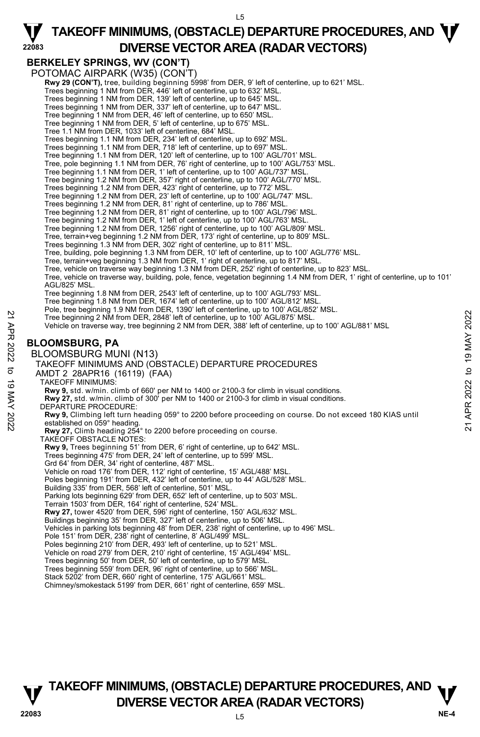## BERKELEY SPRINGS, WV (CON'T)

POTOMAC AIRPARK (W35) (CON'T)

**Rwy 29 (CON'T),** tree, building beginning 5998' from DER, 9' left of centerline, up to 621' MSL.
Trees beginning 1 NM from DER, 446' left of centerline, up to 632' MSL.
Trees beginning 1 NM from DER, 139' left of centerline, up to 645' MSL.
Trees beginning 1 NM from DER, 337' left of centerline, up to 647' MSL.
Tree beginning 1 NM from DER, 46' left of centerline, up to 650' MSL.
Tree beginning 1 NM from DER, 5' left of centerline, up to 675' MSL.
Tree 1.1 NM from DER, 1033' left of centerline, 684' MSL.
Trees beginning 1.1 NM from DER, 234' left of centerline, up to 692' MSL.
Trees beginning 1.1 NM from DER, 718' left of centerline, up to 697' MSL.
Tree beginning 1.1 NM from DER, 120' left of centerline, up to 100' AGL/701' MSL.
Tree, pole beginning 1.1 NM from DER, 76' right of centerline, up to 100' AGL/753' MSL.
Tree beginning 1.1 NM from DER, 1' left of centerline, up to 100' AGL/737' MSL.
Tree beginning 1.2 NM from DER, 357' right of centerline, up to 100' AGL/770' MSL.
Trees beginning 1.2 NM from DER, 423' right of centerline, up to 772' MSL.
Tree beginning 1.2 NM from DER, 23' left of centerline, up to 100' AGL/747' MSL.
Trees beginning 1.2 NM from DER, 81' right of centerline, up to 786' MSL.
Tree beginning 1.2 NM from DER, 81' right of centerline, up to 100' AGL/796' MSL.
Tree beginning 1.2 NM from DER, 1' left of centerline, up to 100' AGL/763' MSL.
Tree beginning 1.2 NM from DER, 1256' right of centerline, up to 100' AGL/809' MSL.
Tree, terrain+veg beginning 1.2 NM from DER, 173' right of centerline, up to 809' MSL.
Trees beginning 1.3 NM from DER, 302' right of centerline, up to 811' MSL.
Tree, building, pole beginning 1.3 NM from DER, 10' left of centerline, up to 100' AGL/776' MSL.
Tree, terrain+veg beginning 1.3 NM from DER, 1' right of centerline, up to 817' MSL.
Tree, vehicle on traverse way beginning 1.3 NM from DER, 252' right of centerline, up to 823' MSL.
Tree, vehicle on traverse way, building, pole, fence, vegetation beginning 1.4 NM from DER, 1' right of centerline, up to 101' AGL/825' MSL.
Tree beginning 1.8 NM from DER, 2543' left of centerline, up to 100' AGL/793' MSL.
Tree beginning 1.8 NM from DER, 1674' left of centerline, up to 100' AGL/812' MSL.
Pole, tree beginning 1.9 NM from DER, 1390' left of centerline, up to 100' AGL/852' MSL.
Tree beginning 2 NM from DER, 2848' left of centerline, up to 100' AGL/875' MSL.
Vehicle on traverse way, tree beginning 2 NM from DER, 388' left of centerline, up to 100' AGL/881' MSL

## BLOOMSBURG, PA

BLOOMSBURG MUNI (N13)
TAKEOFF MINIMUMS AND (OBSTACLE) DEPARTURE PROCEDURES
AMDT 2 28APR16 (16119) (FAA)

TAKEOFF MINIMUMS:
**Rwy 9,** std. w/min. climb of 660' per NM to 1400 or 2100-3 for climb in visual conditions.
**Rwy 27,** std. w/min. climb of 300' per NM to 1400 or 2100-3 for climb in visual conditions.

DEPARTURE PROCEDURE:
**Rwy 9,** Climbing left turn heading 059° to 2200 before proceeding on course. Do not exceed 180 KIAS until established on 059° heading.
**Rwy 27,** Climb heading 254° to 2200 before proceeding on course.

TAKEOFF OBSTACLE NOTES:
**Rwy 9,** Trees beginning 51' from DER, 6' right of centerline, up to 642' MSL.
Trees beginning 475' from DER, 24' left of centerline, up to 599' MSL.
Grd 64' from DER, 34' right of centerline, 487' MSL.
Vehicle on road 176' from DER, 112' right of centerline, 15' AGL/488' MSL.
Poles beginning 191' from DER, 432' left of centerline, up to 44' AGL/528' MSL.
Building 335' from DER, 568' left of centerline, 501' MSL.
Parking lots beginning 629' from DER, 652' left of centerline, up to 503' MSL.
Terrain 1503' from DER, 164' right of centerline, 524' MSL.
**Rwy 27,** tower 4520' from DER, 596' right of centerline, 150' AGL/632' MSL.
Buildings beginning 35' from DER, 327' left of centerline, up to 506' MSL.
Vehicles in parking lots beginning 48' from DER, 238' right of centerline, up to 496' MSL.
Pole 151' from DER, 238' right of centerline, 8' AGL/499' MSL.
Poles beginning 210' from DER, 493' left of centerline, up to 521' MSL.
Vehicle on road 279' from DER, 210' right of centerline, 15' AGL/494' MSL.
Trees beginning 50' from DER, 50' left of centerline, up to 579' MSL.
Trees beginning 559' from DER, 96' right of centerline, up to 566' MSL.
Stack 5202' from DER, 660' right of centerline, 175' AGL/661' MSL.
Chimney/smokestack 5199' from DER, 661' right of centerline, 659' MSL.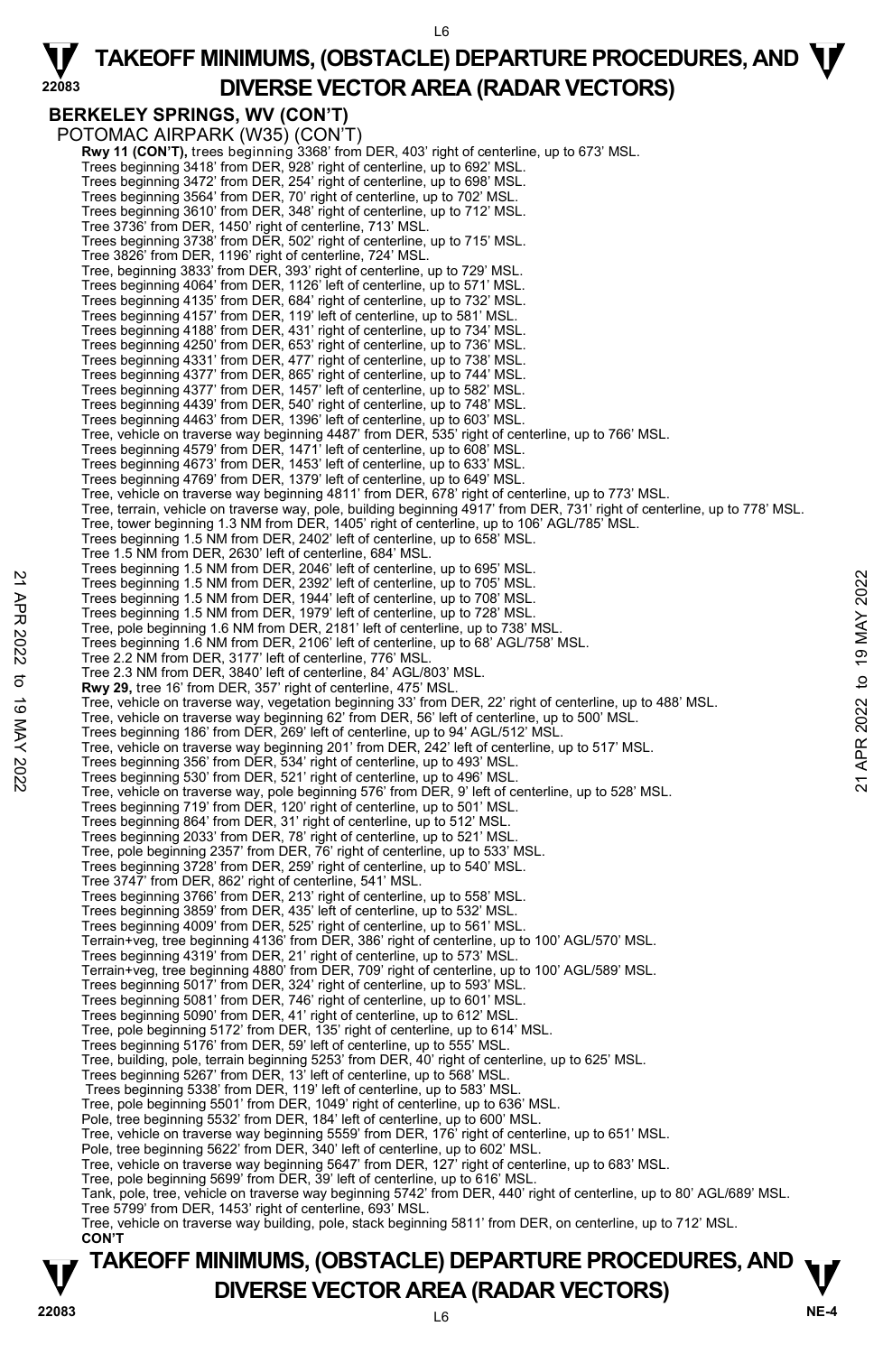## BERKELEY SPRINGS, WV (CON'T)

POTOMAC AIRPARK (W35) (CON'T)

**Rwy 11 (CON'T),** trees beginning 3368' from DER, 403' right of centerline, up to 673' MSL.
Trees beginning 3418' from DER, 928' right of centerline, up to 692' MSL.
Trees beginning 3472' from DER, 254' right of centerline, up to 698' MSL.
Trees beginning 3564' from DER, 70' right of centerline, up to 702' MSL.
Trees beginning 3610' from DER, 348' right of centerline, up to 712' MSL.
Tree 3736' from DER, 1450' right of centerline, 713' MSL.
Trees beginning 3738' from DER, 502' right of centerline, up to 715' MSL.
Tree 3826' from DER, 1196' right of centerline, 724' MSL.
Tree, beginning 3833' from DER, 393' right of centerline, up to 729' MSL.
Trees beginning 4064' from DER, 1126' left of centerline, up to 571' MSL.
Trees beginning 4135' from DER, 684' right of centerline, up to 732' MSL.
Trees beginning 4157' from DER, 119' left of centerline, up to 581' MSL.
Trees beginning 4188' from DER, 431' right of centerline, up to 734' MSL.
Trees beginning 4250' from DER, 653' right of centerline, up to 736' MSL.
Trees beginning 4331' from DER, 477' right of centerline, up to 738' MSL.
Trees beginning 4377' from DER, 865' right of centerline, up to 744' MSL.
Trees beginning 4377' from DER, 1457' left of centerline, up to 582' MSL.
Trees beginning 4439' from DER, 540' right of centerline, up to 748' MSL.
Trees beginning 4463' from DER, 1396' left of centerline, up to 603' MSL.
Tree, vehicle on traverse way beginning 4487' from DER, 535' right of centerline, up to 766' MSL.
Trees beginning 4579' from DER, 1471' left of centerline, up to 608' MSL.
Trees beginning 4673' from DER, 1453' left of centerline, up to 633' MSL.
Trees beginning 4769' from DER, 1379' left of centerline, up to 649' MSL.
Tree, vehicle on traverse way beginning 4811' from DER, 678' right of centerline, up to 773' MSL.
Tree, terrain, vehicle on traverse way, pole, building beginning 4917' from DER, 731' right of centerline, up to 778' MSL.
Tree, tower beginning 1.3 NM from DER, 1405' right of centerline, up to 106' AGL/785' MSL.
Trees beginning 1.5 NM from DER, 2402' left of centerline, up to 658' MSL.
Tree 1.5 NM from DER, 2630' left of centerline, 684' MSL.
Trees beginning 1.5 NM from DER, 2046' left of centerline, up to 695' MSL.
Trees beginning 1.5 NM from DER, 2392' left of centerline, up to 705' MSL.
Trees beginning 1.5 NM from DER, 1944' left of centerline, up to 708' MSL.
Trees beginning 1.5 NM from DER, 1979' left of centerline, up to 728' MSL.
Tree, pole beginning 1.6 NM from DER, 2181' left of centerline, up to 738' MSL.
Trees beginning 1.6 NM from DER, 2106' left of centerline, up to 68' AGL/758' MSL.
Tree 2.2 NM from DER, 3177' left of centerline, 776' MSL.
Tree 2.3 NM from DER, 3840' left of centerline, 84' AGL/803' MSL.

**Rwy 29,** tree 16' from DER, 357' right of centerline, 475' MSL.
Tree, vehicle on traverse way, vegetation beginning 33' from DER, 22' right of centerline, up to 488' MSL.
Tree, vehicle on traverse way beginning 62' from DER, 56' left of centerline, up to 500' MSL.
Trees beginning 186' from DER, 269' left of centerline, up to 94' AGL/512' MSL.
Tree, vehicle on traverse way beginning 201' from DER, 242' left of centerline, up to 517' MSL.
Trees beginning 356' from DER, 534' right of centerline, up to 493' MSL.
Trees beginning 530' from DER, 521' right of centerline, up to 496' MSL.
Tree, vehicle on traverse way, pole beginning 576' from DER, 9' left of centerline, up to 528' MSL.
Trees beginning 719' from DER, 120' right of centerline, up to 501' MSL.
Trees beginning 864' from DER, 31' right of centerline, up to 512' MSL.
Trees beginning 2033' from DER, 78' right of centerline, up to 521' MSL.
Tree, pole beginning 2357' from DER, 76' right of centerline, up to 533' MSL.
Trees beginning 3728' from DER, 259' right of centerline, up to 540' MSL.
Tree 3747' from DER, 862' right of centerline, 541' MSL.
Trees beginning 3766' from DER, 213' right of centerline, up to 558' MSL.
Trees beginning 3859' from DER, 435' left of centerline, up to 532' MSL.
Trees beginning 4009' from DER, 525' right of centerline, up to 561' MSL.
Terrain+veg, tree beginning 4136' from DER, 386' right of centerline, up to 100' AGL/570' MSL.
Trees beginning 4319' from DER, 21' right of centerline, up to 573' MSL.
Terrain+veg, tree beginning 4880' from DER, 709' right of centerline, up to 100' AGL/589' MSL.
Trees beginning 5017' from DER, 324' right of centerline, up to 593' MSL.
Trees beginning 5081' from DER, 746' right of centerline, up to 601' MSL.
Trees beginning 5090' from DER, 41' right of centerline, up to 612' MSL.
Tree, pole beginning 5172' from DER, 135' right of centerline, up to 614' MSL.
Trees beginning 5176' from DER, 59' left of centerline, up to 555' MSL.
Tree, building, pole, terrain beginning 5253' from DER, 40' right of centerline, up to 625' MSL.
Trees beginning 5267' from DER, 13' left of centerline, up to 568' MSL.
Trees beginning 5338' from DER, 119' left of centerline, up to 583' MSL.
Tree, pole beginning 5501' from DER, 1049' right of centerline, up to 636' MSL.
Pole, tree beginning 5532' from DER, 184' left of centerline, up to 600' MSL.
Tree, vehicle on traverse way beginning 5559' from DER, 176' right of centerline, up to 651' MSL.
Pole, tree beginning 5622' from DER, 340' left of centerline, up to 602' MSL.
Tree, vehicle on traverse way beginning 5647' from DER, 127' right of centerline, up to 683' MSL.
Tree, pole beginning 5699' from DER, 39' left of centerline, up to 616' MSL.
Tank, pole, tree, vehicle on traverse way beginning 5742' from DER, 440' right of centerline, up to 80' AGL/689' MSL.
Tree 5799' from DER, 1453' right of centerline, 693' MSL.
Tree, vehicle on traverse way building, pole, stack beginning 5811' from DER, on centerline, up to 712' MSL.

**CON'T**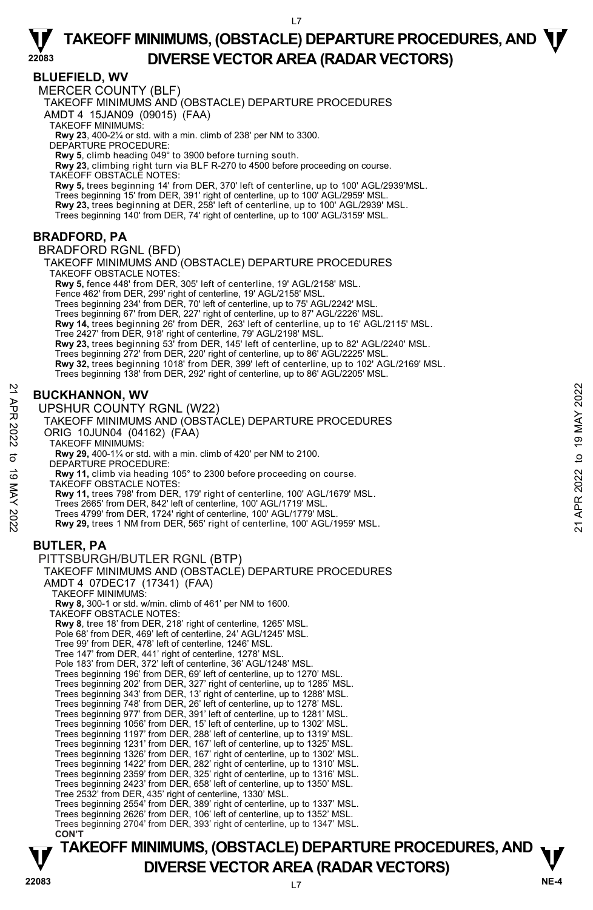# TAKEOFF MINIMUMS, (OBSTACLE) DEPARTURE PROCEDURES, AND DIVERSE VECTOR AREA (RADAR VECTORS)

## BLUEFIELD, WV

MERCER COUNTY (BLF)

TAKEOFF MINIMUMS AND (OBSTACLE) DEPARTURE PROCEDURES

AMDT 4 15JAN09 (09015) (FAA)

TAKEOFF MINIMUMS:

**Rwy 23**, 400-2¼ or std. with a min. climb of 238' per NM to 3300.

DEPARTURE PROCEDURE:

**Rwy 5**, climb heading 049° to 3900 before turning south.

**Rwy 23**, climbing right turn via BLF R-270 to 4500 before proceeding on course.

TAKEOFF OBSTACLE NOTES:

**Rwy 5,** trees beginning 14' from DER, 370' left of centerline, up to 100' AGL/2939'MSL.
Trees beginning 15' from DER, 391' right of centerline, up to 100' AGL/2959' MSL.
**Rwy 23,** trees beginning at DER, 258' left of centerline, up to 100' AGL/2939' MSL.
Trees beginning 140' from DER, 74' right of centerline, up to 100' AGL/3159' MSL.

## BRADFORD, PA

BRADFORD RGNL (BFD)

TAKEOFF MINIMUMS AND (OBSTACLE) DEPARTURE PROCEDURES

TAKEOFF OBSTACLE NOTES:

**Rwy 5,** fence 448' from DER, 305' left of centerline, 19' AGL/2158' MSL.
Fence 462' from DER, 299' right of centerline, 19' AGL/2158' MSL.
Trees beginning 234' from DER, 70' left of centerline, up to 75' AGL/2242' MSL.
Trees beginning 67' from DER, 227' right of centerline, up to 87' AGL/2226' MSL.
**Rwy 14,** trees beginning 26' from DER, 263' left of centerline, up to 16' AGL/2115' MSL.
Tree 2427' from DER, 918' right of centerline, 79' AGL/2198' MSL.
**Rwy 23,** trees beginning 53' from DER, 145' left of centerline, up to 82' AGL/2240' MSL.
Trees beginning 272' from DER, 220' right of centerline, up to 86' AGL/2225' MSL.
**Rwy 32,** trees beginning 1018' from DER, 399' left of centerline, up to 102' AGL/2169' MSL.
Trees beginning 138' from DER, 292' right of centerline, up to 86' AGL/2205' MSL.

## BUCKHANNON, WV

UPSHUR COUNTY RGNL (W22)

TAKEOFF MINIMUMS AND (OBSTACLE) DEPARTURE PROCEDURES

ORIG 10JUN04 (04162) (FAA)

TAKEOFF MINIMUMS:

**Rwy 29,** 400-1¼ or std. with a min. climb of 420' per NM to 2100.

DEPARTURE PROCEDURE:

**Rwy 11,** climb via heading 105° to 2300 before proceeding on course.

TAKEOFF OBSTACLE NOTES:

**Rwy 11,** trees 798' from DER, 179' right of centerline, 100' AGL/1679' MSL.
Trees 2665' from DER, 842' left of centerline, 100' AGL/1719' MSL.
Trees 4799' from DER, 1724' right of centerline, 100' AGL/1779' MSL.
**Rwy 29,** trees 1 NM from DER, 565' right of centerline, 100' AGL/1959' MSL.

## BUTLER, PA

PITTSBURGH/BUTLER RGNL (BTP)

TAKEOFF MINIMUMS AND (OBSTACLE) DEPARTURE PROCEDURES

AMDT 4 07DEC17 (17341) (FAA)

TAKEOFF MINIMUMS:

**Rwy 8,** 300-1 or std. w/min. climb of 461' per NM to 1600.

TAKEOFF OBSTACLE NOTES:

**Rwy 8**, tree 18' from DER, 218' right of centerline, 1265' MSL.
Pole 68' from DER, 469' left of centerline, 24' AGL/1245' MSL.
Tree 99' from DER, 478' left of centerline, 1246' MSL.
Tree 147' from DER, 441' right of centerline, 1278' MSL.
Pole 183' from DER, 372' left of centerline, 36' AGL/1248' MSL.
Trees beginning 196' from DER, 69' left of centerline, up to 1270' MSL.
Trees beginning 202' from DER, 327' right of centerline, up to 1285' MSL.
Trees beginning 343' from DER, 13' right of centerline, up to 1288' MSL.
Trees beginning 748' from DER, 26' left of centerline, up to 1278' MSL.
Trees beginning 977' from DER, 391' left of centerline, up to 1281' MSL.
Trees beginning 1056' from DER, 15' left of centerline, up to 1302' MSL.
Trees beginning 1197' from DER, 288' left of centerline, up to 1319' MSL.
Trees beginning 1231' from DER, 167' left of centerline, up to 1325' MSL.
Trees beginning 1326' from DER, 167' right of centerline, up to 1302' MSL.
Trees beginning 1422' from DER, 282' right of centerline, up to 1310' MSL.
Trees beginning 2359' from DER, 325' right of centerline, up to 1316' MSL.
Trees beginning 2423' from DER, 658' left of centerline, up to 1350' MSL.
Tree 2532' from DER, 435' right of centerline, 1330' MSL.
Trees beginning 2554' from DER, 389' right of centerline, up to 1337' MSL.
Trees beginning 2626' from DER, 106' left of centerline, up to 1352' MSL.
Trees beginning 2704' from DER, 393' right of centerline, up to 1347' MSL.

**CON'T**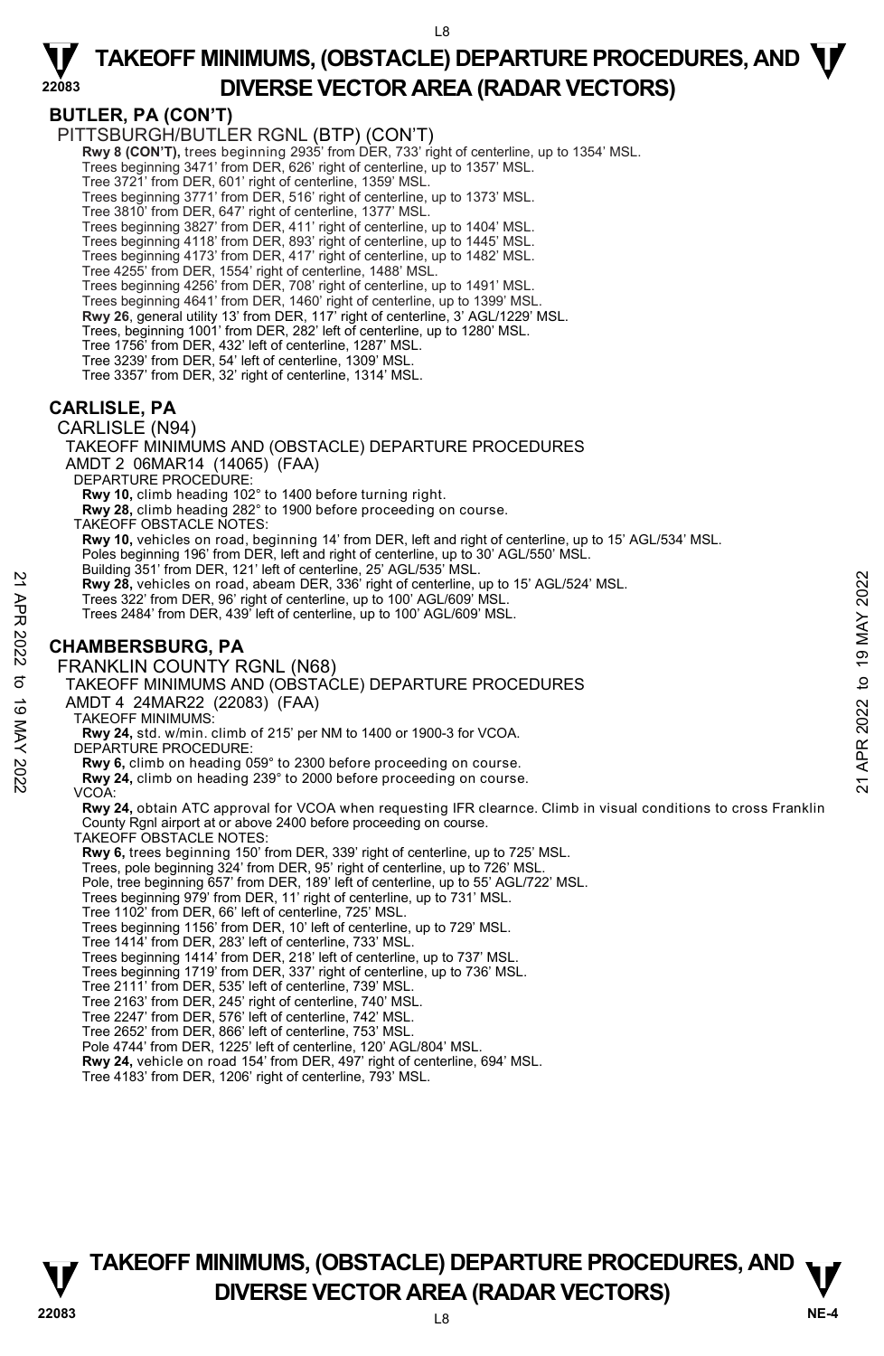## BUTLER, PA (CON'T)

PITTSBURGH/BUTLER RGNL (BTP) (CON'T)

**Rwy 8 (CON'T),** trees beginning 2935' from DER, 733' right of centerline, up to 1354' MSL.
Trees beginning 3471' from DER, 626' right of centerline, up to 1357' MSL.
Tree 3721' from DER, 601' right of centerline, 1359' MSL.
Trees beginning 3771' from DER, 516' right of centerline, up to 1373' MSL.
Tree 3810' from DER, 647' right of centerline, 1377' MSL.
Trees beginning 3827' from DER, 411' right of centerline, up to 1404' MSL.
Trees beginning 4118' from DER, 893' right of centerline, up to 1445' MSL.
Trees beginning 4173' from DER, 417' right of centerline, up to 1482' MSL.
Tree 4255' from DER, 1554' right of centerline, 1488' MSL.
Trees beginning 4256' from DER, 708' right of centerline, up to 1491' MSL.
Trees beginning 4641' from DER, 1460' right of centerline, up to 1399' MSL.
**Rwy 26**, general utility 13' from DER, 117' right of centerline, 3' AGL/1229' MSL.
Trees, beginning 1001' from DER, 282' left of centerline, up to 1280' MSL.
Tree 1756' from DER, 432' left of centerline, 1287' MSL.
Tree 3239' from DER, 54' left of centerline, 1309' MSL.
Tree 3357' from DER, 32' right of centerline, 1314' MSL.

## CARLISLE, PA

CARLISLE (N94)
TAKEOFF MINIMUMS AND (OBSTACLE) DEPARTURE PROCEDURES
AMDT 2 06MAR14 (14065) (FAA)
DEPARTURE PROCEDURE:
**Rwy 10,** climb heading 102° to 1400 before turning right.
**Rwy 28,** climb heading 282° to 1900 before proceeding on course.
TAKEOFF OBSTACLE NOTES:
**Rwy 10,** vehicles on road, beginning 14' from DER, left and right of centerline, up to 15' AGL/534' MSL.
Poles beginning 196' from DER, left and right of centerline, up to 30' AGL/550' MSL.
Building 351' from DER, 121' left of centerline, 25' AGL/535' MSL.
**Rwy 28,** vehicles on road, abeam DER, 336' right of centerline, up to 15' AGL/524' MSL.
Trees 322' from DER, 96' right of centerline, up to 100' AGL/609' MSL.
Trees 2484' from DER, 439' left of centerline, up to 100' AGL/609' MSL.

## CHAMBERSBURG, PA

FRANKLIN COUNTY RGNL (N68)
TAKEOFF MINIMUMS AND (OBSTACLE) DEPARTURE PROCEDURES
AMDT 4 24MAR22 (22083) (FAA)
TAKEOFF MINIMUMS:
**Rwy 24,** std. w/min. climb of 215' per NM to 1400 or 1900-3 for VCOA.
DEPARTURE PROCEDURE:
**Rwy 6,** climb on heading 059° to 2300 before proceeding on course.
**Rwy 24,** climb on heading 239° to 2000 before proceeding on course.
VCOA:
**Rwy 24,** obtain ATC approval for VCOA when requesting IFR clearnce. Climb in visual conditions to cross Franklin County Rgnl airport at or above 2400 before proceeding on course.
TAKEOFF OBSTACLE NOTES:
**Rwy 6,** trees beginning 150' from DER, 339' right of centerline, up to 725' MSL.
Trees, pole beginning 324' from DER, 95' right of centerline, up to 726' MSL.
Pole, tree beginning 657' from DER, 189' left of centerline, up to 55' AGL/722' MSL.
Trees beginning 979' from DER, 11' right of centerline, up to 731' MSL.
Tree 1102' from DER, 66' left of centerline, 725' MSL.
Trees beginning 1156' from DER, 10' left of centerline, up to 729' MSL.
Tree 1414' from DER, 283' left of centerline, 733' MSL.
Trees beginning 1414' from DER, 218' left of centerline, up to 737' MSL.
Trees beginning 1719' from DER, 337' right of centerline, up to 736' MSL.
Tree 2111' from DER, 535' left of centerline, 739' MSL.
Tree 2163' from DER, 245' right of centerline, 740' MSL.
Tree 2247' from DER, 576' left of centerline, 742' MSL.
Tree 2652' from DER, 866' left of centerline, 753' MSL.
Pole 4744' from DER, 1225' left of centerline, 120' AGL/804' MSL.
**Rwy 24,** vehicle on road 154' from DER, 497' right of centerline, 694' MSL.
Tree 4183' from DER, 1206' right of centerline, 793' MSL.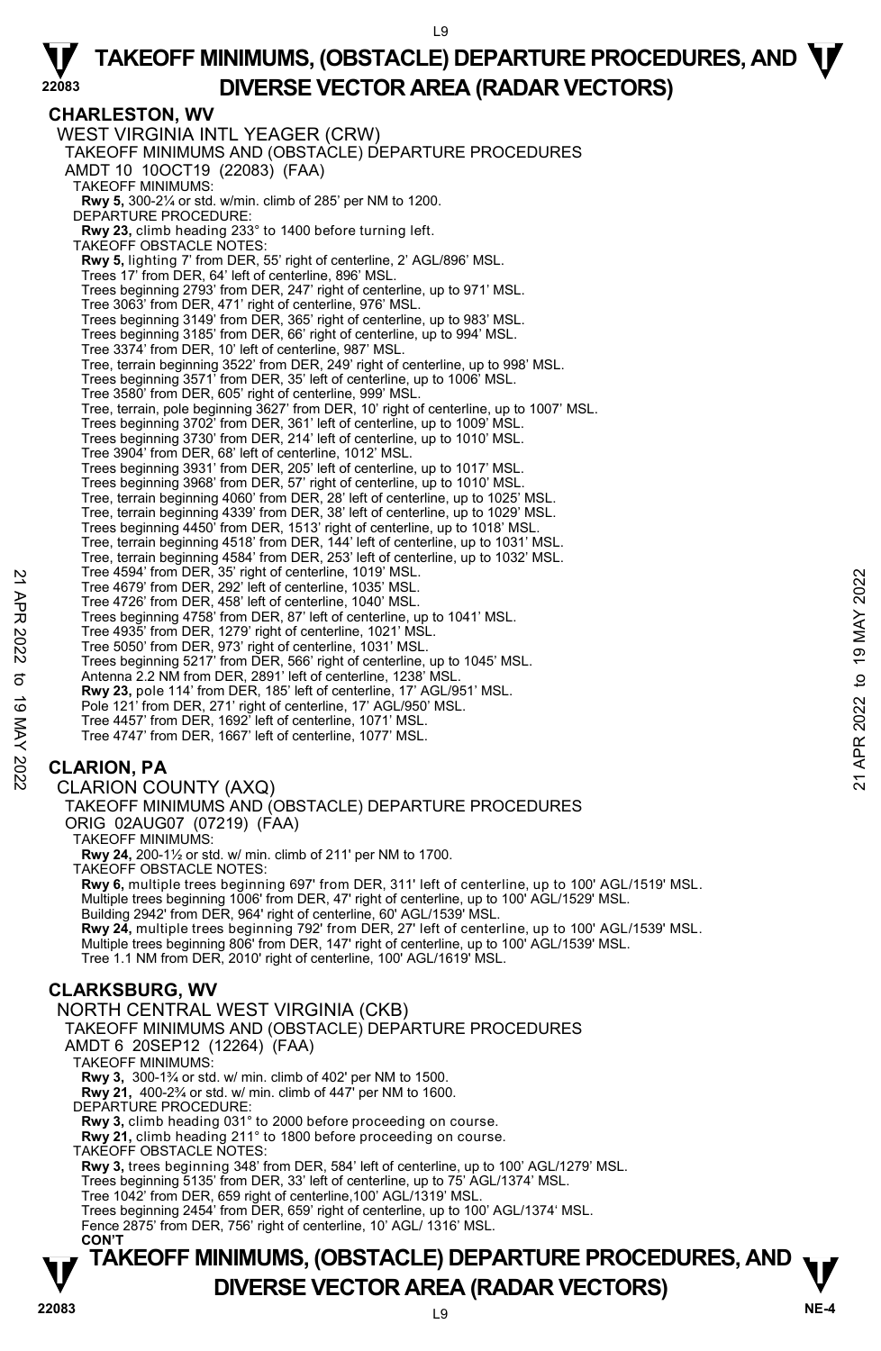# TAKEOFF MINIMUMS, (OBSTACLE) DEPARTURE PROCEDURES, AND DIVERSE VECTOR AREA (RADAR VECTORS)

## CHARLESTON, WV

WEST VIRGINIA INTL YEAGER (CRW)
TAKEOFF MINIMUMS AND (OBSTACLE) DEPARTURE PROCEDURES
AMDT 10 10OCT19 (22083) (FAA)

TAKEOFF MINIMUMS:
**Rwy 5,** 300-2¼ or std. w/min. climb of 285' per NM to 1200.

DEPARTURE PROCEDURE:
**Rwy 23,** climb heading 233° to 1400 before turning left.

TAKEOFF OBSTACLE NOTES:
**Rwy 5,** lighting 7' from DER, 55' right of centerline, 2' AGL/896' MSL.
Trees 17' from DER, 64' left of centerline, 896' MSL.
Trees beginning 2793' from DER, 247' right of centerline, up to 971' MSL.
Tree 3063' from DER, 471' right of centerline, 976' MSL.
Trees beginning 3149' from DER, 365' right of centerline, up to 983' MSL.
Trees beginning 3185' from DER, 66' right of centerline, up to 994' MSL.
Tree 3374' from DER, 10' left of centerline, 987' MSL.
Tree, terrain beginning 3522' from DER, 249' right of centerline, up to 998' MSL.
Trees beginning 3571' from DER, 35' left of centerline, up to 1006' MSL.
Tree 3580' from DER, 605' right of centerline, 999' MSL.
Tree, terrain, pole beginning 3627' from DER, 10' right of centerline, up to 1007' MSL.
Trees beginning 3702' from DER, 361' left of centerline, up to 1009' MSL.
Trees beginning 3730' from DER, 214' left of centerline, up to 1010' MSL.
Tree 3904' from DER, 68' left of centerline, 1012' MSL.
Trees beginning 3931' from DER, 205' left of centerline, up to 1017' MSL.
Trees beginning 3968' from DER, 57' right of centerline, up to 1010' MSL.
Tree, terrain beginning 4060' from DER, 28' left of centerline, up to 1025' MSL.
Tree, terrain beginning 4339' from DER, 38' left of centerline, up to 1029' MSL.
Trees beginning 4450' from DER, 1513' right of centerline, up to 1018' MSL.
Tree, terrain beginning 4518' from DER, 144' left of centerline, up to 1031' MSL.
Tree, terrain beginning 4584' from DER, 253' left of centerline, up to 1032' MSL.
Tree 4594' from DER, 35' right of centerline, 1019' MSL.
Tree 4679' from DER, 292' left of centerline, 1035' MSL.
Tree 4726' from DER, 458' left of centerline, 1040' MSL.
Trees beginning 4758' from DER, 87' left of centerline, up to 1041' MSL.
Tree 4935' from DER, 1279' right of centerline, 1021' MSL.
Tree 5050' from DER, 973' right of centerline, 1031' MSL.
Trees beginning 5217' from DER, 566' right of centerline, up to 1045' MSL.
Antenna 2.2 NM from DER, 2891' left of centerline, 1238' MSL.
**Rwy 23,** pole 114' from DER, 185' left of centerline, 17' AGL/951' MSL.
Pole 121' from DER, 271' right of centerline, 17' AGL/950' MSL.
Tree 4457' from DER, 1692' left of centerline, 1071' MSL.
Tree 4747' from DER, 1667' left of centerline, 1077' MSL.

## CLARION, PA

CLARION COUNTY (AXQ)
TAKEOFF MINIMUMS AND (OBSTACLE) DEPARTURE PROCEDURES
ORIG 02AUG07 (07219) (FAA)

TAKEOFF MINIMUMS:
**Rwy 24,** 200-1½ or std. w/ min. climb of 211' per NM to 1700.

TAKEOFF OBSTACLE NOTES:
**Rwy 6,** multiple trees beginning 697' from DER, 311' left of centerline, up to 100' AGL/1519' MSL.
Multiple trees beginning 1006' from DER, 47' right of centerline, up to 100' AGL/1529' MSL.
Building 2942' from DER, 964' right of centerline, 60' AGL/1539' MSL.
**Rwy 24,** multiple trees beginning 792' from DER, 27' left of centerline, up to 100' AGL/1539' MSL.
Multiple trees beginning 806' from DER, 147' right of centerline, up to 100' AGL/1539' MSL.
Tree 1.1 NM from DER, 2010' right of centerline, 100' AGL/1619' MSL.

## CLARKSBURG, WV

NORTH CENTRAL WEST VIRGINIA (CKB)
TAKEOFF MINIMUMS AND (OBSTACLE) DEPARTURE PROCEDURES
AMDT 6 20SEP12 (12264) (FAA)

TAKEOFF MINIMUMS:
**Rwy 3,** 300-1¾ or std. w/ min. climb of 402' per NM to 1500.
**Rwy 21,** 400-2¾ or std. w/ min. climb of 447' per NM to 1600.

DEPARTURE PROCEDURE:
**Rwy 3,** climb heading 031° to 2000 before proceeding on course.
**Rwy 21,** climb heading 211° to 1800 before proceeding on course.

TAKEOFF OBSTACLE NOTES:
**Rwy 3,** trees beginning 348' from DER, 584' left of centerline, up to 100' AGL/1279' MSL.
Trees beginning 5135' from DER, 33' left of centerline, up to 75' AGL/1374' MSL.
Tree 1042' from DER, 659 right of centerline,100' AGL/1319' MSL.
Trees beginning 2454' from DER, 659' right of centerline, up to 100' AGL/1374' MSL.
Fence 2875' from DER, 756' right of centerline, 10' AGL/ 1316' MSL.
**CON'T**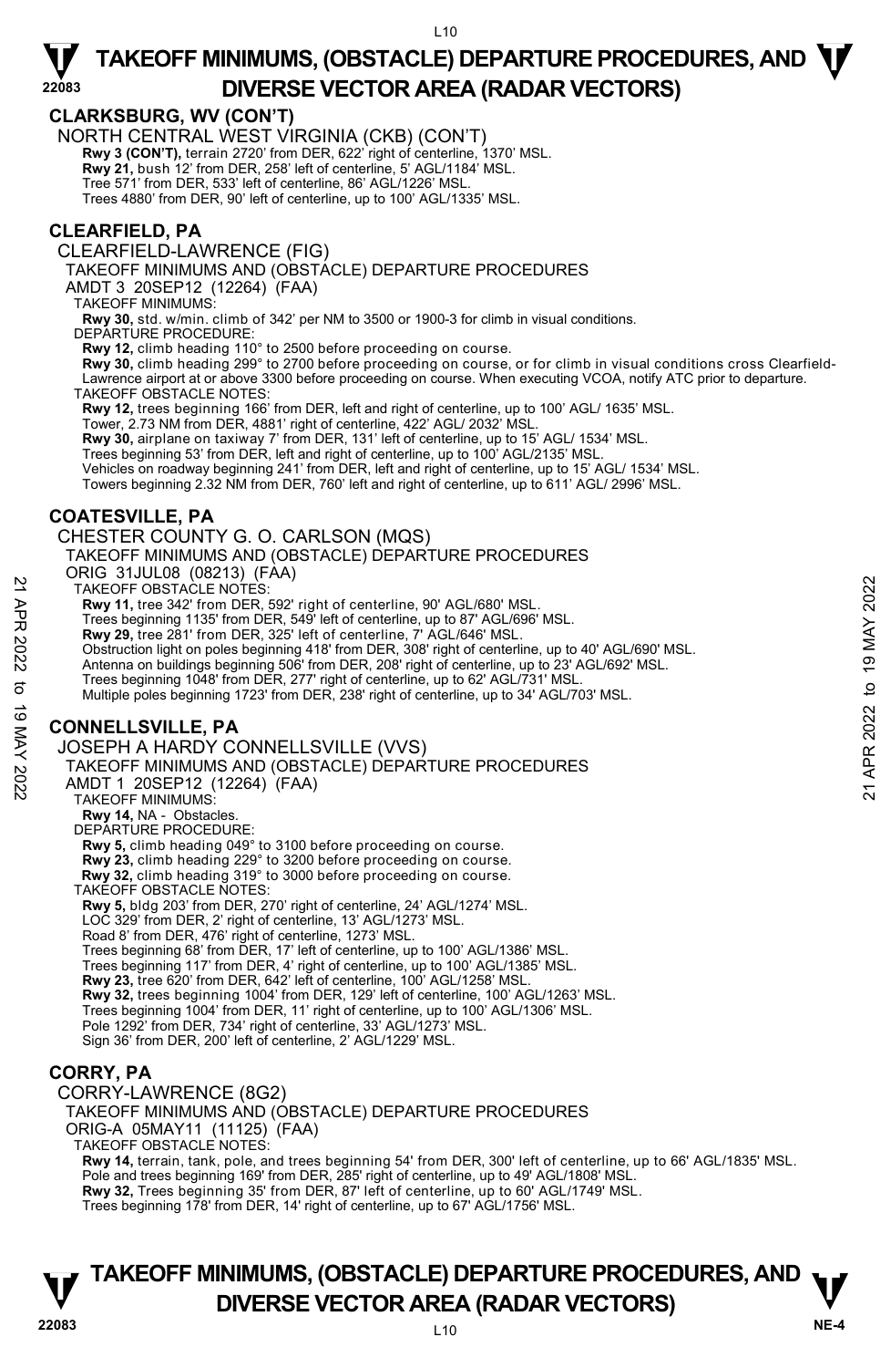## CLARKSBURG, WV (CON'T)

NORTH CENTRAL WEST VIRGINIA (CKB) (CON'T)

**Rwy 3 (CON'T),** terrain 2720' from DER, 622' right of centerline, 1370' MSL.
**Rwy 21,** bush 12' from DER, 258' left of centerline, 5' AGL/1184' MSL.
Tree 571' from DER, 533' left of centerline, 86' AGL/1226' MSL.
Trees 4880' from DER, 90' left of centerline, up to 100' AGL/1335' MSL.

## CLEARFIELD, PA

CLEARFIELD-LAWRENCE (FIG)
TAKEOFF MINIMUMS AND (OBSTACLE) DEPARTURE PROCEDURES
AMDT 3 20SEP12 (12264) (FAA)

TAKEOFF MINIMUMS:
**Rwy 30,** std. w/min. climb of 342' per NM to 3500 or 1900-3 for climb in visual conditions.

DEPARTURE PROCEDURE:
**Rwy 12,** climb heading 110° to 2500 before proceeding on course.
**Rwy 30,** climb heading 299° to 2700 before proceeding on course, or for climb in visual conditions cross Clearfield-Lawrence airport at or above 3300 before proceeding on course. When executing VCOA, notify ATC prior to departure.

TAKEOFF OBSTACLE NOTES:
**Rwy 12,** trees beginning 166' from DER, left and right of centerline, up to 100' AGL/ 1635' MSL.
Tower, 2.73 NM from DER, 4881' right of centerline, 422' AGL/ 2032' MSL.
**Rwy 30,** airplane on taxiway 7' from DER, 131' left of centerline, up to 15' AGL/ 1534' MSL.
Trees beginning 53' from DER, left and right of centerline, up to 100' AGL/2135' MSL.
Vehicles on roadway beginning 241' from DER, left and right of centerline, up to 15' AGL/ 1534' MSL.
Towers beginning 2.32 NM from DER, 760' left and right of centerline, up to 611' AGL/ 2996' MSL.

## COATESVILLE, PA

CHESTER COUNTY G. O. CARLSON (MQS)
TAKEOFF MINIMUMS AND (OBSTACLE) DEPARTURE PROCEDURES
ORIG 31JUL08 (08213) (FAA)

TAKEOFF OBSTACLE NOTES:
**Rwy 11,** tree 342' from DER, 592' right of centerline, 90' AGL/680' MSL.
Trees beginning 1135' from DER, 549' left of centerline, up to 87' AGL/696' MSL.
**Rwy 29,** tree 281' from DER, 325' left of centerline, 7' AGL/646' MSL.
Obstruction light on poles beginning 418' from DER, 308' right of centerline, up to 40' AGL/690' MSL.
Antenna on buildings beginning 506' from DER, 208' right of centerline, up to 23' AGL/692' MSL.
Trees beginning 1048' from DER, 277' right of centerline, up to 62' AGL/731' MSL.
Multiple poles beginning 1723' from DER, 238' right of centerline, up to 34' AGL/703' MSL.

## CONNELLSVILLE, PA

JOSEPH A HARDY CONNELLSVILLE (VVS)
TAKEOFF MINIMUMS AND (OBSTACLE) DEPARTURE PROCEDURES
AMDT 1 20SEP12 (12264) (FAA)

TAKEOFF MINIMUMS:
**Rwy 14,** NA - Obstacles.

DEPARTURE PROCEDURE:
**Rwy 5,** climb heading 049° to 3100 before proceeding on course.
**Rwy 23,** climb heading 229° to 3200 before proceeding on course.
**Rwy 32,** climb heading 319° to 3000 before proceeding on course.

TAKEOFF OBSTACLE NOTES:
**Rwy 5,** bldg 203' from DER, 270' right of centerline, 24' AGL/1274' MSL.
LOC 329' from DER, 2' right of centerline, 13' AGL/1273' MSL.
Road 8' from DER, 476' right of centerline, 1273' MSL.
Trees beginning 68' from DER, 17' left of centerline, up to 100' AGL/1386' MSL.
Trees beginning 117' from DER, 4' right of centerline, up to 100' AGL/1385' MSL.
**Rwy 23,** tree 620' from DER, 642' left of centerline, 100' AGL/1258' MSL.
**Rwy 32,** trees beginning 1004' from DER, 129' left of centerline, 100' AGL/1263' MSL.
Trees beginning 1004' from DER, 11' right of centerline, up to 100' AGL/1306' MSL.
Pole 1292' from DER, 734' right of centerline, 33' AGL/1273' MSL.
Sign 36' from DER, 200' left of centerline, 2' AGL/1229' MSL.

## CORRY, PA

CORRY-LAWRENCE (8G2)
TAKEOFF MINIMUMS AND (OBSTACLE) DEPARTURE PROCEDURES
ORIG-A 05MAY11 (11125) (FAA)

TAKEOFF OBSTACLE NOTES:
**Rwy 14,** terrain, tank, pole, and trees beginning 54' from DER, 300' left of centerline, up to 66' AGL/1835' MSL.
Pole and trees beginning 169' from DER, 285' right of centerline, up to 49' AGL/1808' MSL.
**Rwy 32,** Trees beginning 35' from DER, 87' left of centerline, up to 60' AGL/1749' MSL.
Trees beginning 178' from DER, 14' right of centerline, up to 67' AGL/1756' MSL.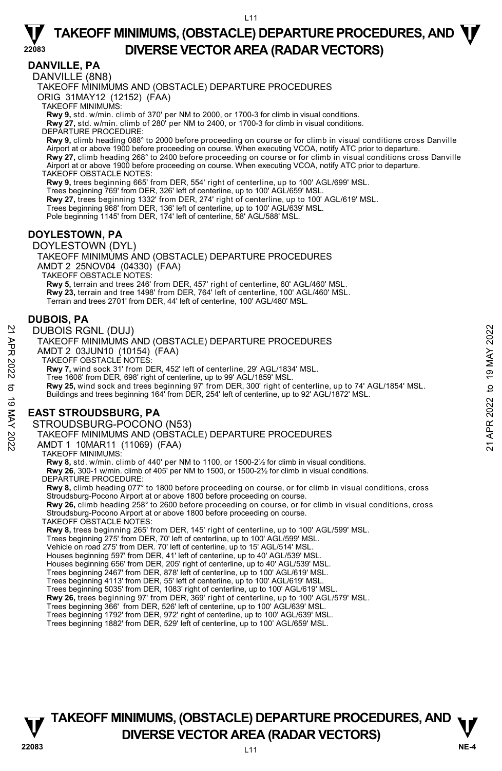## DANVILLE, PA

DANVILLE (8N8)

TAKEOFF MINIMUMS AND (OBSTACLE) DEPARTURE PROCEDURES

ORIG 31MAY12 (12152) (FAA)

TAKEOFF MINIMUMS:

**Rwy 9,** std. w/min. climb of 370' per NM to 2000, or 1700-3 for climb in visual conditions.
**Rwy 27,** std. w/min. climb of 280' per NM to 2400, or 1700-3 for climb in visual conditions.

DEPARTURE PROCEDURE:

**Rwy 9,** climb heading 088° to 2000 before proceeding on course or for climb in visual conditions cross Danville Airport at or above 1900 before proceeding on course. When executing VCOA, notify ATC prior to departure.
**Rwy 27,** climb heading 268° to 2400 before proceeding on course or for climb in visual conditions cross Danville Airport at or above 1900 before proceeding on course. When executing VCOA, notify ATC prior to departure.

TAKEOFF OBSTACLE NOTES:

**Rwy 9,** trees beginning 665' from DER, 554' right of centerline, up to 100' AGL/699' MSL.
Trees beginning 769' from DER, 326' left of centerline, up to 100' AGL/659' MSL.
**Rwy 27,** trees beginning 1332' from DER, 274' right of centerline, up to 100' AGL/619' MSL.
Trees beginning 968' from DER, 136' left of centerline, up to 100' AGL/639' MSL.
Pole beginning 1145' from DER, 174' left of centerline, 58' AGL/588' MSL.

## DOYLESTOWN, PA

DOYLESTOWN (DYL)

TAKEOFF MINIMUMS AND (OBSTACLE) DEPARTURE PROCEDURES

AMDT 2 25NOV04 (04330) (FAA)

TAKEOFF OBSTACLE NOTES:

**Rwy 5,** terrain and trees 246' from DER, 457' right of centerline, 60' AGL/460' MSL.
**Rwy 23,** terrain and tree 1498' from DER, 764' left of centerline, 100' AGL/460' MSL.
Terrain and trees 2701' from DER, 44' left of centerline, 100' AGL/480' MSL.

## DUBOIS, PA

DUBOIS RGNL (DUJ)

TAKEOFF MINIMUMS AND (OBSTACLE) DEPARTURE PROCEDURES

AMDT 2 03JUN10 (10154) (FAA)

TAKEOFF OBSTACLE NOTES:

**Rwy 7,** wind sock 31' from DER, 452' left of centerline, 29' AGL/1834' MSL.
Tree 1608' from DER, 698' right of centerline, up to 99' AGL/1859' MSL.
**Rwy 25,** wind sock and trees beginning 97' from DER, 300' right of centerline, up to 74' AGL/1854' MSL.
Buildings and trees beginning 164' from DER, 254' left of centerline, up to 92' AGL/1872' MSL.

## EAST STROUDSBURG, PA

STROUDSBURG-POCONO (N53)

TAKEOFF MINIMUMS AND (OBSTACLE) DEPARTURE PROCEDURES

AMDT 1 10MAR11 (11069) (FAA)

TAKEOFF MINIMUMS:

**Rwy 8,** std. w/min. climb of 440' per NM to 1100, or 1500-2½ for climb in visual conditions.
**Rwy 26**, 300-1 w/min. climb of 405' per NM to 1500, or 1500-2½ for climb in visual conditions.

DEPARTURE PROCEDURE:

**Rwy 8,** climb heading 077° to 1800 before proceeding on course, or for climb in visual conditions, cross Stroudsburg-Pocono Airport at or above 1800 before proceeding on course.
**Rwy 26,** climb heading 258° to 2600 before proceeding on course, or for climb in visual conditions, cross Stroudsburg-Pocono Airport at or above 1800 before proceeding on course.

TAKEOFF OBSTACLE NOTES:

**Rwy 8,** trees beginning 265' from DER, 145' right of centerline, up to 100' AGL/599' MSL.
Trees beginning 275' from DER, 70' left of centerline, up to 100' AGL/599' MSL.
Vehicle on road 275' from DER. 70' left of centerline, up to 15' AGL/514' MSL.
Houses beginning 597' from DER, 41' left of centerline, up to 40' AGL/539' MSL.
Houses beginning 656' from DER, 205' right of centerline, up to 40' AGL/539' MSL.
Trees beginning 2467' from DER, 878' left of centerline, up to 100' AGL/619' MSL.
Trees beginning 4113' from DER, 55' left of centerline, up to 100' AGL/619' MSL.
Trees beginning 5035' from DER, 1083' right of centerline, up to 100' AGL/619' MSL.
**Rwy 26,** trees beginning 97' from DER, 369' right of centerline, up to 100' AGL/579' MSL.
Trees beginning 366' from DER, 526' left of centerline, up to 100' AGL/639' MSL.
Trees beginning 1792' from DER, 972' right of centerline, up to 100' AGL/639' MSL.
Trees beginning 1882' from DER, 529' left of centerline, up to 100' AGL/659' MSL.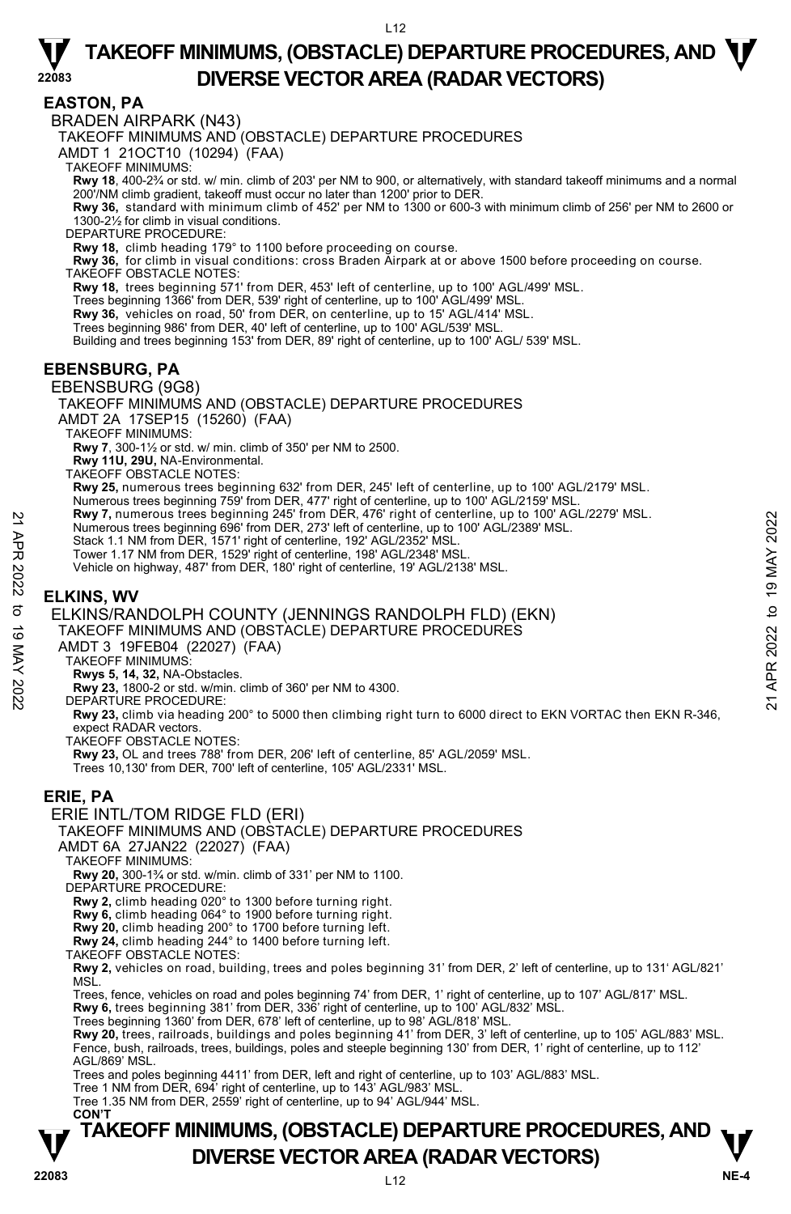# TAKEOFF MINIMUMS, (OBSTACLE) DEPARTURE PROCEDURES, AND DIVERSE VECTOR AREA (RADAR VECTORS)

## EASTON, PA

BRADEN AIRPARK (N43)

TAKEOFF MINIMUMS AND (OBSTACLE) DEPARTURE PROCEDURES

AMDT 1 21OCT10 (10294) (FAA)

TAKEOFF MINIMUMS:

**Rwy 18**, 400-2¾ or std. w/ min. climb of 203' per NM to 900, or alternatively, with standard takeoff minimums and a normal 200'/NM climb gradient, takeoff must occur no later than 1200' prior to DER.

**Rwy 36,** standard with minimum climb of 452' per NM to 1300 or 600-3 with minimum climb of 256' per NM to 2600 or 1300-2½ for climb in visual conditions.

DEPARTURE PROCEDURE:

**Rwy 18,** climb heading 179° to 1100 before proceeding on course.

**Rwy 36,** for climb in visual conditions: cross Braden Airpark at or above 1500 before proceeding on course.

TAKEOFF OBSTACLE NOTES:

**Rwy 18,** trees beginning 571' from DER, 453' left of centerline, up to 100' AGL/499' MSL.

Trees beginning 1366' from DER, 539' right of centerline, up to 100' AGL/499' MSL.

**Rwy 36,** vehicles on road, 50' from DER, on centerline, up to 15' AGL/414' MSL.

Trees beginning 986' from DER, 40' left of centerline, up to 100' AGL/539' MSL.

Building and trees beginning 153' from DER, 89' right of centerline, up to 100' AGL/ 539' MSL.

## EBENSBURG, PA

EBENSBURG (9G8)

TAKEOFF MINIMUMS AND (OBSTACLE) DEPARTURE PROCEDURES

AMDT 2A 17SEP15 (15260) (FAA)

TAKEOFF MINIMUMS:

**Rwy 7**, 300-1½ or std. w/ min. climb of 350' per NM to 2500.

**Rwy 11U, 29U,** NA-Environmental.

TAKEOFF OBSTACLE NOTES:

**Rwy 25,** numerous trees beginning 632' from DER, 245' left of centerline, up to 100' AGL/2179' MSL.

Numerous trees beginning 759' from DER, 477' right of centerline, up to 100' AGL/2159' MSL.

**Rwy 7,** numerous trees beginning 245' from DER, 476' right of centerline, up to 100' AGL/2279' MSL.

Numerous trees beginning 696' from DER, 273' left of centerline, up to 100' AGL/2389' MSL.

Stack 1.1 NM from DER, 1571' right of centerline, 192' AGL/2352' MSL.

Tower 1.17 NM from DER, 1529' right of centerline, 198' AGL/2348' MSL.

Vehicle on highway, 487' from DER, 180' right of centerline, 19' AGL/2138' MSL.

## ELKINS, WV

ELKINS/RANDOLPH COUNTY (JENNINGS RANDOLPH FLD) (EKN)

TAKEOFF MINIMUMS AND (OBSTACLE) DEPARTURE PROCEDURES

AMDT 3 19FEB04 (22027) (FAA)

TAKEOFF MINIMUMS:

**Rwys 5, 14, 32,** NA-Obstacles.

**Rwy 23,** 1800-2 or std. w/min. climb of 360' per NM to 4300.

DEPARTURE PROCEDURE:

**Rwy 23,** climb via heading 200° to 5000 then climbing right turn to 6000 direct to EKN VORTAC then EKN R-346, expect RADAR vectors.

TAKEOFF OBSTACLE NOTES:

**Rwy 23,** OL and trees 788' from DER, 206' left of centerline, 85' AGL/2059' MSL.

Trees 10,130' from DER, 700' left of centerline, 105' AGL/2331' MSL.

## ERIE, PA

ERIE INTL/TOM RIDGE FLD (ERI)

TAKEOFF MINIMUMS AND (OBSTACLE) DEPARTURE PROCEDURES

AMDT 6A 27JAN22 (22027) (FAA)

TAKEOFF MINIMUMS:

**Rwy 20,** 300-1¾ or std. w/min. climb of 331' per NM to 1100.

DEPARTURE PROCEDURE:

**Rwy 2,** climb heading 020° to 1300 before turning right.

**Rwy 6,** climb heading 064° to 1900 before turning right.

**Rwy 20,** climb heading 200° to 1700 before turning left.

**Rwy 24,** climb heading 244° to 1400 before turning left.

TAKEOFF OBSTACLE NOTES:

**Rwy 2,** vehicles on road, building, trees and poles beginning 31' from DER, 2' left of centerline, up to 131' AGL/821' MSL.

Trees, fence, vehicles on road and poles beginning 74' from DER, 1' right of centerline, up to 107' AGL/817' MSL.

**Rwy 6,** trees beginning 381' from DER, 336' right of centerline, up to 100' AGL/832' MSL.

Trees beginning 1360' from DER, 678' left of centerline, up to 98' AGL/818' MSL.

**Rwy 20,** trees, railroads, buildings and poles beginning 41' from DER, 3' left of centerline, up to 105' AGL/883' MSL.

Fence, bush, railroads, trees, buildings, poles and steeple beginning 130' from DER, 1' right of centerline, up to 112' AGL/869' MSL.

Trees and poles beginning 4411' from DER, left and right of centerline, up to 103' AGL/883' MSL.

Tree 1 NM from DER, 694' right of centerline, up to 143' AGL/983' MSL.

Tree 1.35 NM from DER, 2559' right of centerline, up to 94' AGL/944' MSL.

**CON'T**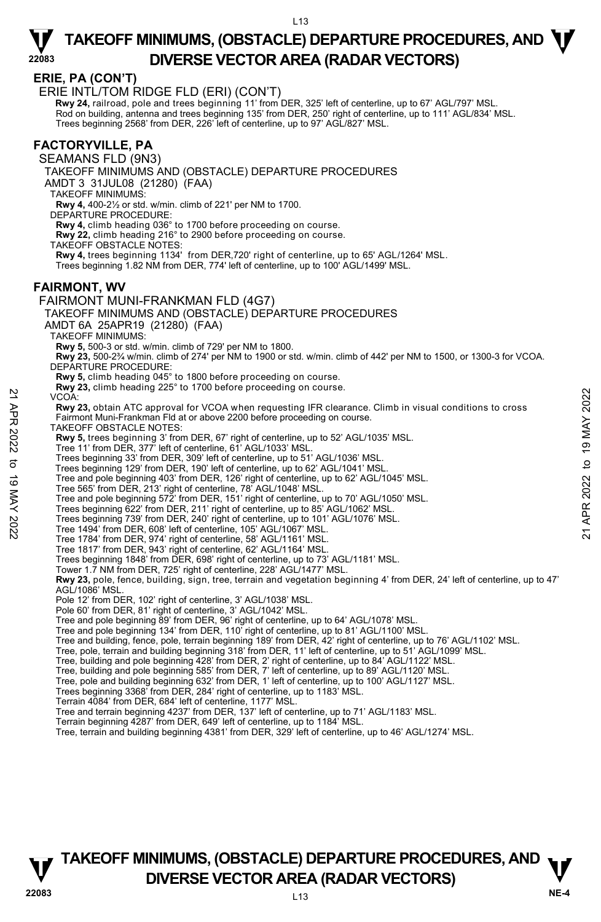## ERIE, PA (CON'T)

ERIE INTL/TOM RIDGE FLD (ERI) (CON'T)

**Rwy 24,** railroad, pole and trees beginning 11' from DER, 325' left of centerline, up to 67' AGL/797' MSL.
Rod on building, antenna and trees beginning 135' from DER, 250' right of centerline, up to 111' AGL/834' MSL.
Trees beginning 2568' from DER, 226' left of centerline, up to 97' AGL/827' MSL.

## FACTORYVILLE, PA

SEAMANS FLD (9N3)

TAKEOFF MINIMUMS AND (OBSTACLE) DEPARTURE PROCEDURES

AMDT 3 31JUL08 (21280) (FAA)

TAKEOFF MINIMUMS:

**Rwy 4,** 400-2½ or std. w/min. climb of 221' per NM to 1700.

DEPARTURE PROCEDURE:

**Rwy 4,** climb heading 036° to 1700 before proceeding on course.
**Rwy 22,** climb heading 216° to 2900 before proceeding on course.

TAKEOFF OBSTACLE NOTES:

**Rwy 4,** trees beginning 1134' from DER,720' right of centerline, up to 65' AGL/1264' MSL.
Trees beginning 1.82 NM from DER, 774' left of centerline, up to 100' AGL/1499' MSL.

## FAIRMONT, WV

FAIRMONT MUNI-FRANKMAN FLD (4G7)

TAKEOFF MINIMUMS AND (OBSTACLE) DEPARTURE PROCEDURES

AMDT 6A 25APR19 (21280) (FAA)

TAKEOFF MINIMUMS:

**Rwy 5,** 500-3 or std. w/min. climb of 729' per NM to 1800.
**Rwy 23,** 500-2¾ w/min. climb of 274' per NM to 1900 or std. w/min. climb of 442' per NM to 1500, or 1300-3 for VCOA.

DEPARTURE PROCEDURE:

**Rwy 5,** climb heading 045° to 1800 before proceeding on course.
**Rwy 23,** climb heading 225° to 1700 before proceeding on course.

VCOA:

**Rwy 23,** obtain ATC approval for VCOA when requesting IFR clearance. Climb in visual conditions to cross Fairmont Muni-Frankman Fld at or above 2200 before proceeding on course.

TAKEOFF OBSTACLE NOTES:

**Rwy 5,** trees beginning 3' from DER, 67' right of centerline, up to 52' AGL/1035' MSL.
Tree 11' from DER, 377' left of centerline, 61' AGL/1033' MSL.
Trees beginning 33' from DER, 309' left of centerline, up to 51' AGL/1036' MSL.
Trees beginning 129' from DER, 190' left of centerline, up to 62' AGL/1041' MSL.
Tree and pole beginning 403' from DER, 126' right of centerline, up to 62' AGL/1045' MSL.
Tree 565' from DER, 213' right of centerline, 78' AGL/1048' MSL.
Tree and pole beginning 572' from DER, 151' right of centerline, up to 70' AGL/1050' MSL.
Trees beginning 622' from DER, 211' right of centerline, up to 85' AGL/1062' MSL.
Trees beginning 739' from DER, 240' right of centerline, up to 101' AGL/1076' MSL.
Tree 1494' from DER, 608' left of centerline, 105' AGL/1067' MSL.
Tree 1784' from DER, 974' right of centerline, 58' AGL/1161' MSL.
Tree 1817' from DER, 943' right of centerline, 62' AGL/1164' MSL.
Trees beginning 1848' from DER, 698' right of centerline, up to 73' AGL/1181' MSL.
Tower 1.7 NM from DER, 725' right of centerline, 228' AGL/1477' MSL.

**Rwy 23,** pole, fence, building, sign, tree, terrain and vegetation beginning 4' from DER, 24' left of centerline, up to 47' AGL/1086' MSL.
Pole 12' from DER, 102' right of centerline, 3' AGL/1038' MSL.
Pole 60' from DER, 81' right of centerline, 3' AGL/1042' MSL.
Tree and pole beginning 89' from DER, 96' right of centerline, up to 64' AGL/1078' MSL.
Tree and pole beginning 134' from DER, 110' right of centerline, up to 81' AGL/1100' MSL.
Tree and building, fence, pole, terrain beginning 189' from DER, 42' right of centerline, up to 76' AGL/1102' MSL.
Tree, pole, terrain and building beginning 318' from DER, 11' left of centerline, up to 51' AGL/1099' MSL.
Tree, building and pole beginning 428' from DER, 2' right of centerline, up to 84' AGL/1122' MSL.
Tree, building and pole beginning 585' from DER, 7' left of centerline, up to 89' AGL/1120' MSL.
Tree, pole and building beginning 632' from DER, 1' left of centerline, up to 100' AGL/1127' MSL.
Trees beginning 3368' from DER, 284' right of centerline, up to 1183' MSL.
Terrain 4084' from DER, 684' left of centerline, 1177' MSL.
Tree and terrain beginning 4237' from DER, 137' left of centerline, up to 71' AGL/1183' MSL.
Terrain beginning 4287' from DER, 649' left of centerline, up to 1184' MSL.
Tree, terrain and building beginning 4381' from DER, 329' left of centerline, up to 46' AGL/1274' MSL.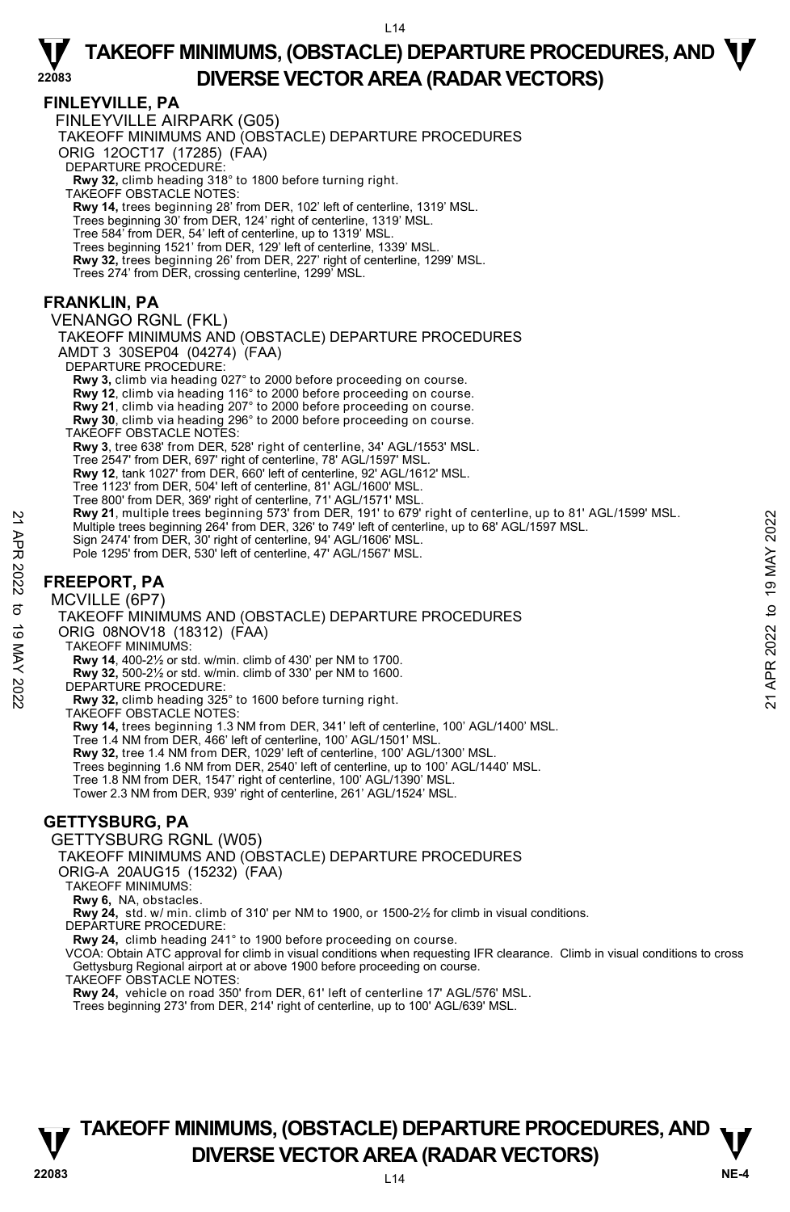# TAKEOFF MINIMUMS, (OBSTACLE) DEPARTURE PROCEDURES, AND DIVERSE VECTOR AREA (RADAR VECTORS)

## FINLEYVILLE, PA

### FINLEYVILLE AIRPARK (G05)

TAKEOFF MINIMUMS AND (OBSTACLE) DEPARTURE PROCEDURES

ORIG 12OCT17 (17285) (FAA)

DEPARTURE PROCEDURE:

**Rwy 32,** climb heading 318° to 1800 before turning right.

TAKEOFF OBSTACLE NOTES:

**Rwy 14,** trees beginning 28' from DER, 102' left of centerline, 1319' MSL.
Trees beginning 30' from DER, 124' right of centerline, 1319' MSL.
Tree 584' from DER, 54' left of centerline, up to 1319' MSL.
Trees beginning 1521' from DER, 129' left of centerline, 1339' MSL.

**Rwy 32,** trees beginning 26' from DER, 227' right of centerline, 1299' MSL.
Trees 274' from DER, crossing centerline, 1299' MSL.

## FRANKLIN, PA

### VENANGO RGNL (FKL)

TAKEOFF MINIMUMS AND (OBSTACLE) DEPARTURE PROCEDURES

AMDT 3 30SEP04 (04274) (FAA)

DEPARTURE PROCEDURE:

**Rwy 3,** climb via heading 027° to 2000 before proceeding on course.
**Rwy 12**, climb via heading 116° to 2000 before proceeding on course.
**Rwy 21**, climb via heading 207° to 2000 before proceeding on course.
**Rwy 30**, climb via heading 296° to 2000 before proceeding on course.

TAKEOFF OBSTACLE NOTES:

**Rwy 3**, tree 638' from DER, 528' right of centerline, 34' AGL/1553' MSL.
Tree 2547' from DER, 697' right of centerline, 78' AGL/1597' MSL.

**Rwy 12**, tank 1027' from DER, 660' left of centerline, 92' AGL/1612' MSL.
Tree 1123' from DER, 504' left of centerline, 81' AGL/1600' MSL.
Tree 800' from DER, 369' right of centerline, 71' AGL/1571' MSL.

**Rwy 21**, multiple trees beginning 573' from DER, 191' to 679' right of centerline, up to 81' AGL/1599' MSL.
Multiple trees beginning 264' from DER, 326' to 749' left of centerline, up to 68' AGL/1597 MSL.
Sign 2474' from DER, 30' right of centerline, 94' AGL/1606' MSL.
Pole 1295' from DER, 530' left of centerline, 47' AGL/1567' MSL.

## FREEPORT, PA

### MCVILLE (6P7)

TAKEOFF MINIMUMS AND (OBSTACLE) DEPARTURE PROCEDURES

ORIG 08NOV18 (18312) (FAA)

TAKEOFF MINIMUMS:

**Rwy 14**, 400-2½ or std. w/min. climb of 430' per NM to 1700.
**Rwy 32,** 500-2½ or std. w/min. climb of 330' per NM to 1600.

DEPARTURE PROCEDURE:

**Rwy 32,** climb heading 325° to 1600 before turning right.

TAKEOFF OBSTACLE NOTES:

**Rwy 14,** trees beginning 1.3 NM from DER, 341' left of centerline, 100' AGL/1400' MSL.
Tree 1.4 NM from DER, 466' left of centerline, 100' AGL/1501' MSL.

**Rwy 32,** tree 1.4 NM from DER, 1029' left of centerline, 100' AGL/1300' MSL.
Trees beginning 1.6 NM from DER, 2540' left of centerline, up to 100' AGL/1440' MSL.
Tree 1.8 NM from DER, 1547' right of centerline, 100' AGL/1390' MSL.
Tower 2.3 NM from DER, 939' right of centerline, 261' AGL/1524' MSL.

## GETTYSBURG, PA

### GETTYSBURG RGNL (W05)

TAKEOFF MINIMUMS AND (OBSTACLE) DEPARTURE PROCEDURES

ORIG-A 20AUG15 (15232) (FAA)

TAKEOFF MINIMUMS:

**Rwy 6,** NA, obstacles.
**Rwy 24,** std. w/ min. climb of 310' per NM to 1900, or 1500-2½ for climb in visual conditions.

DEPARTURE PROCEDURE:

**Rwy 24,** climb heading 241° to 1900 before proceeding on course.

VCOA: Obtain ATC approval for climb in visual conditions when requesting IFR clearance. Climb in visual conditions to cross Gettysburg Regional airport at or above 1900 before proceeding on course.

TAKEOFF OBSTACLE NOTES:

**Rwy 24,** vehicle on road 350' from DER, 61' left of centerline 17' AGL/576' MSL.
Trees beginning 273' from DER, 214' right of centerline, up to 100' AGL/639' MSL.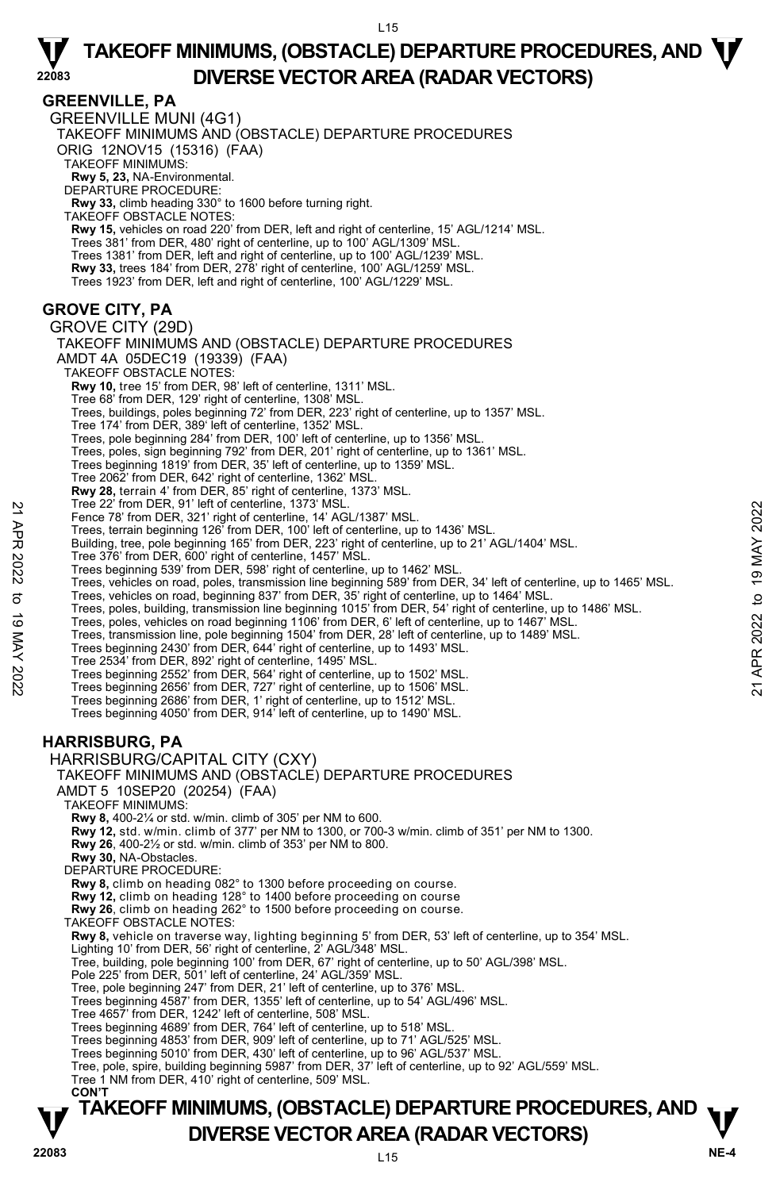# TAKEOFF MINIMUMS, (OBSTACLE) DEPARTURE PROCEDURES, AND DIVERSE VECTOR AREA (RADAR VECTORS)

## GREENVILLE, PA

GREENVILLE MUNI (4G1)

TAKEOFF MINIMUMS AND (OBSTACLE) DEPARTURE PROCEDURES

ORIG 12NOV15 (15316) (FAA)

TAKEOFF MINIMUMS:

**Rwy 5, 23,** NA-Environmental.

DEPARTURE PROCEDURE:

**Rwy 33,** climb heading 330° to 1600 before turning right.

TAKEOFF OBSTACLE NOTES:

**Rwy 15,** vehicles on road 220' from DER, left and right of centerline, 15' AGL/1214' MSL.
Trees 381' from DER, 480' right of centerline, up to 100' AGL/1309' MSL.
Trees 1381' from DER, left and right of centerline, up to 100' AGL/1239' MSL.
**Rwy 33,** trees 184' from DER, 278' right of centerline, 100' AGL/1259' MSL.
Trees 1923' from DER, left and right of centerline, 100' AGL/1229' MSL.

## GROVE CITY, PA

GROVE CITY (29D)

TAKEOFF MINIMUMS AND (OBSTACLE) DEPARTURE PROCEDURES

AMDT 4A 05DEC19 (19339) (FAA)

TAKEOFF OBSTACLE NOTES:

**Rwy 10,** tree 15' from DER, 98' left of centerline, 1311' MSL.
Tree 68' from DER, 129' right of centerline, 1308' MSL.
Trees, buildings, poles beginning 72' from DER, 223' right of centerline, up to 1357' MSL.
Tree 174' from DER, 389' left of centerline, 1352' MSL.
Trees, pole beginning 284' from DER, 100' left of centerline, up to 1356' MSL.
Trees, poles, sign beginning 792' from DER, 201' right of centerline, up to 1361' MSL.
Trees beginning 1819' from DER, 35' left of centerline, up to 1359' MSL.
Tree 2062' from DER, 642' right of centerline, 1362' MSL.
**Rwy 28,** terrain 4' from DER, 85' right of centerline, 1373' MSL.
Tree 22' from DER, 91' left of centerline, 1373' MSL.
Fence 78' from DER, 321' right of centerline, 14' AGL/1387' MSL.
Trees, terrain beginning 126' from DER, 100' left of centerline, up to 1436' MSL.
Building, tree, pole beginning 165' from DER, 223' right of centerline, up to 21' AGL/1404' MSL.
Tree 376' from DER, 600' right of centerline, 1457' MSL.
Trees beginning 539' from DER, 598' right of centerline, up to 1462' MSL.
Trees, vehicles on road, poles, transmission line beginning 589' from DER, 34' left of centerline, up to 1465' MSL.
Trees, vehicles on road, beginning 837' from DER, 35' right of centerline, up to 1464' MSL.
Trees, poles, building, transmission line beginning 1015' from DER, 54' right of centerline, up to 1486' MSL.
Trees, poles, vehicles on road beginning 1106' from DER, 6' left of centerline, up to 1467' MSL.
Trees, transmission line, pole beginning 1504' from DER, 28' left of centerline, up to 1489' MSL.
Trees beginning 2430' from DER, 644' right of centerline, up to 1493' MSL.
Tree 2534' from DER, 892' right of centerline, 1495' MSL.
Trees beginning 2552' from DER, 564' right of centerline, up to 1502' MSL.
Trees beginning 2656' from DER, 727' right of centerline, up to 1506' MSL.
Trees beginning 2686' from DER, 1' right of centerline, up to 1512' MSL.
Trees beginning 4050' from DER, 914' left of centerline, up to 1490' MSL.

## HARRISBURG, PA

HARRISBURG/CAPITAL CITY (CXY)

TAKEOFF MINIMUMS AND (OBSTACLE) DEPARTURE PROCEDURES

AMDT 5 10SEP20 (20254) (FAA)

TAKEOFF MINIMUMS:

**Rwy 8,** 400-2¼ or std. w/min. climb of 305' per NM to 600.
**Rwy 12,** std. w/min. climb of 377' per NM to 1300, or 700-3 w/min. climb of 351' per NM to 1300.
**Rwy 26**, 400-2½ or std. w/min. climb of 353' per NM to 800.
**Rwy 30,** NA-Obstacles.

DEPARTURE PROCEDURE:

**Rwy 8,** climb on heading 082° to 1300 before proceeding on course.
**Rwy 12,** climb on heading 128° to 1400 before proceeding on course
**Rwy 26**, climb on heading 262° to 1500 before proceeding on course.

TAKEOFF OBSTACLE NOTES:

**Rwy 8,** vehicle on traverse way, lighting beginning 5' from DER, 53' left of centerline, up to 354' MSL.
Lighting 10' from DER, 56' right of centerline, 2' AGL/348' MSL.
Tree, building, pole beginning 100' from DER, 67' right of centerline, up to 50' AGL/398' MSL.
Pole 225' from DER, 501' left of centerline, 24' AGL/359' MSL.
Tree, pole beginning 247' from DER, 21' left of centerline, up to 376' MSL.
Trees beginning 4587' from DER, 1355' left of centerline, up to 54' AGL/496' MSL.
Tree 4657' from DER, 1242' left of centerline, 508' MSL.
Trees beginning 4689' from DER, 764' left of centerline, up to 518' MSL.
Trees beginning 4853' from DER, 909' left of centerline, up to 71' AGL/525' MSL.
Trees beginning 5010' from DER, 430' left of centerline, up to 96' AGL/537' MSL.
Tree, pole, spire, building beginning 5987' from DER, 37' left of centerline, up to 92' AGL/559' MSL.
Tree 1 NM from DER, 410' right of centerline, 509' MSL.

**CON'T**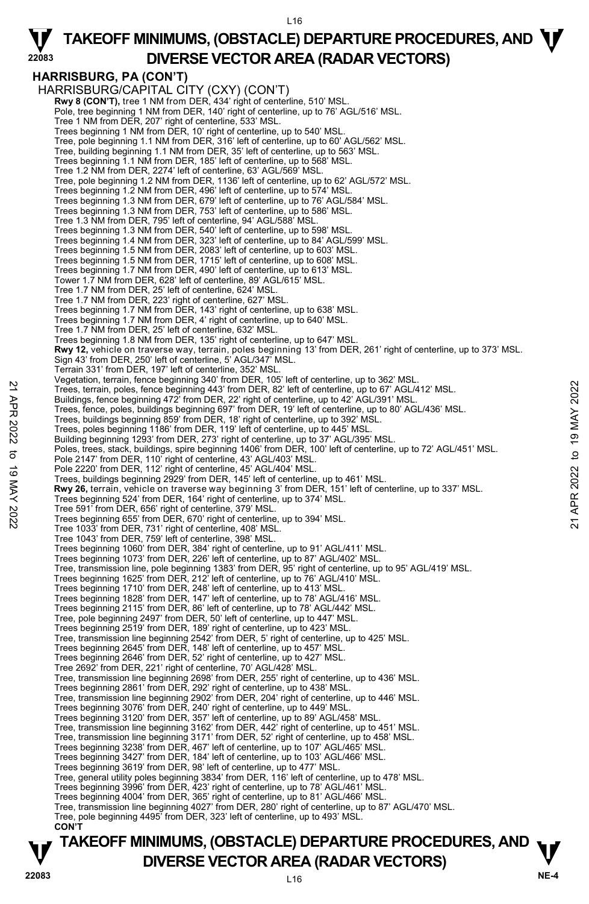## HARRISBURG, PA (CON'T)

HARRISBURG/CAPITAL CITY (CXY) (CON'T)

**Rwy 8 (CON'T),** tree 1 NM from DER, 434' right of centerline, 510' MSL.
Pole, tree beginning 1 NM from DER, 140' right of centerline, up to 76' AGL/516' MSL.
Tree 1 NM from DER, 207' right of centerline, 533' MSL.
Trees beginning 1 NM from DER, 10' right of centerline, up to 540' MSL.
Tree, pole beginning 1.1 NM from DER, 316' left of centerline, up to 60' AGL/562' MSL.
Tree, building beginning 1.1 NM from DER, 35' left of centerline, up to 563' MSL.
Trees beginning 1.1 NM from DER, 185' left of centerline, up to 568' MSL.
Tree 1.2 NM from DER, 2274' left of centerline, 63' AGL/569' MSL.
Tree, pole beginning 1.2 NM from DER, 1136' left of centerline, up to 62' AGL/572' MSL.
Trees beginning 1.2 NM from DER, 496' left of centerline, up to 574' MSL.
Trees beginning 1.3 NM from DER, 679' left of centerline, up to 76' AGL/584' MSL.
Trees beginning 1.3 NM from DER, 753' left of centerline, up to 586' MSL.
Tree 1.3 NM from DER, 795' left of centerline, 94' AGL/588' MSL.
Trees beginning 1.3 NM from DER, 540' left of centerline, up to 598' MSL.
Trees beginning 1.4 NM from DER, 323' left of centerline, up to 84' AGL/599' MSL.
Trees beginning 1.5 NM from DER, 2083' left of centerline, up to 603' MSL.
Trees beginning 1.5 NM from DER, 1715' left of centerline, up to 608' MSL.
Trees beginning 1.7 NM from DER, 490' left of centerline, up to 613' MSL.
Tower 1.7 NM from DER, 628' left of centerline, 89' AGL/615' MSL.
Tree 1.7 NM from DER, 25' left of centerline, 624' MSL.
Tree 1.7 NM from DER, 223' right of centerline, 627' MSL.
Trees beginning 1.7 NM from DER, 143' right of centerline, up to 638' MSL.
Trees beginning 1.7 NM from DER, 4' right of centerline, up to 640' MSL.
Tree 1.7 NM from DER, 25' left of centerline, 632' MSL.
Trees beginning 1.8 NM from DER, 135' right of centerline, up to 647' MSL.

**Rwy 12,** vehicle on traverse way, terrain, poles beginning 13' from DER, 261' right of centerline, up to 373' MSL.
Sign 43' from DER, 250' left of centerline, 5' AGL/347' MSL.
Terrain 331' from DER, 197' left of centerline, 352' MSL.
Vegetation, terrain, fence beginning 340' from DER, 105' left of centerline, up to 362' MSL.
Trees, terrain, poles, fence beginning 443' from DER, 82' left of centerline, up to 67' AGL/412' MSL.
Buildings, fence beginning 472' from DER, 22' right of centerline, up to 42' AGL/391' MSL.
Trees, fence, poles, buildings beginning 697' from DER, 19' left of centerline, up to 80' AGL/436' MSL.
Trees, buildings beginning 859' from DER, 18' right of centerline, up to 392' MSL.
Trees, poles beginning 1186' from DER, 119' left of centerline, up to 445' MSL.
Building beginning 1293' from DER, 273' right of centerline, up to 37' AGL/395' MSL.
Poles, trees, stack, buildings, spire beginning 1406' from DER, 100' left of centerline, up to 72' AGL/451' MSL.
Pole 2147' from DER, 110' right of centerline, 43' AGL/403' MSL.
Pole 2220' from DER, 112' right of centerline, 45' AGL/404' MSL.
Trees, buildings beginning 2929' from DER, 145' left of centerline, up to 461' MSL.

**Rwy 26,** terrain, vehicle on traverse way beginning 3' from DER, 151' left of centerline, up to 337' MSL.
Trees beginning 524' from DER, 164' right of centerline, up to 374' MSL.
Tree 591' from DER, 656' right of centerline, 379' MSL.
Trees beginning 655' from DER, 670' right of centerline, up to 394' MSL.
Tree 1033' from DER, 731' right of centerline, 408' MSL.
Tree 1043' from DER, 759' left of centerline, 398' MSL.
Trees beginning 1060' from DER, 384' right of centerline, up to 91' AGL/411' MSL.
Trees beginning 1073' from DER, 226' left of centerline, up to 87' AGL/402' MSL.
Tree, transmission line, pole beginning 1383' from DER, 95' right of centerline, up to 95' AGL/419' MSL.
Trees beginning 1625' from DER, 212' left of centerline, up to 76' AGL/410' MSL.
Trees beginning 1710' from DER, 248' left of centerline, up to 413' MSL.
Trees beginning 1828' from DER, 147' left of centerline, up to 78' AGL/416' MSL.
Trees beginning 2115' from DER, 86' left of centerline, up to 78' AGL/442' MSL.
Tree, pole beginning 2497' from DER, 50' left of centerline, up to 447' MSL.
Trees beginning 2519' from DER, 189' right of centerline, up to 423' MSL.
Tree, transmission line beginning 2542' from DER, 5' right of centerline, up to 425' MSL.
Trees beginning 2645' from DER, 148' left of centerline, up to 457' MSL.
Trees beginning 2646' from DER, 52' right of centerline, up to 427' MSL.
Tree 2692' from DER, 221' right of centerline, 70' AGL/428' MSL.
Tree, transmission line beginning 2698' from DER, 255' right of centerline, up to 436' MSL.
Trees beginning 2861' from DER, 292' right of centerline, up to 438' MSL.
Tree, transmission line beginning 2902' from DER, 204' right of centerline, up to 446' MSL.
Trees beginning 3076' from DER, 240' right of centerline, up to 449' MSL.
Trees beginning 3120' from DER, 357' left of centerline, up to 89' AGL/458' MSL.
Tree, transmission line beginning 3162' from DER, 442' right of centerline, up to 451' MSL.
Tree, transmission line beginning 3171' from DER, 52' right of centerline, up to 458' MSL.
Trees beginning 3238' from DER, 467' left of centerline, up to 107' AGL/465' MSL.
Trees beginning 3427' from DER, 184' left of centerline, up to 103' AGL/466' MSL.
Trees beginning 3619' from DER, 98' left of centerline, up to 477' MSL.
Tree, general utility poles beginning 3834' from DER, 116' left of centerline, up to 478' MSL.
Trees beginning 3996' from DER, 423' right of centerline, up to 78' AGL/461' MSL.
Trees beginning 4004' from DER, 365' right of centerline, up to 81' AGL/466' MSL.
Tree, transmission line beginning 4027' from DER, 280' right of centerline, up to 87' AGL/470' MSL.
Tree, pole beginning 4495' from DER, 323' left of centerline, up to 493' MSL.

**CON'T**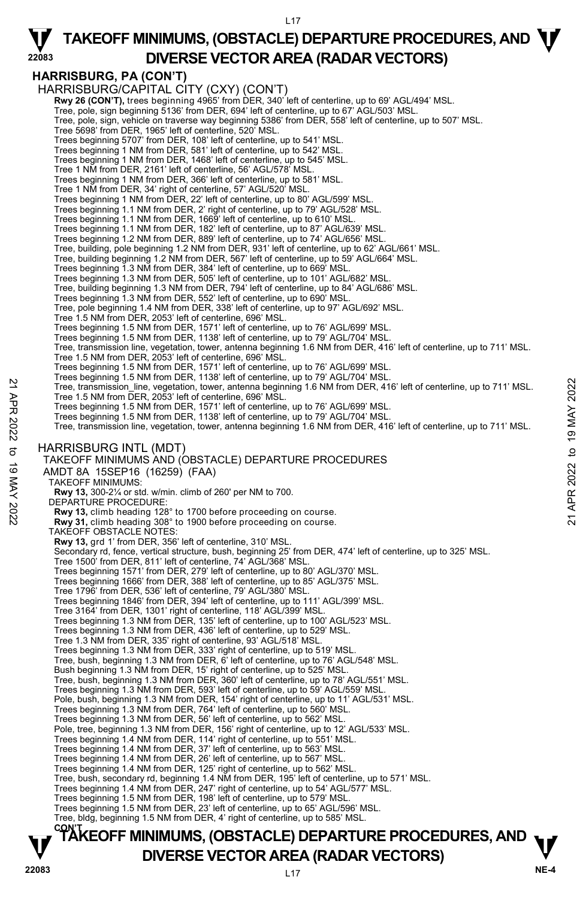# TAKEOFF MINIMUMS, (OBSTACLE) DEPARTURE PROCEDURES, AND DIVERSE VECTOR AREA (RADAR VECTORS)

## HARRISBURG, PA (CON'T)

HARRISBURG/CAPITAL CITY (CXY) (CON'T)

**Rwy 26 (CON'T),** trees beginning 4965' from DER, 340' left of centerline, up to 69' AGL/494' MSL.
Tree, pole, sign beginning 5136' from DER, 694' left of centerline, up to 67' AGL/503' MSL.
Tree, pole, sign, vehicle on traverse way beginning 5386' from DER, 558' left of centerline, up to 507' MSL.
Tree 5698' from DER, 1965' left of centerline, 520' MSL.
Trees beginning 5707' from DER, 108' left of centerline, up to 541' MSL.
Trees beginning 1 NM from DER, 581' left of centerline, up to 542' MSL.
Trees beginning 1 NM from DER, 1468' left of centerline, up to 545' MSL.
Tree 1 NM from DER, 2161' left of centerline, 56' AGL/578' MSL.
Trees beginning 1 NM from DER, 366' left of centerline, up to 581' MSL.
Tree 1 NM from DER, 34' right of centerline, 57' AGL/520' MSL.
Trees beginning 1 NM from DER, 22' left of centerline, up to 80' AGL/599' MSL.
Trees beginning 1.1 NM from DER, 2' right of centerline, up to 79' AGL/528' MSL.
Trees beginning 1.1 NM from DER, 1669' left of centerline, up to 610' MSL.
Trees beginning 1.1 NM from DER, 182' left of centerline, up to 87' AGL/639' MSL.
Trees beginning 1.2 NM from DER, 889' left of centerline, up to 74' AGL/656' MSL.
Tree, building, pole beginning 1.2 NM from DER, 931' left of centerline, up to 62' AGL/661' MSL.
Tree, building beginning 1.2 NM from DER, 567' left of centerline, up to 59' AGL/664' MSL.
Trees beginning 1.3 NM from DER, 384' left of centerline, up to 669' MSL.
Trees beginning 1.3 NM from DER, 505' left of centerline, up to 101' AGL/682' MSL.
Tree, building beginning 1.3 NM from DER, 794' left of centerline, up to 84' AGL/686' MSL.
Trees beginning 1.3 NM from DER, 552' left of centerline, up to 690' MSL.
Tree, pole beginning 1.4 NM from DER, 338' left of centerline, up to 97' AGL/692' MSL.
Tree 1.5 NM from DER, 2053' left of centerline, 696' MSL.
Trees beginning 1.5 NM from DER, 1571' left of centerline, up to 76' AGL/699' MSL.
Trees beginning 1.5 NM from DER, 1138' left of centerline, up to 79' AGL/704' MSL.
Tree, transmission line, vegetation, tower, antenna beginning 1.6 NM from DER, 416' left of centerline, up to 711' MSL.
Tree 1.5 NM from DER, 2053' left of centerline, 696' MSL.
Trees beginning 1.5 NM from DER, 1571' left of centerline, up to 76' AGL/699' MSL.
Trees beginning 1.5 NM from DER, 1138' left of centerline, up to 79' AGL/704' MSL.
Tree, transmission_line, vegetation, tower, antenna beginning 1.6 NM from DER, 416' left of centerline, up to 711' MSL.
Tree 1.5 NM from DER, 2053' left of centerline, 696' MSL.
Trees beginning 1.5 NM from DER, 1571' left of centerline, up to 76' AGL/699' MSL.
Trees beginning 1.5 NM from DER, 1138' left of centerline, up to 79' AGL/704' MSL.
Tree, transmission line, vegetation, tower, antenna beginning 1.6 NM from DER, 416' left of centerline, up to 711' MSL.

HARRISBURG INTL (MDT)
TAKEOFF MINIMUMS AND (OBSTACLE) DEPARTURE PROCEDURES
AMDT 8A 15SEP16 (16259) (FAA)

TAKEOFF MINIMUMS:
**Rwy 13,** 300-2¼ or std. w/min. climb of 260' per NM to 700.

DEPARTURE PROCEDURE:
**Rwy 13,** climb heading 128° to 1700 before proceeding on course.
**Rwy 31,** climb heading 308° to 1900 before proceeding on course.

TAKEOFF OBSTACLE NOTES:
**Rwy 13,** grd 1' from DER, 356' left of centerline, 310' MSL.
Secondary rd, fence, vertical structure, bush, beginning 25' from DER, 474' left of centerline, up to 325' MSL.
Tree 1500' from DER, 811' left of centerline, 74' AGL/368' MSL.
Trees beginning 1571' from DER, 279' left of centerline, up to 80' AGL/370' MSL.
Trees beginning 1666' from DER, 388' left of centerline, up to 85' AGL/375' MSL.
Tree 1796' from DER, 536' left of centerline, 79' AGL/380' MSL.
Trees beginning 1846' from DER, 394' left of centerline, up to 111' AGL/399' MSL.
Tree 3164' from DER, 1301' right of centerline, 118' AGL/399' MSL.
Trees beginning 1.3 NM from DER, 135' left of centerline, up to 100' AGL/523' MSL.
Trees beginning 1.3 NM from DER, 436' left of centerline, up to 529' MSL.
Tree 1.3 NM from DER, 335' right of centerline, 93' AGL/518' MSL.
Trees beginning 1.3 NM from DER, 333' right of centerline, up to 519' MSL.
Tree, bush, beginning 1.3 NM from DER, 6' left of centerline, up to 76' AGL/548' MSL.
Bush beginning 1.3 NM from DER, 15' right of centerline, up to 525' MSL.
Tree, bush, beginning 1.3 NM from DER, 360' left of centerline, up to 78' AGL/551' MSL.
Trees beginning 1.3 NM from DER, 593' left of centerline, up to 59' AGL/559' MSL.
Pole, bush, beginning 1.3 NM from DER, 154' right of centerline, up to 11' AGL/531' MSL.
Trees beginning 1.3 NM from DER, 764' left of centerline, up to 560' MSL.
Trees beginning 1.3 NM from DER, 56' left of centerline, up to 562' MSL.
Pole, tree, beginning 1.3 NM from DER, 156' right of centerline, up to 12' AGL/533' MSL.
Trees beginning 1.4 NM from DER, 114' right of centerline, up to 551' MSL.
Trees beginning 1.4 NM from DER, 37' left of centerline, up to 563' MSL.
Trees beginning 1.4 NM from DER, 26' left of centerline, up to 567' MSL.
Trees beginning 1.4 NM from DER, 125' right of centerline, up to 562' MSL.
Tree, bush, secondary rd, beginning 1.4 NM from DER, 195' left of centerline, up to 571' MSL.
Trees beginning 1.4 NM from DER, 247' right of centerline, up to 54' AGL/577' MSL.
Trees beginning 1.5 NM from DER, 198' left of centerline, up to 579' MSL.
Trees beginning 1.5 NM from DER, 23' left of centerline, up to 65' AGL/596' MSL.
Tree, bldg, beginning 1.5 NM from DER, 4' right of centerline, up to 585' MSL.
**CON'T**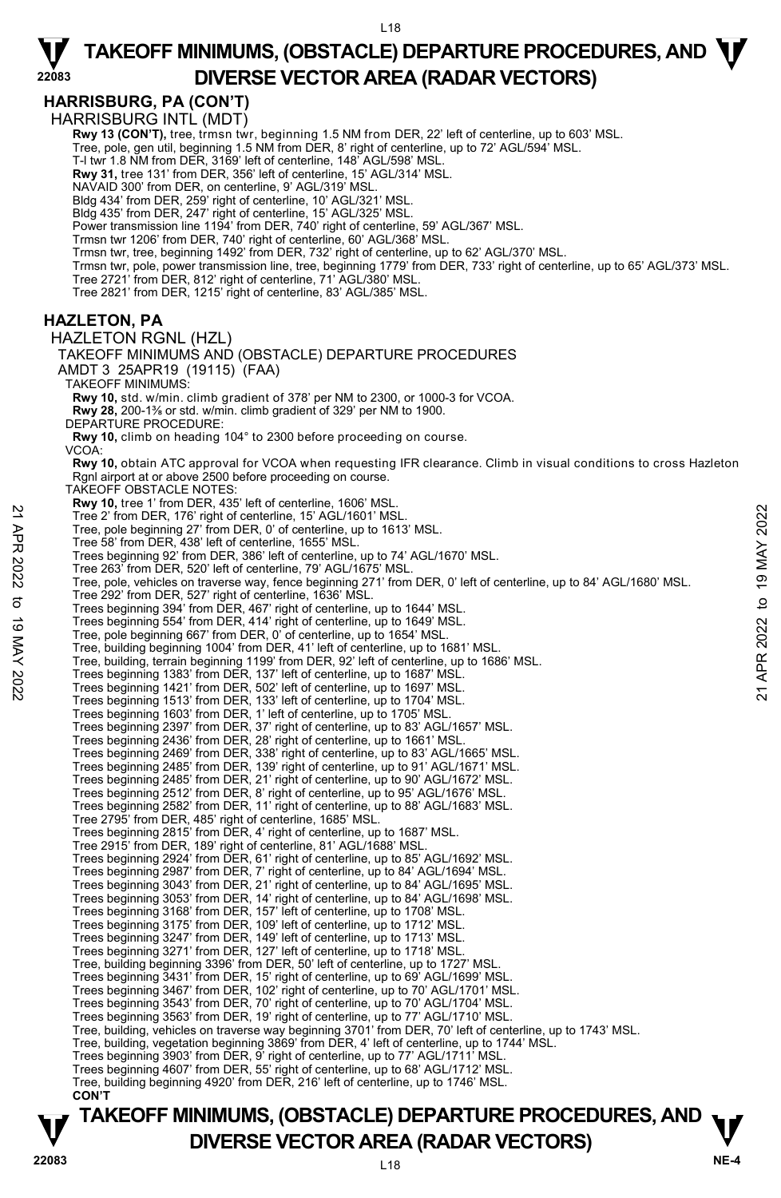## HARRISBURG, PA (CON'T)

HARRISBURG INTL (MDT)

**Rwy 13 (CON'T),** tree, trmsn twr, beginning 1.5 NM from DER, 22' left of centerline, up to 603' MSL.
Tree, pole, gen util, beginning 1.5 NM from DER, 8' right of centerline, up to 72' AGL/594' MSL.
T-l twr 1.8 NM from DER, 3169' left of centerline, 148' AGL/598' MSL.
**Rwy 31,** tree 131' from DER, 356' left of centerline, 15' AGL/314' MSL.
NAVAID 300' from DER, on centerline, 9' AGL/319' MSL.
Bldg 434' from DER, 259' right of centerline, 10' AGL/321' MSL.
Bldg 435' from DER, 247' right of centerline, 15' AGL/325' MSL.
Power transmission line 1194' from DER, 740' right of centerline, 59' AGL/367' MSL.
Trmsn twr 1206' from DER, 740' right of centerline, 60' AGL/368' MSL.
Trmsn twr, tree, beginning 1492' from DER, 732' right of centerline, up to 62' AGL/370' MSL.
Trmsn twr, pole, power transmission line, tree, beginning 1779' from DER, 733' right of centerline, up to 65' AGL/373' MSL.
Tree 2721' from DER, 812' right of centerline, 71' AGL/380' MSL.
Tree 2821' from DER, 1215' right of centerline, 83' AGL/385' MSL.

## HAZLETON, PA

HAZLETON RGNL (HZL)

TAKEOFF MINIMUMS AND (OBSTACLE) DEPARTURE PROCEDURES
AMDT 3 25APR19 (19115) (FAA)

TAKEOFF MINIMUMS:
**Rwy 10,** std. w/min. climb gradient of 378' per NM to 2300, or 1000-3 for VCOA.
**Rwy 28,** 200-1⅜ or std. w/min. climb gradient of 329' per NM to 1900.

DEPARTURE PROCEDURE:
**Rwy 10,** climb on heading 104° to 2300 before proceeding on course.

VCOA:
**Rwy 10,** obtain ATC approval for VCOA when requesting IFR clearance. Climb in visual conditions to cross Hazleton Rgnl airport at or above 2500 before proceeding on course.

TAKEOFF OBSTACLE NOTES:
**Rwy 10,** tree 1' from DER, 435' left of centerline, 1606' MSL.
Tree 2' from DER, 176' right of centerline, 15' AGL/1601' MSL.
Tree, pole beginning 27' from DER, 0' of centerline, up to 1613' MSL.
Tree 58' from DER, 438' left of centerline, 1655' MSL.
Trees beginning 92' from DER, 386' left of centerline, up to 74' AGL/1670' MSL.
Tree 263' from DER, 520' left of centerline, 79' AGL/1675' MSL.
Tree, pole, vehicles on traverse way, fence beginning 271' from DER, 0' left of centerline, up to 84' AGL/1680' MSL.
Tree 292' from DER, 527' right of centerline, 1636' MSL.
Trees beginning 394' from DER, 467' right of centerline, up to 1644' MSL.
Trees beginning 554' from DER, 414' right of centerline, up to 1649' MSL.
Tree, pole beginning 667' from DER, 0' of centerline, up to 1654' MSL.
Tree, building beginning 1004' from DER, 41' left of centerline, up to 1681' MSL.
Tree, building, terrain beginning 1199' from DER, 92' left of centerline, up to 1686' MSL.
Trees beginning 1383' from DER, 137' left of centerline, up to 1687' MSL.
Trees beginning 1421' from DER, 502' left of centerline, up to 1697' MSL.
Trees beginning 1513' from DER, 133' left of centerline, up to 1704' MSL.
Trees beginning 1603' from DER, 1' left of centerline, up to 1705' MSL.
Trees beginning 2397' from DER, 37' right of centerline, up to 83' AGL/1657' MSL.
Trees beginning 2436' from DER, 28' right of centerline, up to 1661' MSL.
Trees beginning 2469' from DER, 338' right of centerline, up to 83' AGL/1665' MSL.
Trees beginning 2485' from DER, 139' right of centerline, up to 91' AGL/1671' MSL.
Trees beginning 2485' from DER, 21' right of centerline, up to 90' AGL/1672' MSL.
Trees beginning 2512' from DER, 8' right of centerline, up to 95' AGL/1676' MSL.
Trees beginning 2582' from DER, 11' right of centerline, up to 88' AGL/1683' MSL.
Tree 2795' from DER, 485' right of centerline, 1685' MSL.
Trees beginning 2815' from DER, 4' right of centerline, up to 1687' MSL.
Tree 2915' from DER, 189' right of centerline, 81' AGL/1688' MSL.
Trees beginning 2924' from DER, 61' right of centerline, up to 85' AGL/1692' MSL.
Trees beginning 2987' from DER, 7' right of centerline, up to 84' AGL/1694' MSL.
Trees beginning 3043' from DER, 21' right of centerline, up to 84' AGL/1695' MSL.
Trees beginning 3053' from DER, 14' right of centerline, up to 84' AGL/1698' MSL.
Trees beginning 3168' from DER, 157' left of centerline, up to 1708' MSL.
Trees beginning 3175' from DER, 109' left of centerline, up to 1712' MSL.
Trees beginning 3247' from DER, 149' left of centerline, up to 1713' MSL.
Trees beginning 3271' from DER, 127' left of centerline, up to 1718' MSL.
Tree, building beginning 3396' from DER, 50' left of centerline, up to 1727' MSL.
Trees beginning 3431' from DER, 15' right of centerline, up to 69' AGL/1699' MSL.
Trees beginning 3467' from DER, 102' right of centerline, up to 70' AGL/1701' MSL.
Trees beginning 3543' from DER, 70' right of centerline, up to 70' AGL/1704' MSL.
Trees beginning 3563' from DER, 19' right of centerline, up to 77' AGL/1710' MSL.
Tree, building, vehicles on traverse way beginning 3701' from DER, 70' left of centerline, up to 1743' MSL.
Tree, building, vegetation beginning 3869' from DER, 4' left of centerline, up to 1744' MSL.
Trees beginning 3903' from DER, 9' right of centerline, up to 77' AGL/1711' MSL.
Trees beginning 4607' from DER, 55' right of centerline, up to 68' AGL/1712' MSL.
Tree, building beginning 4920' from DER, 216' left of centerline, up to 1746' MSL.
**CON'T**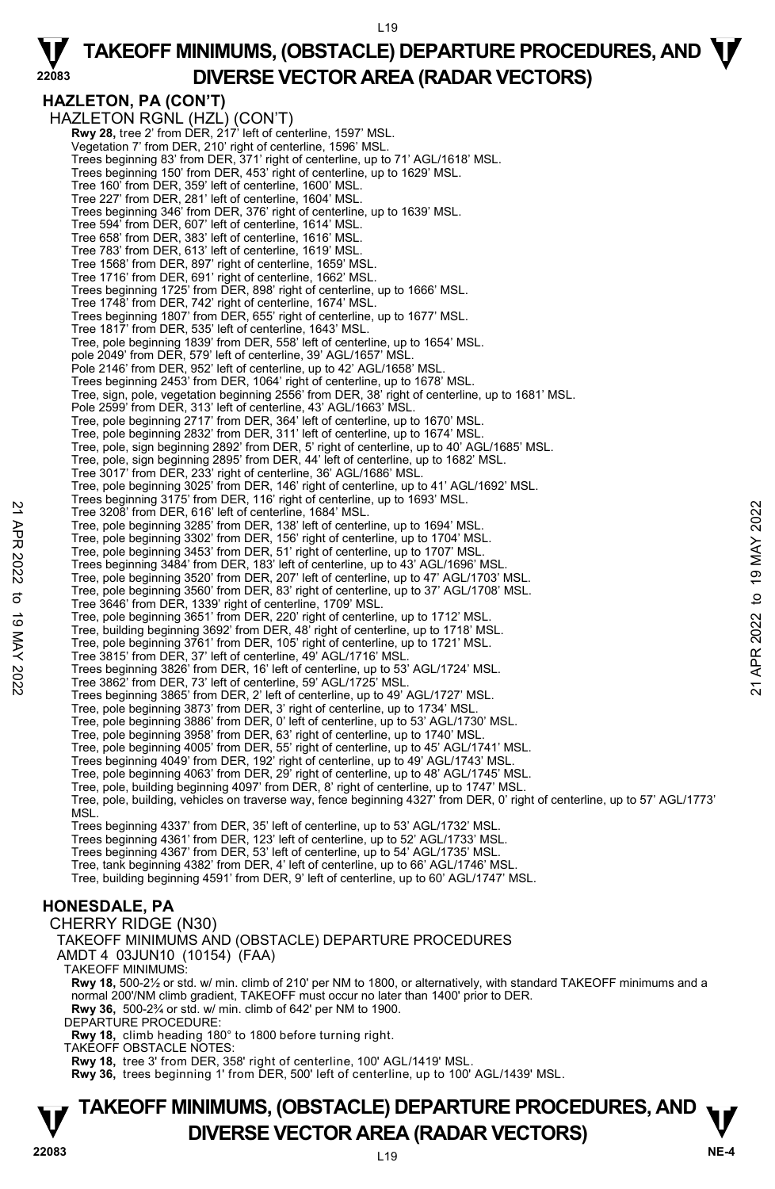## HAZLETON, PA (CON'T)

HAZLETON RGNL (HZL) (CON'T)

**Rwy 28,** tree 2' from DER, 217' left of centerline, 1597' MSL.
Vegetation 7' from DER, 210' right of centerline, 1596' MSL.
Trees beginning 83' from DER, 371' right of centerline, up to 71' AGL/1618' MSL.
Trees beginning 150' from DER, 453' right of centerline, up to 1629' MSL.
Tree 160' from DER, 359' left of centerline, 1600' MSL.
Tree 227' from DER, 281' left of centerline, 1604' MSL.
Trees beginning 346' from DER, 376' right of centerline, up to 1639' MSL.
Tree 594' from DER, 607' left of centerline, 1614' MSL.
Tree 658' from DER, 383' left of centerline, 1616' MSL.
Tree 783' from DER, 613' left of centerline, 1619' MSL.
Tree 1568' from DER, 897' right of centerline, 1659' MSL.
Tree 1716' from DER, 691' right of centerline, 1662' MSL.
Trees beginning 1725' from DER, 898' right of centerline, up to 1666' MSL.
Tree 1748' from DER, 742' right of centerline, 1674' MSL.
Trees beginning 1807' from DER, 655' right of centerline, up to 1677' MSL.
Tree 1817' from DER, 535' left of centerline, 1643' MSL.
Tree, pole beginning 1839' from DER, 558' left of centerline, up to 1654' MSL.
pole 2049' from DER, 579' left of centerline, 39' AGL/1657' MSL.
Pole 2146' from DER, 952' left of centerline, up to 42' AGL/1658' MSL.
Trees beginning 2453' from DER, 1064' right of centerline, up to 1678' MSL.
Tree, sign, pole, vegetation beginning 2556' from DER, 38' right of centerline, up to 1681' MSL.
Pole 2599' from DER, 313' left of centerline, 43' AGL/1663' MSL.
Tree, pole beginning 2717' from DER, 364' left of centerline, up to 1670' MSL.
Tree, pole beginning 2832' from DER, 311' left of centerline, up to 1674' MSL.
Tree, pole, sign beginning 2892' from DER, 5' right of centerline, up to 40' AGL/1685' MSL.
Tree, pole, sign beginning 2895' from DER, 44' left of centerline, up to 1682' MSL.
Tree 3017' from DER, 233' right of centerline, 36' AGL/1686' MSL.
Tree, pole beginning 3025' from DER, 146' right of centerline, up to 41' AGL/1692' MSL.
Trees beginning 3175' from DER, 116' right of centerline, up to 1693' MSL.
Tree 3208' from DER, 616' left of centerline, 1684' MSL.
Tree, pole beginning 3285' from DER, 138' left of centerline, up to 1694' MSL.
Tree, pole beginning 3302' from DER, 156' right of centerline, up to 1704' MSL.
Tree, pole beginning 3453' from DER, 51' right of centerline, up to 1707' MSL.
Trees beginning 3484' from DER, 183' left of centerline, up to 43' AGL/1696' MSL.
Tree, pole beginning 3520' from DER, 207' left of centerline, up to 47' AGL/1703' MSL.
Tree, pole beginning 3560' from DER, 83' right of centerline, up to 37' AGL/1708' MSL.
Tree 3646' from DER, 1339' right of centerline, 1709' MSL.
Tree, pole beginning 3651' from DER, 220' right of centerline, up to 1712' MSL.
Tree, building beginning 3692' from DER, 48' right of centerline, up to 1718' MSL.
Tree, pole beginning 3761' from DER, 105' right of centerline, up to 1721' MSL.
Tree 3815' from DER, 37' left of centerline, 49' AGL/1716' MSL.
Trees beginning 3826' from DER, 16' left of centerline, up to 53' AGL/1724' MSL.
Tree 3862' from DER, 73' left of centerline, 59' AGL/1725' MSL.
Trees beginning 3865' from DER, 2' left of centerline, up to 49' AGL/1727' MSL.
Tree, pole beginning 3873' from DER, 3' right of centerline, up to 1734' MSL.
Tree, pole beginning 3886' from DER, 0' left of centerline, up to 53' AGL/1730' MSL.
Tree, pole beginning 3958' from DER, 63' right of centerline, up to 1740' MSL.
Tree, pole beginning 4005' from DER, 55' right of centerline, up to 45' AGL/1741' MSL.
Trees beginning 4049' from DER, 192' right of centerline, up to 49' AGL/1743' MSL.
Tree, pole beginning 4063' from DER, 29' right of centerline, up to 48' AGL/1745' MSL.
Tree, pole, building beginning 4097' from DER, 8' right of centerline, up to 1747' MSL.
Tree, pole, building, vehicles on traverse way, fence beginning 4327' from DER, 0' right of centerline, up to 57' AGL/1773' MSL.
Trees beginning 4337' from DER, 35' left of centerline, up to 53' AGL/1732' MSL.
Trees beginning 4361' from DER, 123' left of centerline, up to 52' AGL/1733' MSL.
Trees beginning 4367' from DER, 53' left of centerline, up to 54' AGL/1735' MSL.
Tree, tank beginning 4382' from DER, 4' left of centerline, up to 66' AGL/1746' MSL.
Tree, building beginning 4591' from DER, 9' left of centerline, up to 60' AGL/1747' MSL.

## HONESDALE, PA

CHERRY RIDGE (N30)

TAKEOFF MINIMUMS AND (OBSTACLE) DEPARTURE PROCEDURES
AMDT 4 03JUN10 (10154) (FAA)

TAKEOFF MINIMUMS:
**Rwy 18,** 500-2½ or std. w/ min. climb of 210' per NM to 1800, or alternatively, with standard TAKEOFF minimums and a normal 200'/NM climb gradient, TAKEOFF must occur no later than 1400' prior to DER.
**Rwy 36,** 500-2¾ or std. w/ min. climb of 642' per NM to 1900.

DEPARTURE PROCEDURE:
**Rwy 18,** climb heading 180° to 1800 before turning right.

TAKEOFF OBSTACLE NOTES:
**Rwy 18,** tree 3' from DER, 358' right of centerline, 100' AGL/1419' MSL.
**Rwy 36,** trees beginning 1' from DER, 500' left of centerline, up to 100' AGL/1439' MSL.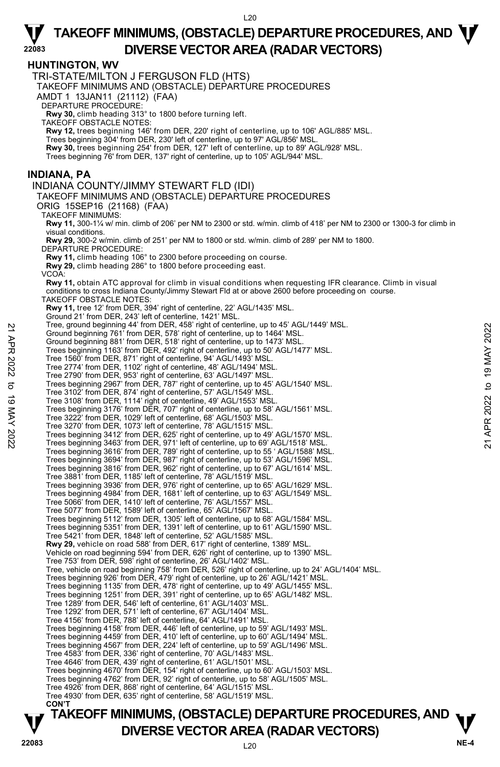## HUNTINGTON, WV

TRI-STATE/MILTON J FERGUSON FLD (HTS)

TAKEOFF MINIMUMS AND (OBSTACLE) DEPARTURE PROCEDURES

AMDT 1 13JAN11 (21112) (FAA)

DEPARTURE PROCEDURE:

**Rwy 30,** climb heading 313° to 1800 before turning left.

TAKEOFF OBSTACLE NOTES:

**Rwy 12,** trees beginning 146' from DER, 220' right of centerline, up to 106' AGL/885' MSL.
Trees beginning 304' from DER, 230' left of centerline, up to 97' AGL/856' MSL.
**Rwy 30,** trees beginning 254' from DER, 127' left of centerline, up to 89' AGL/928' MSL.
Trees beginning 76' from DER, 137' right of centerline, up to 105' AGL/944' MSL.

## INDIANA, PA

INDIANA COUNTY/JIMMY STEWART FLD (IDI)

TAKEOFF MINIMUMS AND (OBSTACLE) DEPARTURE PROCEDURES

ORIG 15SEP16 (21168) (FAA)

TAKEOFF MINIMUMS:

**Rwy 11,** 300-1¼ w/ min. climb of 206' per NM to 2300 or std. w/min. climb of 418' per NM to 2300 or 1300-3 for climb in visual conditions.
**Rwy 29,** 300-2 w/min. climb of 251' per NM to 1800 or std. w/min. climb of 289' per NM to 1800.

DEPARTURE PROCEDURE:

**Rwy 11,** climb heading 106° to 2300 before proceeding on course.
**Rwy 29,** climb heading 286° to 1800 before proceeding east.

VCOA:

**Rwy 11,** obtain ATC approval for climb in visual conditions when requesting IFR clearance. Climb in visual conditions to cross Indiana County/Jimmy Stewart Fld at or above 2600 before proceeding on course.

TAKEOFF OBSTACLE NOTES:

**Rwy 11,** tree 12' from DER, 394' right of centerline, 22' AGL/1435' MSL.
Ground 21' from DER, 243' left of centerline, 1421' MSL.
Tree, ground beginning 44' from DER, 458' right of centerline, up to 45' AGL/1449' MSL.
Ground beginning 761' from DER, 578' right of centerline, up to 1464' MSL.
Ground beginning 881' from DER, 518' right of centerline, up to 1473' MSL.
Trees beginning 1163' from DER, 492' right of centerline, up to 50' AGL/1477' MSL.
Tree 1560' from DER, 871' right of centerline, 94' AGL/1493' MSL.
Tree 2774' from DER, 1102' right of centerline, 48' AGL/1494' MSL.
Tree 2790' from DER, 953' right of centerline, 63' AGL/1497' MSL.
Trees beginning 2967' from DER, 787' right of centerline, up to 45' AGL/1540' MSL.
Tree 3102' from DER, 874' right of centerline, 57' AGL/1549' MSL.
Tree 3108' from DER, 1114' right of centerline, 49' AGL/1553' MSL.
Trees beginning 3176' from DER, 707' right of centerline, up to 58' AGL/1561' MSL.
Tree 3222' from DER, 1029' left of centerline, 68' AGL/1503' MSL.
Tree 3270' from DER, 1073' left of centerline, 78' AGL/1515' MSL.
Trees beginning 3412' from DER, 625' right of centerline, up to 49' AGL/1570' MSL.
Trees beginning 3463' from DER, 971' left of centerline, up to 69' AGL/1518' MSL.
Trees beginning 3616' from DER, 789' right of centerline, up to 55 ' AGL/1588' MSL.
Trees beginning 3694' from DER, 987' right of centerline, up to 53' AGL/1596' MSL.
Trees beginning 3816' from DER, 962' right of centerline, up to 67' AGL/1614' MSL.
Tree 3881' from DER, 1185' left of centerline, 78' AGL/1519' MSL.
Trees beginning 3936' from DER, 976' right of centerline, up to 65' AGL/1629' MSL.
Trees beginning 4984' from DER, 1681' left of centerline, up to 63' AGL/1549' MSL.
Tree 5066' from DER, 1410' left of centerline, 76' AGL/1557' MSL.
Tree 5077' from DER, 1589' left of centerline, 65' AGL/1567' MSL.
Trees beginning 5112' from DER, 1305' left of centerline, up to 68' AGL/1584' MSL.
Trees beginning 5351' from DER, 1391' left of centerline, up to 61' AGL/1590' MSL.
Tree 5421' from DER, 1848' left of centerline, 52' AGL/1585' MSL.
**Rwy 29,** vehicle on road 588' from DER, 617' right of centerline, 1389' MSL.
Vehicle on road beginning 594' from DER, 626' right of centerline, up to 1390' MSL.
Tree 753' from DER, 598' right of centerline, 26' AGL/1402' MSL.
Tree, vehicle on road beginning 758' from DER, 526' right of centerline, up to 24' AGL/1404' MSL.
Trees beginning 926' from DER, 479' right of centerline, up to 26' AGL/1421' MSL.
Trees beginning 1135' from DER, 478' right of centerline, up to 49' AGL/1455' MSL.
Trees beginning 1251' from DER, 391' right of centerline, up to 65' AGL/1482' MSL.
Tree 1289' from DER, 546' left of centerline, 61' AGL/1403' MSL.
Tree 1292' from DER, 571' left of centerline, 67' AGL/1404' MSL.
Tree 4156' from DER, 788' left of centerline, 64' AGL/1491' MSL.
Trees beginning 4158' from DER, 446' left of centerline, up to 59' AGL/1493' MSL.
Trees beginning 4459' from DER, 410' left of centerline, up to 60' AGL/1494' MSL.
Trees beginning 4567' from DER, 224' left of centerline, up to 59' AGL/1496' MSL.
Tree 4583' from DER, 336' right of centerline, 70' AGL/1483' MSL.
Tree 4646' from DER, 439' right of centerline, 61' AGL/1501' MSL.
Trees beginning 4670' from DER, 154' right of centerline, up to 60' AGL/1503' MSL.
Trees beginning 4762' from DER, 92' right of centerline, up to 58' AGL/1505' MSL.
Tree 4926' from DER, 868' right of centerline, 64' AGL/1515' MSL.
Tree 4930' from DER, 635' right of centerline, 58' AGL/1519' MSL.

**CON'T**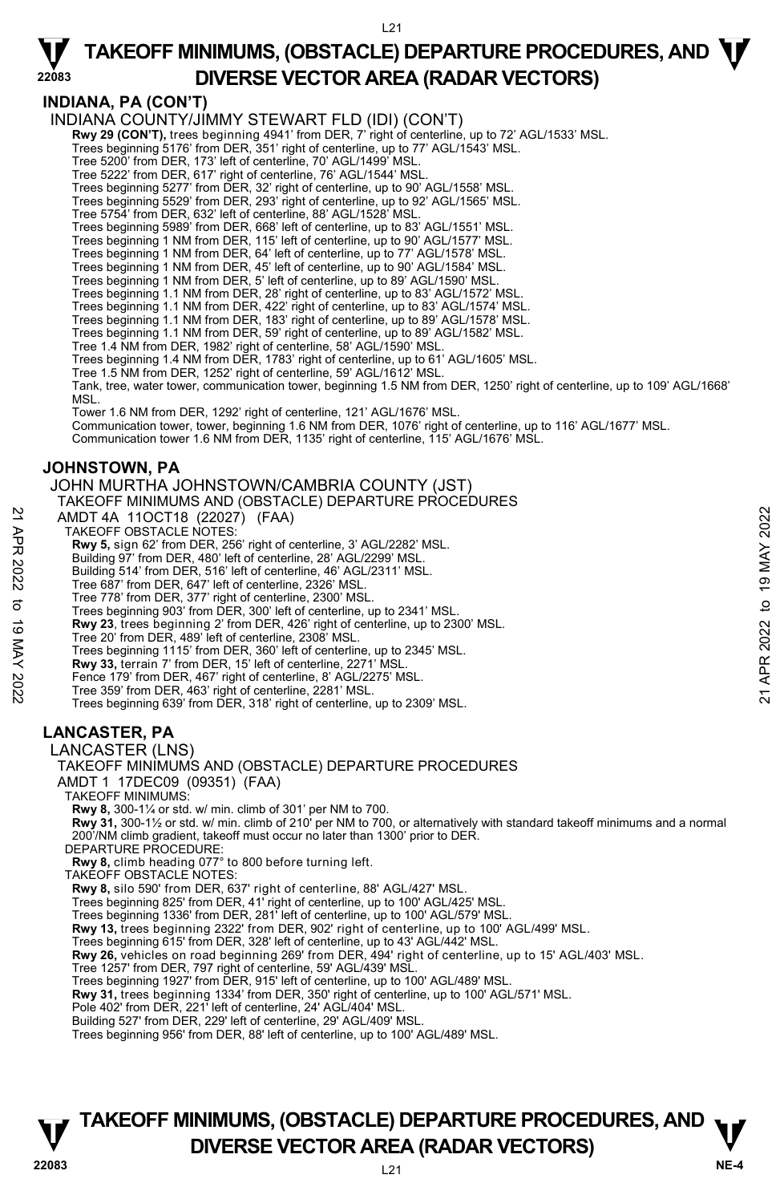## INDIANA, PA (CON'T)

INDIANA COUNTY/JIMMY STEWART FLD (IDI) (CON'T)

**Rwy 29 (CON'T),** trees beginning 4941' from DER, 7' right of centerline, up to 72' AGL/1533' MSL.
Trees beginning 5176' from DER, 351' right of centerline, up to 77' AGL/1543' MSL.
Tree 5200' from DER, 173' left of centerline, 70' AGL/1499' MSL.
Tree 5222' from DER, 617' right of centerline, 76' AGL/1544' MSL.
Trees beginning 5277' from DER, 32' right of centerline, up to 90' AGL/1558' MSL.
Trees beginning 5529' from DER, 293' right of centerline, up to 92' AGL/1565' MSL.
Tree 5754' from DER, 632' left of centerline, 88' AGL/1528' MSL.
Trees beginning 5989' from DER, 668' left of centerline, up to 83' AGL/1551' MSL.
Trees beginning 1 NM from DER, 115' left of centerline, up to 90' AGL/1577' MSL.
Trees beginning 1 NM from DER, 64' left of centerline, up to 77' AGL/1578' MSL.
Trees beginning 1 NM from DER, 45' left of centerline, up to 90' AGL/1584' MSL.
Trees beginning 1 NM from DER, 5' left of centerline, up to 89' AGL/1590' MSL.
Trees beginning 1.1 NM from DER, 28' right of centerline, up to 83' AGL/1572' MSL.
Trees beginning 1.1 NM from DER, 422' right of centerline, up to 83' AGL/1574' MSL.
Trees beginning 1.1 NM from DER, 183' right of centerline, up to 89' AGL/1578' MSL.
Trees beginning 1.1 NM from DER, 59' right of centerline, up to 89' AGL/1582' MSL.
Tree 1.4 NM from DER, 1982' right of centerline, 58' AGL/1590' MSL.
Trees beginning 1.4 NM from DER, 1783' right of centerline, up to 61' AGL/1605' MSL.
Tree 1.5 NM from DER, 1252' right of centerline, 59' AGL/1612' MSL.
Tank, tree, water tower, communication tower, beginning 1.5 NM from DER, 1250' right of centerline, up to 109' AGL/1668' MSL.
Tower 1.6 NM from DER, 1292' right of centerline, 121' AGL/1676' MSL.
Communication tower, tower, beginning 1.6 NM from DER, 1076' right of centerline, up to 116' AGL/1677' MSL.
Communication tower 1.6 NM from DER, 1135' right of centerline, 115' AGL/1676' MSL.

## JOHNSTOWN, PA

JOHN MURTHA JOHNSTOWN/CAMBRIA COUNTY (JST)
TAKEOFF MINIMUMS AND (OBSTACLE) DEPARTURE PROCEDURES
AMDT 4A 11OCT18 (22027) (FAA)

TAKEOFF OBSTACLE NOTES:

**Rwy 5,** sign 62' from DER, 256' right of centerline, 3' AGL/2282' MSL.
Building 97' from DER, 480' left of centerline, 28' AGL/2299' MSL.
Building 514' from DER, 516' left of centerline, 46' AGL/2311' MSL.
Tree 687' from DER, 647' left of centerline, 2326' MSL.
Tree 778' from DER, 377' right of centerline, 2300' MSL.
Trees beginning 903' from DER, 300' left of centerline, up to 2341' MSL.
**Rwy 23**, trees beginning 2' from DER, 426' right of centerline, up to 2300' MSL.
Tree 20' from DER, 489' left of centerline, 2308' MSL.
Trees beginning 1115' from DER, 360' left of centerline, up to 2345' MSL.
**Rwy 33,** terrain 7' from DER, 15' left of centerline, 2271' MSL.
Fence 179' from DER, 467' right of centerline, 8' AGL/2275' MSL.
Tree 359' from DER, 463' right of centerline, 2281' MSL.
Trees beginning 639' from DER, 318' right of centerline, up to 2309' MSL.

## LANCASTER, PA

LANCASTER (LNS)
TAKEOFF MINIMUMS AND (OBSTACLE) DEPARTURE PROCEDURES
AMDT 1 17DEC09 (09351) (FAA)

TAKEOFF MINIMUMS:

**Rwy 8,** 300-1¼ or std. w/ min. climb of 301' per NM to 700.
**Rwy 31,** 300-1½ or std. w/ min. climb of 210' per NM to 700, or alternatively with standard takeoff minimums and a normal 200'/NM climb gradient, takeoff must occur no later than 1300' prior to DER.

DEPARTURE PROCEDURE:

**Rwy 8,** climb heading 077° to 800 before turning left.

TAKEOFF OBSTACLE NOTES:

**Rwy 8,** silo 590' from DER, 637' right of centerline, 88' AGL/427' MSL.
Trees beginning 825' from DER, 41' right of centerline, up to 100' AGL/425' MSL.
Trees beginning 1336' from DER, 281' left of centerline, up to 100' AGL/579' MSL.
**Rwy 13,** trees beginning 2322' from DER, 902' right of centerline, up to 100' AGL/499' MSL.
Trees beginning 615' from DER, 328' left of centerline, up to 43' AGL/442' MSL.
**Rwy 26,** vehicles on road beginning 269' from DER, 494' right of centerline, up to 15' AGL/403' MSL.
Tree 1257' from DER, 797' right of centerline, 59' AGL/439' MSL.
Trees beginning 1927' from DER, 915' left of centerline, up to 100' AGL/489' MSL.
**Rwy 31,** trees beginning 1334' from DER, 350' right of centerline, up to 100' AGL/571' MSL.
Pole 402' from DER, 221' left of centerline, 24' AGL/404' MSL.
Building 527' from DER, 229' left of centerline, 29' AGL/409' MSL.
Trees beginning 956' from DER, 88' left of centerline, up to 100' AGL/489' MSL.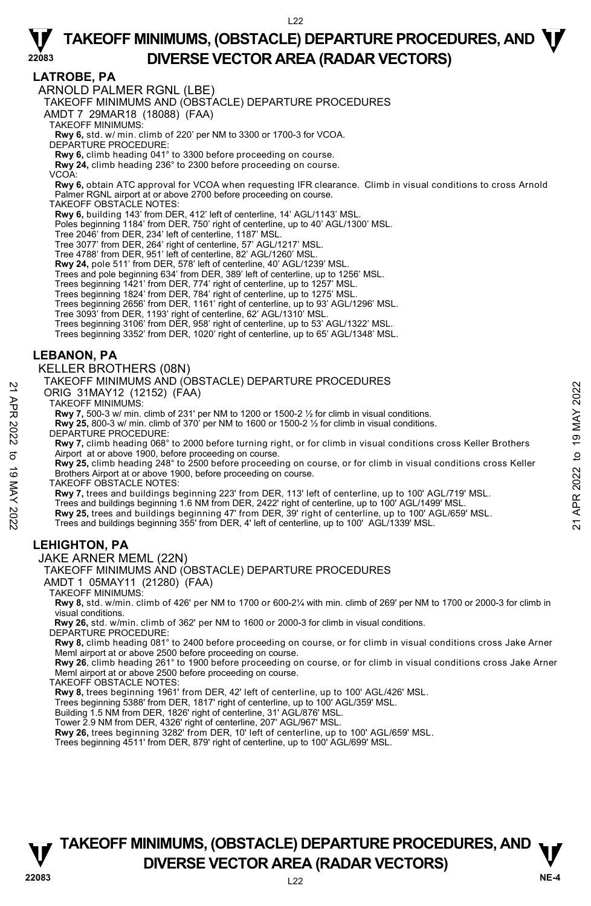## LATROBE, PA

### ARNOLD PALMER RGNL (LBE)

TAKEOFF MINIMUMS AND (OBSTACLE) DEPARTURE PROCEDURES

AMDT 7 29MAR18 (18088) (FAA)

TAKEOFF MINIMUMS:

**Rwy 6,** std. w/ min. climb of 220' per NM to 3300 or 1700-3 for VCOA.

DEPARTURE PROCEDURE:

**Rwy 6,** climb heading 041° to 3300 before proceeding on course.

**Rwy 24,** climb heading 236° to 2300 before proceeding on course.

VCOA:

**Rwy 6,** obtain ATC approval for VCOA when requesting IFR clearance. Climb in visual conditions to cross Arnold Palmer RGNL airport at or above 2700 before proceeding on course.

TAKEOFF OBSTACLE NOTES:

**Rwy 6,** building 143' from DER, 412' left of centerline, 14' AGL/1143' MSL.
Poles beginning 1184' from DER, 750' right of centerline, up to 40' AGL/1300' MSL.
Tree 2046' from DER, 234' left of centerline, 1187' MSL.
Tree 3077' from DER, 264' right of centerline, 57' AGL/1217' MSL.
Tree 4788' from DER, 951' left of centerline, 82' AGL/1260' MSL.

**Rwy 24,** pole 511' from DER, 578' left of centerline, 40' AGL/1239' MSL.
Trees and pole beginning 634' from DER, 389' left of centerline, up to 1256' MSL.
Trees beginning 1421' from DER, 774' right of centerline, up to 1257' MSL.
Trees beginning 1824' from DER, 784' right of centerline, up to 1275' MSL.
Trees beginning 2656' from DER, 1161' right of centerline, up to 93' AGL/1296' MSL.
Tree 3093' from DER, 1193' right of centerline, 62' AGL/1310' MSL.
Trees beginning 3106' from DER, 958' right of centerline, up to 53' AGL/1322' MSL.
Trees beginning 3352' from DER, 1020' right of centerline, up to 65' AGL/1348' MSL.

## LEBANON, PA

### KELLER BROTHERS (08N)

TAKEOFF MINIMUMS AND (OBSTACLE) DEPARTURE PROCEDURES

ORIG 31MAY12 (12152) (FAA)

TAKEOFF MINIMUMS:

**Rwy 7,** 500-3 w/ min. climb of 231' per NM to 1200 or 1500-2 ½ for climb in visual conditions.

**Rwy 25,** 800-3 w/ min. climb of 370' per NM to 1600 or 1500-2 ½ for climb in visual conditions.

DEPARTURE PROCEDURE:

**Rwy 7,** climb heading 068° to 2000 before turning right, or for climb in visual conditions cross Keller Brothers Airport at or above 1900, before proceeding on course.

**Rwy 25,** climb heading 248° to 2500 before proceeding on course, or for climb in visual conditions cross Keller Brothers Airport at or above 1900, before proceeding on course.

TAKEOFF OBSTACLE NOTES:

**Rwy 7,** trees and buildings beginning 223' from DER, 113' left of centerline, up to 100' AGL/719' MSL.
Trees and buildings beginning 1.6 NM from DER, 2422' right of centerline, up to 100' AGL/1499' MSL.

**Rwy 25,** trees and buildings beginning 47' from DER, 39' right of centerline, up to 100' AGL/659' MSL.
Trees and buildings beginning 355' from DER, 4' left of centerline, up to 100' AGL/1339' MSL.

## LEHIGHTON, PA

### JAKE ARNER MEML (22N)

TAKEOFF MINIMUMS AND (OBSTACLE) DEPARTURE PROCEDURES

AMDT 1 05MAY11 (21280) (FAA)

TAKEOFF MINIMUMS:

**Rwy 8,** std. w/min. climb of 426' per NM to 1700 or 600-2¼ with min. climb of 269' per NM to 1700 or 2000-3 for climb in visual conditions.

**Rwy 26,** std. w/min. climb of 362' per NM to 1600 or 2000-3 for climb in visual conditions.

DEPARTURE PROCEDURE:

**Rwy 8,** climb heading 081° to 2400 before proceeding on course, or for climb in visual conditions cross Jake Arner Meml airport at or above 2500 before proceeding on course.

**Rwy 26**, climb heading 261° to 1900 before proceeding on course, or for climb in visual conditions cross Jake Arner Meml airport at or above 2500 before proceeding on course.

TAKEOFF OBSTACLE NOTES:

**Rwy 8,** trees beginning 1961' from DER, 42' left of centerline, up to 100' AGL/426' MSL.
Trees beginning 5388' from DER, 1817' right of centerline, up to 100' AGL/359' MSL.
Building 1.5 NM from DER, 1826' right of centerline, 31' AGL/876' MSL.
Tower 2.9 NM from DER, 4326' right of centerline, 207' AGL/967' MSL.

**Rwy 26,** trees beginning 3282' from DER, 10' left of centerline, up to 100' AGL/659' MSL.
Trees beginning 4511' from DER, 879' right of centerline, up to 100' AGL/699' MSL.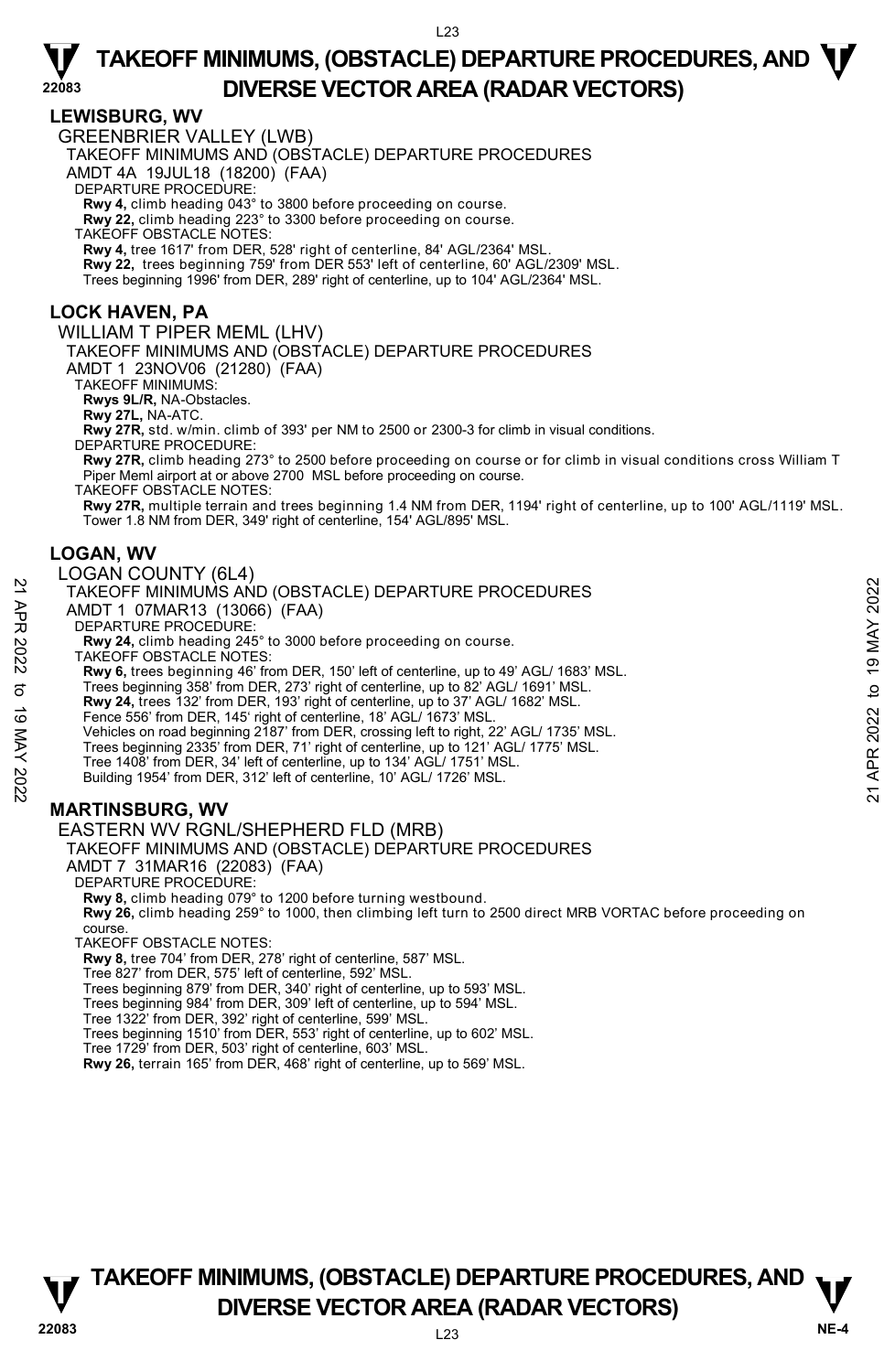# TAKEOFF MINIMUMS, (OBSTACLE) DEPARTURE PROCEDURES, AND DIVERSE VECTOR AREA (RADAR VECTORS)

## LEWISBURG, WV

GREENBRIER VALLEY (LWB)
TAKEOFF MINIMUMS AND (OBSTACLE) DEPARTURE PROCEDURES
AMDT 4A 19JUL18 (18200) (FAA)
DEPARTURE PROCEDURE:
**Rwy 4,** climb heading 043° to 3800 before proceeding on course.
**Rwy 22,** climb heading 223° to 3300 before proceeding on course.
TAKEOFF OBSTACLE NOTES:
**Rwy 4,** tree 1617' from DER, 528' right of centerline, 84' AGL/2364' MSL.
**Rwy 22,** trees beginning 759' from DER 553' left of centerline, 60' AGL/2309' MSL.
Trees beginning 1996' from DER, 289' right of centerline, up to 104' AGL/2364' MSL.

## LOCK HAVEN, PA

WILLIAM T PIPER MEML (LHV)
TAKEOFF MINIMUMS AND (OBSTACLE) DEPARTURE PROCEDURES
AMDT 1 23NOV06 (21280) (FAA)
TAKEOFF MINIMUMS:
**Rwys 9L/R,** NA-Obstacles.
**Rwy 27L,** NA-ATC.
**Rwy 27R,** std. w/min. climb of 393' per NM to 2500 or 2300-3 for climb in visual conditions.
DEPARTURE PROCEDURE:
**Rwy 27R,** climb heading 273° to 2500 before proceeding on course or for climb in visual conditions cross William T Piper Meml airport at or above 2700 MSL before proceeding on course.
TAKEOFF OBSTACLE NOTES:
**Rwy 27R,** multiple terrain and trees beginning 1.4 NM from DER, 1194' right of centerline, up to 100' AGL/1119' MSL.
Tower 1.8 NM from DER, 349' right of centerline, 154' AGL/895' MSL.

## LOGAN, WV

LOGAN COUNTY (6L4)
TAKEOFF MINIMUMS AND (OBSTACLE) DEPARTURE PROCEDURES
AMDT 1 07MAR13 (13066) (FAA)
DEPARTURE PROCEDURE:
**Rwy 24,** climb heading 245° to 3000 before proceeding on course.
TAKEOFF OBSTACLE NOTES:
**Rwy 6,** trees beginning 46' from DER, 150' left of centerline, up to 49' AGL/ 1683' MSL.
Trees beginning 358' from DER, 273' right of centerline, up to 82' AGL/ 1691' MSL.
**Rwy 24,** trees 132' from DER, 193' right of centerline, up to 37' AGL/ 1682' MSL.
Fence 556' from DER, 145' right of centerline, 18' AGL/ 1673' MSL.
Vehicles on road beginning 2187' from DER, crossing left to right, 22' AGL/ 1735' MSL.
Trees beginning 2335' from DER, 71' right of centerline, up to 121' AGL/ 1775' MSL.
Tree 1408' from DER, 34' left of centerline, up to 134' AGL/ 1751' MSL.
Building 1954' from DER, 312' left of centerline, 10' AGL/ 1726' MSL.

## MARTINSBURG, WV

EASTERN WV RGNL/SHEPHERD FLD (MRB)
TAKEOFF MINIMUMS AND (OBSTACLE) DEPARTURE PROCEDURES
AMDT 7 31MAR16 (22083) (FAA)
DEPARTURE PROCEDURE:
**Rwy 8,** climb heading 079° to 1200 before turning westbound.
**Rwy 26,** climb heading 259° to 1000, then climbing left turn to 2500 direct MRB VORTAC before proceeding on course.
TAKEOFF OBSTACLE NOTES:
**Rwy 8,** tree 704' from DER, 278' right of centerline, 587' MSL.
Tree 827' from DER, 575' left of centerline, 592' MSL.
Trees beginning 879' from DER, 340' right of centerline, up to 593' MSL.
Trees beginning 984' from DER, 309' left of centerline, up to 594' MSL.
Tree 1322' from DER, 392' right of centerline, 599' MSL.
Trees beginning 1510' from DER, 553' right of centerline, up to 602' MSL.
Tree 1729' from DER, 503' right of centerline, 603' MSL.
**Rwy 26,** terrain 165' from DER, 468' right of centerline, up to 569' MSL.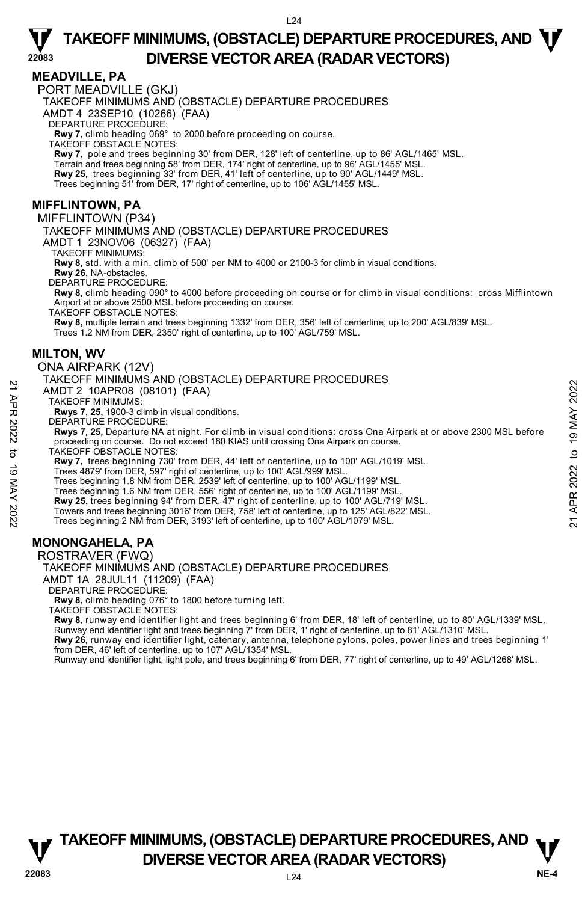## MEADVILLE, PA

PORT MEADVILLE (GKJ)

TAKEOFF MINIMUMS AND (OBSTACLE) DEPARTURE PROCEDURES

AMDT 4 23SEP10 (10266) (FAA)

DEPARTURE PROCEDURE:

**Rwy 7,** climb heading 069° to 2000 before proceeding on course.

TAKEOFF OBSTACLE NOTES:

**Rwy 7,** pole and trees beginning 30' from DER, 128' left of centerline, up to 86' AGL/1465' MSL.
Terrain and trees beginning 58' from DER, 174' right of centerline, up to 96' AGL/1455' MSL.
**Rwy 25,** trees beginning 33' from DER, 41' left of centerline, up to 90' AGL/1449' MSL.
Trees beginning 51' from DER, 17' right of centerline, up to 106' AGL/1455' MSL.

## MIFFLINTOWN, PA

MIFFLINTOWN (P34)

TAKEOFF MINIMUMS AND (OBSTACLE) DEPARTURE PROCEDURES

AMDT 1 23NOV06 (06327) (FAA)

TAKEOFF MINIMUMS:

**Rwy 8,** std. with a min. climb of 500' per NM to 4000 or 2100-3 for climb in visual conditions.
**Rwy 26,** NA-obstacles.

DEPARTURE PROCEDURE:

**Rwy 8,** climb heading 090° to 4000 before proceeding on course or for climb in visual conditions: cross Mifflintown Airport at or above 2500 MSL before proceeding on course.

TAKEOFF OBSTACLE NOTES:

**Rwy 8,** multiple terrain and trees beginning 1332' from DER, 356' left of centerline, up to 200' AGL/839' MSL.
Trees 1.2 NM from DER, 2350' right of centerline, up to 100' AGL/759' MSL.

## MILTON, WV

ONA AIRPARK (12V)

TAKEOFF MINIMUMS AND (OBSTACLE) DEPARTURE PROCEDURES

AMDT 2 10APR08 (08101) (FAA)

TAKEOFF MINIMUMS:

**Rwys 7, 25,** 1900-3 climb in visual conditions.

DEPARTURE PROCEDURE:

**Rwys 7, 25,** Departure NA at night. For climb in visual conditions: cross Ona Airpark at or above 2300 MSL before proceeding on course. Do not exceed 180 KIAS until crossing Ona Airpark on course.

TAKEOFF OBSTACLE NOTES:

**Rwy 7,** trees beginning 730' from DER, 44' left of centerline, up to 100' AGL/1019' MSL.
Trees 4879' from DER, 597' right of centerline, up to 100' AGL/999' MSL.
Trees beginning 1.8 NM from DER, 2539' left of centerline, up to 100' AGL/1199' MSL.
Trees beginning 1.6 NM from DER, 556' right of centerline, up to 100' AGL/1199' MSL.
**Rwy 25,** trees beginning 94' from DER, 47' right of centerline, up to 100' AGL/719' MSL.
Towers and trees beginning 3016' from DER, 758' left of centerline, up to 125' AGL/822' MSL.
Trees beginning 2 NM from DER, 3193' left of centerline, up to 100' AGL/1079' MSL.

## MONONGAHELA, PA

ROSTRAVER (FWQ)

TAKEOFF MINIMUMS AND (OBSTACLE) DEPARTURE PROCEDURES

AMDT 1A 28JUL11 (11209) (FAA)

DEPARTURE PROCEDURE:

**Rwy 8,** climb heading 076° to 1800 before turning left.

TAKEOFF OBSTACLE NOTES:

**Rwy 8,** runway end identifier light and trees beginning 6' from DER, 18' left of centerline, up to 80' AGL/1339' MSL.
Runway end identifier light and trees beginning 7' from DER, 1' right of centerline, up to 81' AGL/1310' MSL.
**Rwy 26,** runway end identifier light, catenary, antenna, telephone pylons, poles, power lines and trees beginning 1' from DER, 46' left of centerline, up to 107' AGL/1354' MSL.
Runway end identifier light, light pole, and trees beginning 6' from DER, 77' right of centerline, up to 49' AGL/1268' MSL.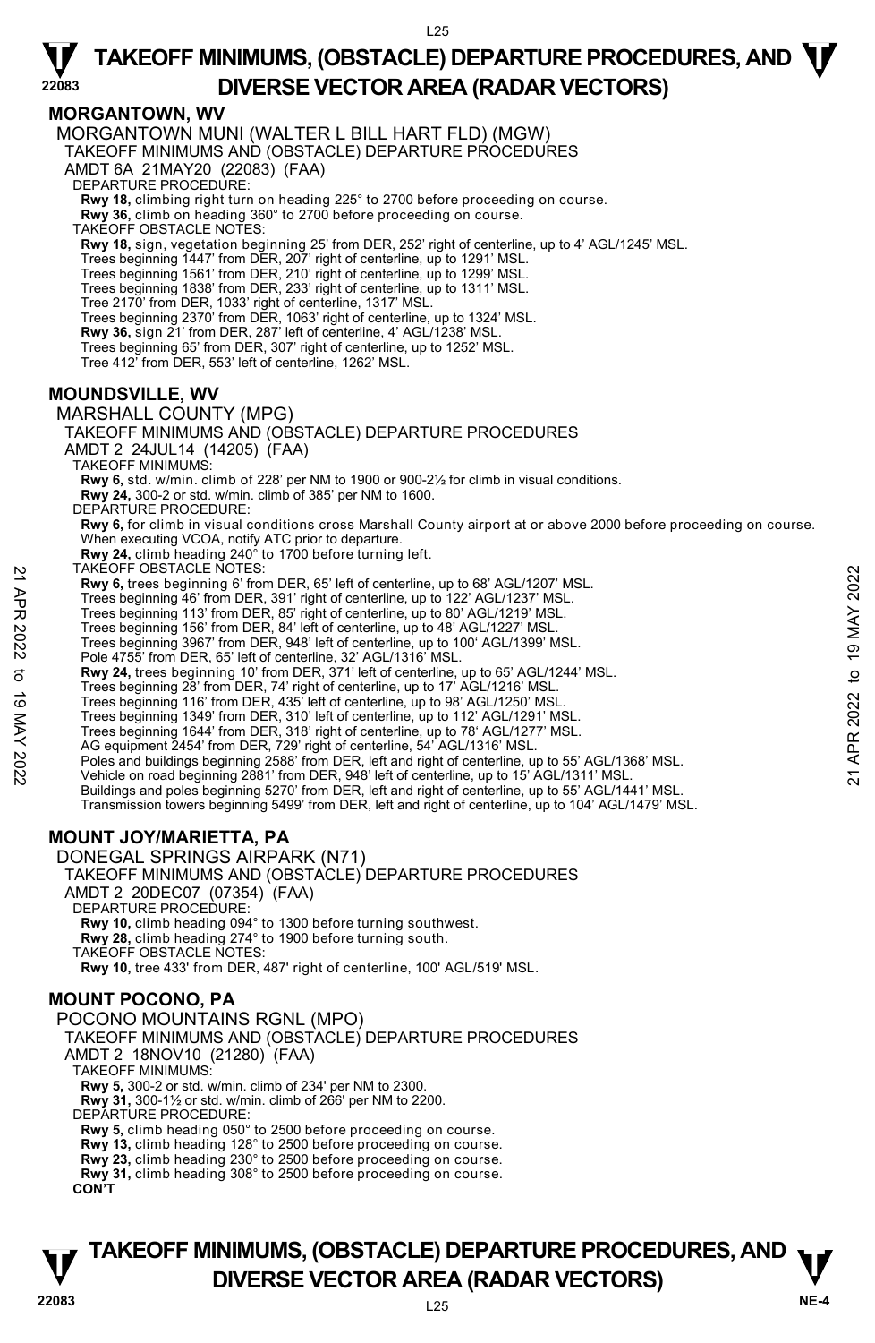# TAKEOFF MINIMUMS, (OBSTACLE) DEPARTURE PROCEDURES, AND DIVERSE VECTOR AREA (RADAR VECTORS)

## MORGANTOWN, WV

MORGANTOWN MUNI (WALTER L BILL HART FLD) (MGW)
TAKEOFF MINIMUMS AND (OBSTACLE) DEPARTURE PROCEDURES
AMDT 6A 21MAY20 (22083) (FAA)
DEPARTURE PROCEDURE:
**Rwy 18,** climbing right turn on heading 225° to 2700 before proceeding on course.
**Rwy 36,** climb on heading 360° to 2700 before proceeding on course.
TAKEOFF OBSTACLE NOTES:
**Rwy 18,** sign, vegetation beginning 25' from DER, 252' right of centerline, up to 4' AGL/1245' MSL.
Trees beginning 1447' from DER, 207' right of centerline, up to 1291' MSL.
Trees beginning 1561' from DER, 210' right of centerline, up to 1299' MSL.
Trees beginning 1838' from DER, 233' right of centerline, up to 1311' MSL.
Tree 2170' from DER, 1033' right of centerline, 1317' MSL.
Trees beginning 2370' from DER, 1063' right of centerline, up to 1324' MSL.
**Rwy 36,** sign 21' from DER, 287' left of centerline, 4' AGL/1238' MSL.
Trees beginning 65' from DER, 307' right of centerline, up to 1252' MSL.
Tree 412' from DER, 553' left of centerline, 1262' MSL.

## MOUNDSVILLE, WV

MARSHALL COUNTY (MPG)
TAKEOFF MINIMUMS AND (OBSTACLE) DEPARTURE PROCEDURES
AMDT 2 24JUL14 (14205) (FAA)
TAKEOFF MINIMUMS:
**Rwy 6,** std. w/min. climb of 228' per NM to 1900 or 900-2½ for climb in visual conditions.
**Rwy 24,** 300-2 or std. w/min. climb of 385' per NM to 1600.
DEPARTURE PROCEDURE:
**Rwy 6,** for climb in visual conditions cross Marshall County airport at or above 2000 before proceeding on course. When executing VCOA, notify ATC prior to departure.
**Rwy 24,** climb heading 240° to 1700 before turning left.
TAKEOFF OBSTACLE NOTES:
**Rwy 6,** trees beginning 6' from DER, 65' left of centerline, up to 68' AGL/1207' MSL.
Trees beginning 46' from DER, 391' right of centerline, up to 122' AGL/1237' MSL.
Trees beginning 113' from DER, 85' right of centerline, up to 80' AGL/1219' MSL.
Trees beginning 156' from DER, 84' left of centerline, up to 48' AGL/1227' MSL.
Trees beginning 3967' from DER, 948' left of centerline, up to 100' AGL/1399' MSL.
Pole 4755' from DER, 65' left of centerline, 32' AGL/1316' MSL.
**Rwy 24,** trees beginning 10' from DER, 371' left of centerline, up to 65' AGL/1244' MSL.
Trees beginning 28' from DER, 74' right of centerline, up to 17' AGL/1216' MSL.
Trees beginning 116' from DER, 435' left of centerline, up to 98' AGL/1250' MSL.
Trees beginning 1349' from DER, 310' left of centerline, up to 112' AGL/1291' MSL.
Trees beginning 1644' from DER, 318' right of centerline, up to 78' AGL/1277' MSL.
AG equipment 2454' from DER, 729' right of centerline, 54' AGL/1316' MSL.
Poles and buildings beginning 2588' from DER, left and right of centerline, up to 55' AGL/1368' MSL.
Vehicle on road beginning 2881' from DER, 948' left of centerline, up to 15' AGL/1311' MSL.
Buildings and poles beginning 5270' from DER, left and right of centerline, up to 55' AGL/1441' MSL.
Transmission towers beginning 5499' from DER, left and right of centerline, up to 104' AGL/1479' MSL.

## MOUNT JOY/MARIETTA, PA

DONEGAL SPRINGS AIRPARK (N71)
TAKEOFF MINIMUMS AND (OBSTACLE) DEPARTURE PROCEDURES
AMDT 2 20DEC07 (07354) (FAA)
DEPARTURE PROCEDURE:
**Rwy 10,** climb heading 094° to 1300 before turning southwest.
**Rwy 28,** climb heading 274° to 1900 before turning south.
TAKEOFF OBSTACLE NOTES:
**Rwy 10,** tree 433' from DER, 487' right of centerline, 100' AGL/519' MSL.

## MOUNT POCONO, PA

POCONO MOUNTAINS RGNL (MPO)
TAKEOFF MINIMUMS AND (OBSTACLE) DEPARTURE PROCEDURES
AMDT 2 18NOV10 (21280) (FAA)
TAKEOFF MINIMUMS:
**Rwy 5,** 300-2 or std. w/min. climb of 234' per NM to 2300.
**Rwy 31,** 300-1½ or std. w/min. climb of 266' per NM to 2200.
DEPARTURE PROCEDURE:
**Rwy 5,** climb heading 050° to 2500 before proceeding on course.
**Rwy 13,** climb heading 128° to 2500 before proceeding on course.
**Rwy 23,** climb heading 230° to 2500 before proceeding on course.
**Rwy 31,** climb heading 308° to 2500 before proceeding on course.
**CON'T**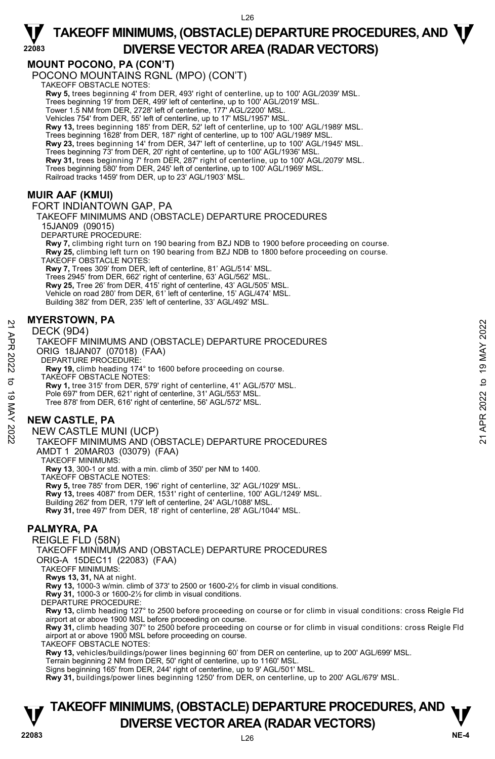## MOUNT POCONO, PA (CON'T)

POCONO MOUNTAINS RGNL (MPO) (CON'T)

TAKEOFF OBSTACLE NOTES:

**Rwy 5,** trees beginning 4' from DER, 493' right of centerline, up to 100' AGL/2039' MSL.
Trees beginning 19' from DER, 499' left of centerline, up to 100' AGL/2019' MSL.
Tower 1.5 NM from DER, 2728' left of centerline, 177' AGL/2200' MSL.
Vehicles 754' from DER, 55' left of centerline, up to 17' MSL/1957' MSL.
**Rwy 13,** trees beginning 185' from DER, 52' left of centerline, up to 100' AGL/1989' MSL.
Trees beginning 1628' from DER, 187' right of centerline, up to 100' AGL/1989' MSL.
**Rwy 23,** trees beginning 14' from DER, 347' left of centerline, up to 100' AGL/1945' MSL.
Trees beginning 73' from DER, 20' right of centerline, up to 100' AGL/1936' MSL.
**Rwy 31,** trees beginning 7' from DER, 287' right of centerline, up to 100' AGL/2079' MSL.
Trees beginning 580' from DER, 245' left of centerline, up to 100' AGL/1969' MSL.
Railroad tracks 1459' from DER, up to 23' AGL/1903' MSL.

## MUIR AAF (KMUI)

FORT INDIANTOWN GAP, PA

TAKEOFF MINIMUMS AND (OBSTACLE) DEPARTURE PROCEDURES

15JAN09 (09015)

DEPARTURE PROCEDURE:

**Rwy 7,** climbing right turn on 190 bearing from BZJ NDB to 1900 before proceeding on course.
**Rwy 25,** climbing left turn on 190 bearing from BZJ NDB to 1800 before proceeding on course.

TAKEOFF OBSTACLE NOTES:

**Rwy 7,** Trees 309' from DER, left of centerline, 81' AGL/514' MSL.
Trees 2945' from DER, 662' right of centerline, 63' AGL/562' MSL.
**Rwy 25,** Tree 26' from DER, 415' right of centerline, 43' AGL/505' MSL.
Vehicle on road 280' from DER, 61' left of centerline, 15' AGL/474' MSL.
Building 382' from DER, 235' left of centerline, 33' AGL/492' MSL.

## MYERSTOWN, PA

DECK (9D4)

TAKEOFF MINIMUMS AND (OBSTACLE) DEPARTURE PROCEDURES

ORIG 18JAN07 (07018) (FAA)

DEPARTURE PROCEDURE:

**Rwy 19,** climb heading 174° to 1600 before proceeding on course.

TAKEOFF OBSTACLE NOTES:

**Rwy 1,** tree 315' from DER, 579' right of centerline, 41' AGL/570' MSL.
Pole 697' from DER, 621' right of centerline, 31' AGL/553' MSL.
Tree 878' from DER, 616' right of centerline, 56' AGL/572' MSL.

## NEW CASTLE, PA

NEW CASTLE MUNI (UCP)

TAKEOFF MINIMUMS AND (OBSTACLE) DEPARTURE PROCEDURES

AMDT 1 20MAR03 (03079) (FAA)

TAKEOFF MINIMUMS:

**Rwy 13**, 300-1 or std. with a min. climb of 350' per NM to 1400.

TAKEOFF OBSTACLE NOTES:

**Rwy 5,** tree 785' from DER, 196' right of centerline, 32' AGL/1029' MSL.
**Rwy 13,** trees 4087' from DER, 1531' right of centerline, 100' AGL/1249' MSL.
Building 262' from DER, 179' left of centerline, 24' AGL/1088' MSL.
**Rwy 31,** tree 497' from DER, 18' right of centerline, 28' AGL/1044' MSL.

## PALMYRA, PA

REIGLE FLD (58N)

TAKEOFF MINIMUMS AND (OBSTACLE) DEPARTURE PROCEDURES

ORIG-A 15DEC11 (22083) (FAA)

TAKEOFF MINIMUMS:

**Rwys 13, 31,** NA at night.
**Rwy 13,** 1000-3 w/min. climb of 373' to 2500 or 1600-2½ for climb in visual conditions.
**Rwy 31,** 1000-3 or 1600-2½ for climb in visual conditions.

DEPARTURE PROCEDURE:

**Rwy 13,** climb heading 127° to 2500 before proceeding on course or for climb in visual conditions: cross Reigle Fld airport at or above 1900 MSL before proceeding on course.
**Rwy 31,** climb heading 307° to 2500 before proceeding on course or for climb in visual conditions: cross Reigle Fld airport at or above 1900 MSL before proceeding on course.

TAKEOFF OBSTACLE NOTES:

**Rwy 13,** vehicles/buildings/power lines beginning 60' from DER on centerline, up to 200' AGL/699' MSL.
Terrain beginning 2 NM from DER, 50' right of centerline, up to 1160' MSL.
Signs beginning 165' from DER, 244' right of centerline, up to 9' AGL/501' MSL.
**Rwy 31,** buildings/power lines beginning 1250' from DER, on centerline, up to 200' AGL/679' MSL.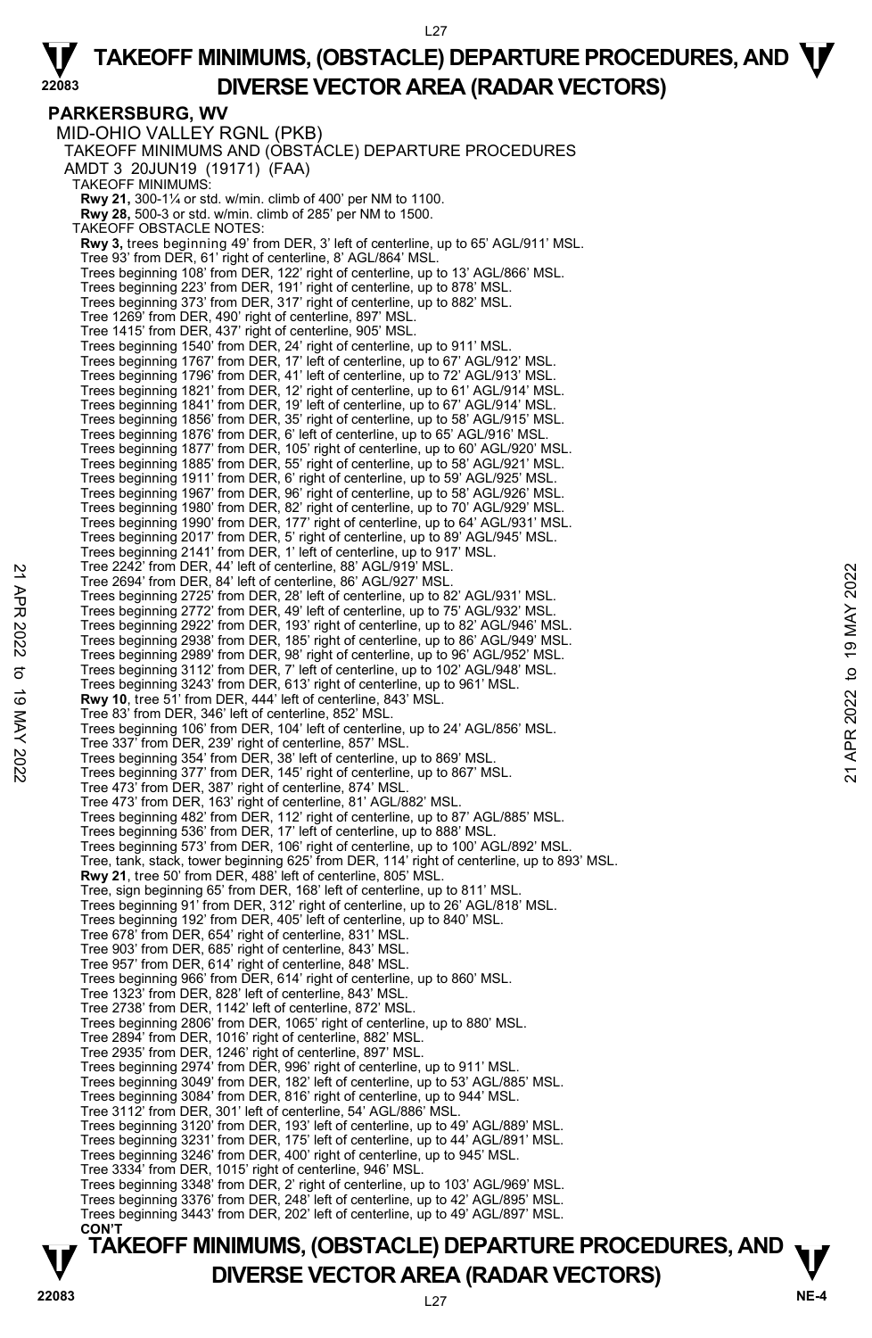# TAKEOFF MINIMUMS, (OBSTACLE) DEPARTURE PROCEDURES, AND DIVERSE VECTOR AREA (RADAR VECTORS)

## PARKERSBURG, WV

MID-OHIO VALLEY RGNL (PKB)

TAKEOFF MINIMUMS AND (OBSTACLE) DEPARTURE PROCEDURES

AMDT 3 20JUN19 (19171) (FAA)

TAKEOFF MINIMUMS:

**Rwy 21,** 300-1¼ or std. w/min. climb of 400' per NM to 1100.

**Rwy 28,** 500-3 or std. w/min. climb of 285' per NM to 1500.

TAKEOFF OBSTACLE NOTES:

**Rwy 3,** trees beginning 49' from DER, 3' left of centerline, up to 65' AGL/911' MSL.
Tree 93' from DER, 61' right of centerline, 8' AGL/864' MSL.
Trees beginning 108' from DER, 122' right of centerline, up to 13' AGL/866' MSL.
Trees beginning 223' from DER, 191' right of centerline, up to 878' MSL.
Trees beginning 373' from DER, 317' right of centerline, up to 882' MSL.
Tree 1269' from DER, 490' right of centerline, 897' MSL.
Tree 1415' from DER, 437' right of centerline, 905' MSL.
Trees beginning 1540' from DER, 24' right of centerline, up to 911' MSL.
Trees beginning 1767' from DER, 17' left of centerline, up to 67' AGL/912' MSL.
Trees beginning 1796' from DER, 41' left of centerline, up to 72' AGL/913' MSL.
Trees beginning 1821' from DER, 12' right of centerline, up to 61' AGL/914' MSL.
Trees beginning 1841' from DER, 19' left of centerline, up to 67' AGL/914' MSL.
Trees beginning 1856' from DER, 35' right of centerline, up to 58' AGL/915' MSL.
Trees beginning 1876' from DER, 6' left of centerline, up to 65' AGL/916' MSL.
Trees beginning 1877' from DER, 105' right of centerline, up to 60' AGL/920' MSL.
Trees beginning 1885' from DER, 55' right of centerline, up to 58' AGL/921' MSL.
Trees beginning 1911' from DER, 6' right of centerline, up to 59' AGL/925' MSL.
Trees beginning 1967' from DER, 96' right of centerline, up to 58' AGL/926' MSL.
Trees beginning 1980' from DER, 82' right of centerline, up to 70' AGL/929' MSL.
Trees beginning 1990' from DER, 177' right of centerline, up to 64' AGL/931' MSL.
Trees beginning 2017' from DER, 5' right of centerline, up to 89' AGL/945' MSL.
Trees beginning 2141' from DER, 1' left of centerline, up to 917' MSL.
Tree 2242' from DER, 44' left of centerline, 88' AGL/919' MSL.
Tree 2694' from DER, 84' left of centerline, 86' AGL/927' MSL.
Trees beginning 2725' from DER, 28' left of centerline, up to 82' AGL/931' MSL.
Trees beginning 2772' from DER, 49' left of centerline, up to 75' AGL/932' MSL.
Trees beginning 2922' from DER, 193' right of centerline, up to 82' AGL/946' MSL.
Trees beginning 2938' from DER, 185' right of centerline, up to 86' AGL/949' MSL.
Trees beginning 2989' from DER, 98' right of centerline, up to 96' AGL/952' MSL.
Trees beginning 3112' from DER, 7' left of centerline, up to 102' AGL/948' MSL.
Trees beginning 3243' from DER, 613' right of centerline, up to 961' MSL.

**Rwy 10**, tree 51' from DER, 444' left of centerline, 843' MSL.
Tree 83' from DER, 346' left of centerline, 852' MSL.
Trees beginning 106' from DER, 104' left of centerline, up to 24' AGL/856' MSL.
Tree 337' from DER, 239' right of centerline, 857' MSL.
Trees beginning 354' from DER, 38' left of centerline, up to 869' MSL.
Trees beginning 377' from DER, 145' right of centerline, up to 867' MSL.
Tree 473' from DER, 387' right of centerline, 874' MSL.
Tree 473' from DER, 163' right of centerline, 81' AGL/882' MSL.
Trees beginning 482' from DER, 112' right of centerline, up to 87' AGL/885' MSL.
Trees beginning 536' from DER, 17' left of centerline, up to 888' MSL.
Trees beginning 573' from DER, 106' right of centerline, up to 100' AGL/892' MSL.
Tree, tank, stack, tower beginning 625' from DER, 114' right of centerline, up to 893' MSL.

**Rwy 21**, tree 50' from DER, 488' left of centerline, 805' MSL.
Tree, sign beginning 65' from DER, 168' left of centerline, up to 811' MSL.
Trees beginning 91' from DER, 312' right of centerline, up to 26' AGL/818' MSL.
Trees beginning 192' from DER, 405' left of centerline, up to 840' MSL.
Tree 678' from DER, 654' right of centerline, 831' MSL.
Tree 903' from DER, 685' right of centerline, 843' MSL.
Tree 957' from DER, 614' right of centerline, 848' MSL.
Trees beginning 966' from DER, 614' right of centerline, up to 860' MSL.
Tree 1323' from DER, 828' left of centerline, 843' MSL.
Tree 2738' from DER, 1142' left of centerline, 872' MSL.
Trees beginning 2806' from DER, 1065' right of centerline, up to 880' MSL.
Tree 2894' from DER, 1016' right of centerline, 882' MSL.
Tree 2935' from DER, 1246' right of centerline, 897' MSL.
Trees beginning 2974' from DER, 996' right of centerline, up to 911' MSL.
Trees beginning 3049' from DER, 182' left of centerline, up to 53' AGL/885' MSL.
Trees beginning 3084' from DER, 816' right of centerline, up to 944' MSL.
Tree 3112' from DER, 301' left of centerline, 54' AGL/886' MSL.
Trees beginning 3120' from DER, 193' left of centerline, up to 49' AGL/889' MSL.
Trees beginning 3231' from DER, 175' left of centerline, up to 44' AGL/891' MSL.
Trees beginning 3246' from DER, 400' right of centerline, up to 945' MSL.
Tree 3334' from DER, 1015' right of centerline, 946' MSL.
Trees beginning 3348' from DER, 2' right of centerline, up to 103' AGL/969' MSL.
Trees beginning 3376' from DER, 248' left of centerline, up to 42' AGL/895' MSL.
Trees beginning 3443' from DER, 202' left of centerline, up to 49' AGL/897' MSL.

**CON'T**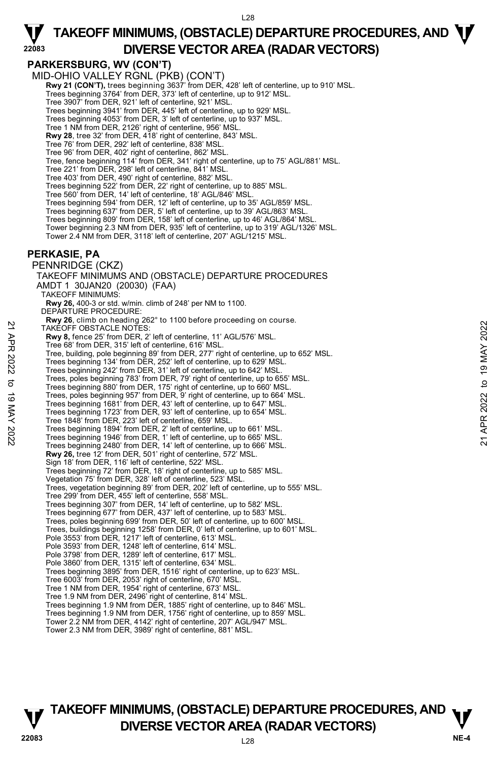## PARKERSBURG, WV (CON'T)

MID-OHIO VALLEY RGNL (PKB) (CON'T)

**Rwy 21 (CON'T),** trees beginning 3637' from DER, 428' left of centerline, up to 910' MSL.
Trees beginning 3764' from DER, 373' left of centerline, up to 912' MSL.
Tree 3907' from DER, 921' left of centerline, 921' MSL.
Trees beginning 3941' from DER, 445' left of centerline, up to 929' MSL.
Trees beginning 4053' from DER, 3' left of centerline, up to 937' MSL.
Tree 1 NM from DER, 2126' right of centerline, 956' MSL.
**Rwy 28**, tree 32' from DER, 418' right of centerline, 843' MSL.
Tree 76' from DER, 292' left of centerline, 838' MSL.
Tree 96' from DER, 402' right of centerline, 862' MSL.
Tree, fence beginning 114' from DER, 341' right of centerline, up to 75' AGL/881' MSL.
Tree 221' from DER, 298' left of centerline, 841' MSL.
Tree 403' from DER, 490' right of centerline, 882' MSL.
Trees beginning 522' from DER, 22' right of centerline, up to 885' MSL.
Tree 560' from DER, 14' left of centerline, 18' AGL/846' MSL.
Trees beginning 594' from DER, 12' left of centerline, up to 35' AGL/859' MSL.
Trees beginning 637' from DER, 5' left of centerline, up to 39' AGL/863' MSL.
Trees beginning 809' from DER, 158' left of centerline, up to 46' AGL/864' MSL.
Tower beginning 2.3 NM from DER, 935' left of centerline, up to 319' AGL/1326' MSL.
Tower 2.4 NM from DER, 3118' left of centerline, 207' AGL/1215' MSL.

## PERKASIE, PA

PENNRIDGE (CKZ)

TAKEOFF MINIMUMS AND (OBSTACLE) DEPARTURE PROCEDURES
AMDT 1 30JAN20 (20030) (FAA)

TAKEOFF MINIMUMS:
**Rwy 26,** 400-3 or std. w/min. climb of 248' per NM to 1100.

DEPARTURE PROCEDURE:
**Rwy 26**, climb on heading 262° to 1100 before proceeding on course.

TAKEOFF OBSTACLE NOTES:
**Rwy 8,** fence 25' from DER, 2' left of centerline, 11' AGL/576' MSL.
Tree 68' from DER, 315' left of centerline, 616' MSL.
Tree, building, pole beginning 89' from DER, 277' right of centerline, up to 652' MSL.
Trees beginning 134' from DER, 252' left of centerline, up to 629' MSL.
Trees beginning 242' from DER, 31' left of centerline, up to 642' MSL.
Trees, poles beginning 783' from DER, 79' right of centerline, up to 655' MSL.
Trees beginning 880' from DER, 175' right of centerline, up to 660' MSL.
Trees, poles beginning 957' from DER, 9' right of centerline, up to 664' MSL.
Trees beginning 1681' from DER, 43' left of centerline, up to 647' MSL.
Trees beginning 1723' from DER, 93' left of centerline, up to 654' MSL.
Tree 1848' from DER, 223' left of centerline, 659' MSL.
Trees beginning 1894' from DER, 2' left of centerline, up to 661' MSL.
Trees beginning 1946' from DER, 1' left of centerline, up to 665' MSL.
Trees beginning 2480' from DER, 14' left of centerline, up to 666' MSL.
**Rwy 26,** tree 12' from DER, 501' right of centerline, 572' MSL.
Sign 18' from DER, 116' left of centerline, 522' MSL.
Trees beginning 72' from DER, 18' right of centerline, up to 585' MSL.
Vegetation 75' from DER, 328' left of centerline, 523' MSL.
Trees, vegetation beginning 89' from DER, 202' left of centerline, up to 555' MSL.
Tree 299' from DER, 455' left of centerline, 558' MSL.
Trees beginning 307' from DER, 14' left of centerline, up to 582' MSL.
Trees beginning 677' from DER, 437' left of centerline, up to 583' MSL.
Trees, poles beginning 699' from DER, 50' left of centerline, up to 600' MSL.
Trees, buildings beginning 1258' from DER, 0' left of centerline, up to 601' MSL.
Pole 3553' from DER, 1217' left of centerline, 613' MSL.
Pole 3593' from DER, 1248' left of centerline, 614' MSL.
Pole 3798' from DER, 1289' left of centerline, 617' MSL.
Pole 3860' from DER, 1315' left of centerline, 634' MSL.
Trees beginning 3895' from DER, 1516' right of centerline, up to 623' MSL.
Tree 6003' from DER, 2053' right of centerline, 670' MSL.
Tree 1 NM from DER, 1954' right of centerline, 673' MSL.
Tree 1.9 NM from DER, 2496' right of centerline, 814' MSL.
Trees beginning 1.9 NM from DER, 1885' right of centerline, up to 846' MSL.
Trees beginning 1.9 NM from DER, 1756' right of centerline, up to 859' MSL.
Tower 2.2 NM from DER, 4142' right of centerline, 207' AGL/947' MSL.
Tower 2.3 NM from DER, 3989' right of centerline, 881' MSL.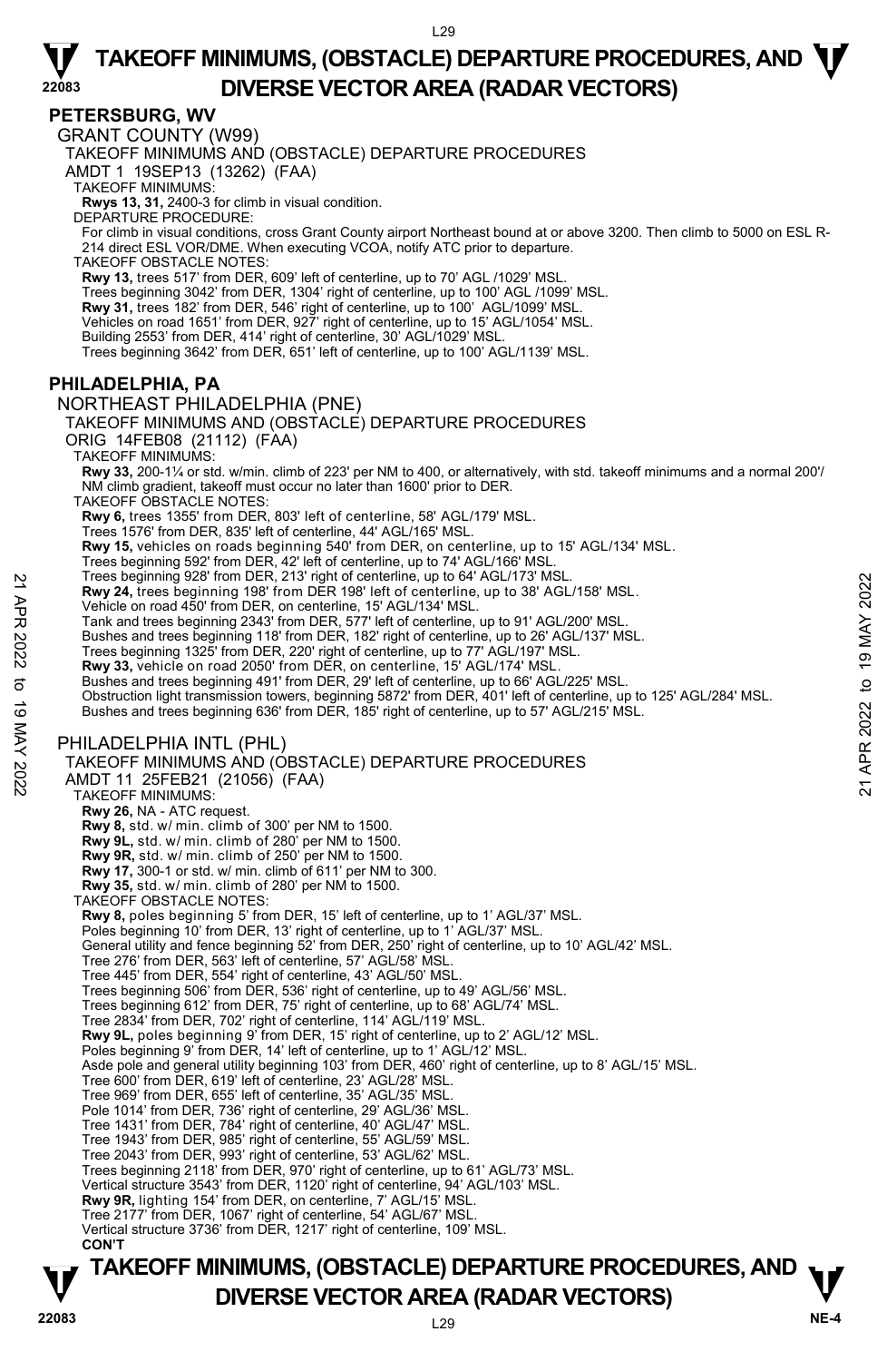## PETERSBURG, WV

### GRANT COUNTY (W99)

TAKEOFF MINIMUMS AND (OBSTACLE) DEPARTURE PROCEDURES
AMDT 1 19SEP13 (13262) (FAA)

TAKEOFF MINIMUMS:
**Rwys 13, 31,** 2400-3 for climb in visual condition.

DEPARTURE PROCEDURE:
For climb in visual conditions, cross Grant County airport Northeast bound at or above 3200. Then climb to 5000 on ESL R-214 direct ESL VOR/DME. When executing VCOA, notify ATC prior to departure.

TAKEOFF OBSTACLE NOTES:
**Rwy 13,** trees 517' from DER, 609' left of centerline, up to 70' AGL /1029' MSL.
Trees beginning 3042' from DER, 1304' right of centerline, up to 100' AGL /1099' MSL.
**Rwy 31,** trees 182' from DER, 546' right of centerline, up to 100' AGL/1099' MSL.
Vehicles on road 1651' from DER, 927' right of centerline, up to 15' AGL/1054' MSL.
Building 2553' from DER, 414' right of centerline, 30' AGL/1029' MSL.
Trees beginning 3642' from DER, 651' left of centerline, up to 100' AGL/1139' MSL.

## PHILADELPHIA, PA

### NORTHEAST PHILADELPHIA (PNE)

TAKEOFF MINIMUMS AND (OBSTACLE) DEPARTURE PROCEDURES
ORIG 14FEB08 (21112) (FAA)

TAKEOFF MINIMUMS:
**Rwy 33,** 200-1¼ or std. w/min. climb of 223' per NM to 400, or alternatively, with std. takeoff minimums and a normal 200'/NM climb gradient, takeoff must occur no later than 1600' prior to DER.

TAKEOFF OBSTACLE NOTES:
**Rwy 6,** trees 1355' from DER, 803' left of centerline, 58' AGL/179' MSL.
Trees 1576' from DER, 835' left of centerline, 44' AGL/165' MSL.
**Rwy 15,** vehicles on roads beginning 540' from DER, on centerline, up to 15' AGL/134' MSL.
Trees beginning 592' from DER, 42' left of centerline, up to 74' AGL/166' MSL.
Trees beginning 928' from DER, 213' right of centerline, up to 64' AGL/173' MSL.
**Rwy 24,** trees beginning 198' from DER 198' left of centerline, up to 38' AGL/158' MSL.
Vehicle on road 450' from DER, on centerline, 15' AGL/134' MSL.
Tank and trees beginning 2343' from DER, 577' left of centerline, up to 91' AGL/200' MSL.
Bushes and trees beginning 118' from DER, 182' right of centerline, up to 26' AGL/137' MSL.
Trees beginning 1325' from DER, 220' right of centerline, up to 77' AGL/197' MSL.
**Rwy 33,** vehicle on road 2050' from DER, on centerline, 15' AGL/174' MSL.
Bushes and trees beginning 491' from DER, 29' left of centerline, up to 66' AGL/225' MSL.
Obstruction light transmission towers, beginning 5872' from DER, 401' left of centerline, up to 125' AGL/284' MSL.
Bushes and trees beginning 636' from DER, 185' right of centerline, up to 57' AGL/215' MSL.

### PHILADELPHIA INTL (PHL)

TAKEOFF MINIMUMS AND (OBSTACLE) DEPARTURE PROCEDURES
AMDT 11 25FEB21 (21056) (FAA)

TAKEOFF MINIMUMS:
**Rwy 26,** NA - ATC request.
**Rwy 8,** std. w/ min. climb of 300' per NM to 1500.
**Rwy 9L,** std. w/ min. climb of 280' per NM to 1500.
**Rwy 9R,** std. w/ min. climb of 250' per NM to 1500.
**Rwy 17,** 300-1 or std. w/ min. climb of 611' per NM to 300.
**Rwy 35,** std. w/ min. climb of 280' per NM to 1500.

TAKEOFF OBSTACLE NOTES:
**Rwy 8,** poles beginning 5' from DER, 15' left of centerline, up to 1' AGL/37' MSL.
Poles beginning 10' from DER, 13' right of centerline, up to 1' AGL/37' MSL.
General utility and fence beginning 52' from DER, 250' right of centerline, up to 10' AGL/42' MSL.
Tree 276' from DER, 563' left of centerline, 57' AGL/58' MSL.
Tree 445' from DER, 554' right of centerline, 43' AGL/50' MSL.
Trees beginning 506' from DER, 536' right of centerline, up to 49' AGL/56' MSL.
Trees beginning 612' from DER, 75' right of centerline, up to 68' AGL/74' MSL.
Tree 2834' from DER, 702' right of centerline, 114' AGL/119' MSL.
**Rwy 9L,** poles beginning 9' from DER, 15' right of centerline, up to 2' AGL/12' MSL.
Poles beginning 9' from DER, 14' left of centerline, up to 1' AGL/12' MSL.
Asde pole and general utility beginning 103' from DER, 460' right of centerline, up to 8' AGL/15' MSL.
Tree 600' from DER, 619' left of centerline, 23' AGL/28' MSL.
Tree 969' from DER, 655' left of centerline, 35' AGL/35' MSL.
Pole 1014' from DER, 736' right of centerline, 29' AGL/36' MSL.
Tree 1431' from DER, 784' right of centerline, 40' AGL/47' MSL.
Tree 1943' from DER, 985' right of centerline, 55' AGL/59' MSL.
Tree 2043' from DER, 993' right of centerline, 53' AGL/62' MSL.
Trees beginning 2118' from DER, 970' right of centerline, up to 61' AGL/73' MSL.
Vertical structure 3543' from DER, 1120' right of centerline, 94' AGL/103' MSL.
**Rwy 9R,** lighting 154' from DER, on centerline, 7' AGL/15' MSL.
Tree 2177' from DER, 1067' right of centerline, 54' AGL/67' MSL.
Vertical structure 3736' from DER, 1217' right of centerline, 109' MSL.
**CON'T**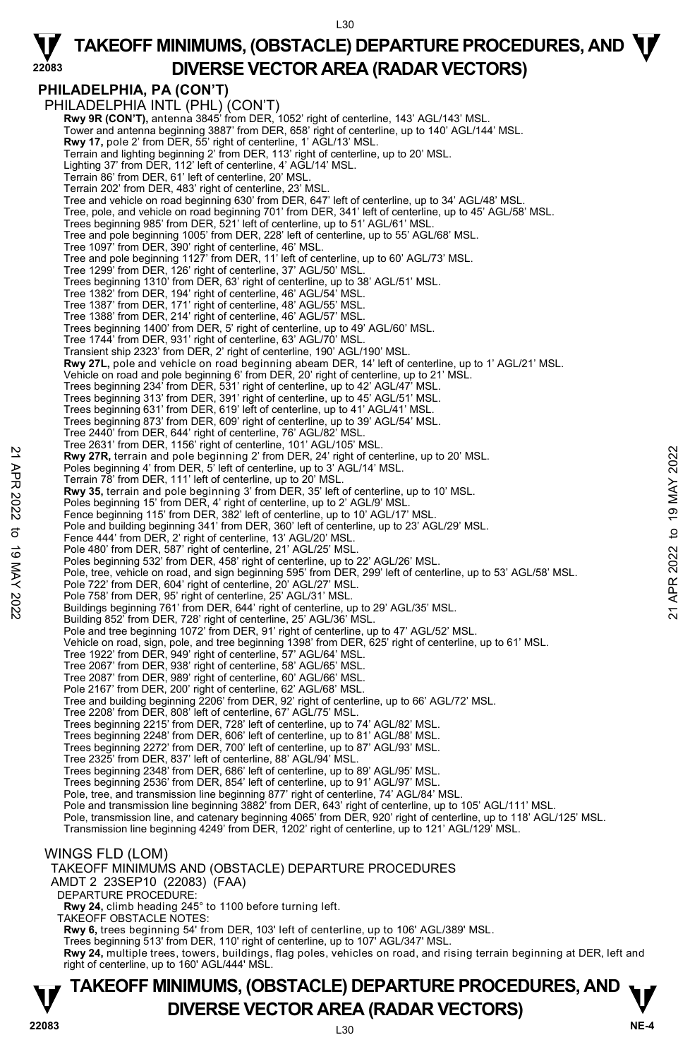## PHILADELPHIA, PA (CON'T)

PHILADELPHIA INTL (PHL) (CON'T)

**Rwy 9R (CON'T),** antenna 3845' from DER, 1052' right of centerline, 143' AGL/143' MSL.
Tower and antenna beginning 3887' from DER, 658' right of centerline, up to 140' AGL/144' MSL.
**Rwy 17,** pole 2' from DER, 55' right of centerline, 1' AGL/13' MSL.
Terrain and lighting beginning 2' from DER, 113' right of centerline, up to 20' MSL.
Lighting 37' from DER, 112' left of centerline, 4' AGL/14' MSL.
Terrain 86' from DER, 61' left of centerline, 20' MSL.
Terrain 202' from DER, 483' right of centerline, 23' MSL.
Tree and vehicle on road beginning 630' from DER, 647' left of centerline, up to 34' AGL/48' MSL.
Tree, pole, and vehicle on road beginning 701' from DER, 341' left of centerline, up to 45' AGL/58' MSL.
Trees beginning 985' from DER, 521' left of centerline, up to 51' AGL/61' MSL.
Tree and pole beginning 1005' from DER, 228' left of centerline, up to 55' AGL/68' MSL.
Tree 1097' from DER, 390' right of centerline, 46' MSL.
Tree and pole beginning 1127' from DER, 11' left of centerline, up to 60' AGL/73' MSL.
Tree 1299' from DER, 126' right of centerline, 37' AGL/50' MSL.
Trees beginning 1310' from DER, 63' right of centerline, up to 38' AGL/51' MSL.
Tree 1382' from DER, 194' right of centerline, 46' AGL/54' MSL.
Tree 1387' from DER, 171' right of centerline, 48' AGL/55' MSL.
Tree 1388' from DER, 214' right of centerline, 46' AGL/57' MSL.
Trees beginning 1400' from DER, 5' right of centerline, up to 49' AGL/60' MSL.
Tree 1744' from DER, 931' right of centerline, 63' AGL/70' MSL.
Transient ship 2323' from DER, 2' right of centerline, 190' AGL/190' MSL.
**Rwy 27L,** pole and vehicle on road beginning abeam DER, 14' left of centerline, up to 1' AGL/21' MSL.
Vehicle on road and pole beginning 6' from DER, 20' right of centerline, up to 21' MSL.
Trees beginning 234' from DER, 531' right of centerline, up to 42' AGL/47' MSL.
Trees beginning 313' from DER, 391' right of centerline, up to 45' AGL/51' MSL.
Trees beginning 631' from DER, 619' left of centerline, up to 41' AGL/41' MSL.
Trees beginning 873' from DER, 609' right of centerline, up to 39' AGL/54' MSL.
Tree 2440' from DER, 644' right of centerline, 76' AGL/82' MSL.
Tree 2631' from DER, 1156' right of centerline, 101' AGL/105' MSL.
**Rwy 27R,** terrain and pole beginning 2' from DER, 24' right of centerline, up to 20' MSL.
Poles beginning 4' from DER, 5' left of centerline, up to 3' AGL/14' MSL.
Terrain 78' from DER, 111' left of centerline, up to 20' MSL.
**Rwy 35,** terrain and pole beginning 3' from DER, 35' left of centerline, up to 10' MSL.
Poles beginning 15' from DER, 4' right of centerline, up to 2' AGL/9' MSL.
Fence beginning 115' from DER, 382' left of centerline, up to 10' AGL/17' MSL.
Pole and building beginning 341' from DER, 360' left of centerline, up to 23' AGL/29' MSL.
Fence 444' from DER, 2' right of centerline, 13' AGL/20' MSL.
Pole 480' from DER, 587' right of centerline, 21' AGL/25' MSL.
Poles beginning 532' from DER, 458' right of centerline, up to 22' AGL/26' MSL.
Pole, tree, vehicle on road, and sign beginning 595' from DER, 299' left of centerline, up to 53' AGL/58' MSL.
Pole 722' from DER, 604' right of centerline, 20' AGL/27' MSL.
Pole 758' from DER, 95' right of centerline, 25' AGL/31' MSL.
Buildings beginning 761' from DER, 644' right of centerline, up to 29' AGL/35' MSL.
Building 852' from DER, 728' right of centerline, 25' AGL/36' MSL.
Pole and tree beginning 1072' from DER, 91' right of centerline, up to 47' AGL/52' MSL.
Vehicle on road, sign, pole, and tree beginning 1398' from DER, 625' right of centerline, up to 61' MSL.
Tree 1922' from DER, 949' right of centerline, 57' AGL/64' MSL.
Tree 2067' from DER, 938' right of centerline, 58' AGL/65' MSL.
Tree 2087' from DER, 989' right of centerline, 60' AGL/66' MSL.
Pole 2167' from DER, 200' right of centerline, 62' AGL/68' MSL.
Tree and building beginning 2206' from DER, 92' right of centerline, up to 66' AGL/72' MSL.
Tree 2208' from DER, 808' left of centerline, 67' AGL/75' MSL.
Trees beginning 2215' from DER, 728' left of centerline, up to 74' AGL/82' MSL.
Trees beginning 2248' from DER, 606' left of centerline, up to 81' AGL/88' MSL.
Trees beginning 2272' from DER, 700' left of centerline, up to 87' AGL/93' MSL.
Tree 2325' from DER, 837' left of centerline, 88' AGL/94' MSL.
Trees beginning 2348' from DER, 686' left of centerline, up to 89' AGL/95' MSL.
Trees beginning 2536' from DER, 854' left of centerline, up to 91' AGL/97' MSL.
Pole, tree, and transmission line beginning 877' right of centerline, 74' AGL/84' MSL.
Pole and transmission line beginning 3882' from DER, 643' right of centerline, up to 105' AGL/111' MSL.
Pole, transmission line, and catenary beginning 4065' from DER, 920' right of centerline, up to 118' AGL/125' MSL.
Transmission line beginning 4249' from DER, 1202' right of centerline, up to 121' AGL/129' MSL.

WINGS FLD (LOM)

TAKEOFF MINIMUMS AND (OBSTACLE) DEPARTURE PROCEDURES
AMDT 2 23SEP10 (22083) (FAA)

DEPARTURE PROCEDURE:
**Rwy 24,** climb heading 245° to 1100 before turning left.

TAKEOFF OBSTACLE NOTES:
**Rwy 6,** trees beginning 54' from DER, 103' left of centerline, up to 106' AGL/389' MSL.
Trees beginning 513' from DER, 110' right of centerline, up to 107' AGL/347' MSL.
**Rwy 24,** multiple trees, towers, buildings, flag poles, vehicles on road, and rising terrain beginning at DER, left and right of centerline, up to 160' AGL/444' MSL.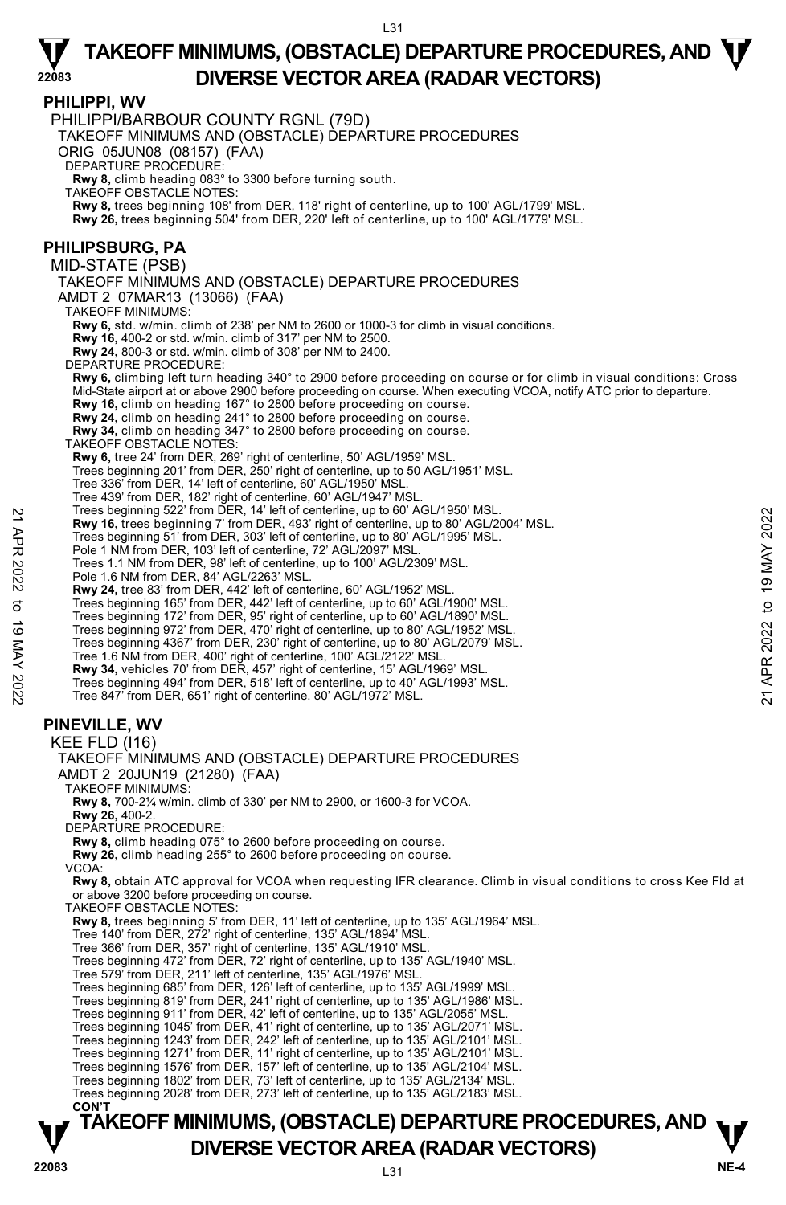## PHILIPPI, WV

PHILIPPI/BARBOUR COUNTY RGNL (79D)
TAKEOFF MINIMUMS AND (OBSTACLE) DEPARTURE PROCEDURES
ORIG 05JUN08 (08157) (FAA)
DEPARTURE PROCEDURE:
**Rwy 8,** climb heading 083° to 3300 before turning south.
TAKEOFF OBSTACLE NOTES:
**Rwy 8,** trees beginning 108' from DER, 118' right of centerline, up to 100' AGL/1799' MSL.
**Rwy 26,** trees beginning 504' from DER, 220' left of centerline, up to 100' AGL/1779' MSL.

## PHILIPSBURG, PA

MID-STATE (PSB)
TAKEOFF MINIMUMS AND (OBSTACLE) DEPARTURE PROCEDURES
AMDT 2 07MAR13 (13066) (FAA)
TAKEOFF MINIMUMS:
**Rwy 6,** std. w/min. climb of 238' per NM to 2600 or 1000-3 for climb in visual conditions.
**Rwy 16,** 400-2 or std. w/min. climb of 317' per NM to 2500.
**Rwy 24,** 800-3 or std. w/min. climb of 308' per NM to 2400.
DEPARTURE PROCEDURE:
**Rwy 6,** climbing left turn heading 340° to 2900 before proceeding on course or for climb in visual conditions: Cross Mid-State airport at or above 2900 before proceeding on course. When executing VCOA, notify ATC prior to departure.
**Rwy 16,** climb on heading 167° to 2800 before proceeding on course.
**Rwy 24,** climb on heading 241° to 2800 before proceeding on course.
**Rwy 34,** climb on heading 347° to 2800 before proceeding on course.
TAKEOFF OBSTACLE NOTES:
**Rwy 6,** tree 24' from DER, 269' right of centerline, 50' AGL/1959' MSL.
Trees beginning 201' from DER, 250' right of centerline, up to 50 AGL/1951' MSL.
Tree 336' from DER, 14' left of centerline, 60' AGL/1950' MSL.
Tree 439' from DER, 182' right of centerline, 60' AGL/1947' MSL.
Trees beginning 522' from DER, 14' left of centerline, up to 60' AGL/1950' MSL.
**Rwy 16,** trees beginning 7' from DER, 493' right of centerline, up to 80' AGL/2004' MSL.
Trees beginning 51' from DER, 303' left of centerline, up to 80' AGL/1995' MSL.
Pole 1 NM from DER, 103' left of centerline, 72' AGL/2097' MSL.
Trees 1.1 NM from DER, 98' left of centerline, up to 100' AGL/2309' MSL.
Pole 1.6 NM from DER, 84' AGL/2263' MSL.
**Rwy 24,** tree 83' from DER, 442' left of centerline, 60' AGL/1952' MSL.
Trees beginning 165' from DER, 442' left of centerline, up to 60' AGL/1900' MSL.
Trees beginning 172' from DER, 95' right of centerline, up to 60' AGL/1890' MSL.
Trees beginning 972' from DER, 470' right of centerline, up to 80' AGL/1952' MSL.
Trees beginning 4367' from DER, 230' right of centerline, up to 80' AGL/2079' MSL.
Tree 1.6 NM from DER, 400' right of centerline, 100' AGL/2122' MSL.
**Rwy 34,** vehicles 70' from DER, 457' right of centerline, 15' AGL/1969' MSL.
Trees beginning 494' from DER, 518' left of centerline, up to 40' AGL/1993' MSL.
Tree 847' from DER, 651' right of centerline. 80' AGL/1972' MSL.

## PINEVILLE, WV

KEE FLD (I16)
TAKEOFF MINIMUMS AND (OBSTACLE) DEPARTURE PROCEDURES
AMDT 2 20JUN19 (21280) (FAA)
TAKEOFF MINIMUMS:
**Rwy 8,** 700-2¼ w/min. climb of 330' per NM to 2900, or 1600-3 for VCOA.
**Rwy 26,** 400-2.
DEPARTURE PROCEDURE:
**Rwy 8,** climb heading 075° to 2600 before proceeding on course.
**Rwy 26,** climb heading 255° to 2600 before proceeding on course.
VCOA:
**Rwy 8,** obtain ATC approval for VCOA when requesting IFR clearance. Climb in visual conditions to cross Kee Fld at or above 3200 before proceeding on course.
TAKEOFF OBSTACLE NOTES:
**Rwy 8,** trees beginning 5' from DER, 11' left of centerline, up to 135' AGL/1964' MSL.
Tree 140' from DER, 272' right of centerline, 135' AGL/1894' MSL.
Tree 366' from DER, 357' right of centerline, 135' AGL/1910' MSL.
Trees beginning 472' from DER, 72' right of centerline, up to 135' AGL/1940' MSL.
Tree 579' from DER, 211' left of centerline, 135' AGL/1976' MSL.
Trees beginning 685' from DER, 126' left of centerline, up to 135' AGL/1999' MSL.
Trees beginning 819' from DER, 241' right of centerline, up to 135' AGL/1986' MSL.
Trees beginning 911' from DER, 42' left of centerline, up to 135' AGL/2055' MSL.
Trees beginning 1045' from DER, 41' right of centerline, up to 135' AGL/2071' MSL.
Trees beginning 1243' from DER, 242' left of centerline, up to 135' AGL/2101' MSL.
Trees beginning 1271' from DER, 11' right of centerline, up to 135' AGL/2101' MSL.
Trees beginning 1576' from DER, 157' left of centerline, up to 135' AGL/2104' MSL.
Trees beginning 1802' from DER, 73' left of centerline, up to 135' AGL/2134' MSL.
Trees beginning 2028' from DER, 273' left of centerline, up to 135' AGL/2183' MSL.
**CON'T**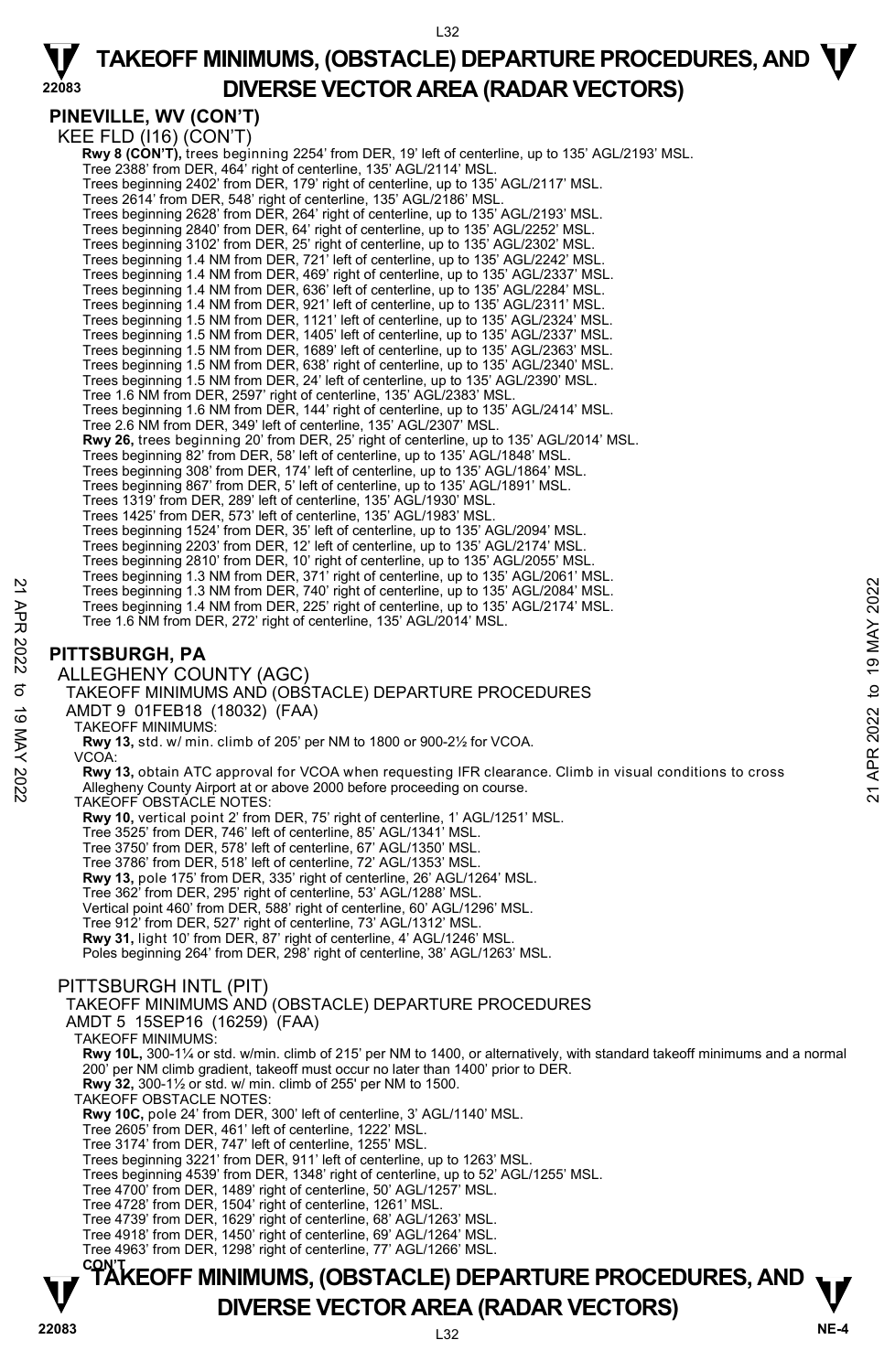## PINEVILLE, WV (CON'T)

KEE FLD (I16) (CON'T)

**Rwy 8 (CON'T),** trees beginning 2254' from DER, 19' left of centerline, up to 135' AGL/2193' MSL.
Tree 2388' from DER, 464' right of centerline, 135' AGL/2114' MSL.
Trees beginning 2402' from DER, 179' right of centerline, up to 135' AGL/2117' MSL.
Tree 2614' from DER, 548' right of centerline, 135' AGL/2186' MSL.
Trees beginning 2628' from DER, 264' right of centerline, up to 135' AGL/2193' MSL.
Trees beginning 2840' from DER, 64' right of centerline, up to 135' AGL/2252' MSL.
Trees beginning 3102' from DER, 25' right of centerline, up to 135' AGL/2302' MSL.
Trees beginning 1.4 NM from DER, 721' left of centerline, up to 135' AGL/2242' MSL.
Trees beginning 1.4 NM from DER, 469' right of centerline, up to 135' AGL/2337' MSL.
Trees beginning 1.4 NM from DER, 636' left of centerline, up to 135' AGL/2284' MSL.
Trees beginning 1.4 NM from DER, 921' left of centerline, up to 135' AGL/2311' MSL.
Trees beginning 1.5 NM from DER, 1121' left of centerline, up to 135' AGL/2324' MSL.
Trees beginning 1.5 NM from DER, 1405' left of centerline, up to 135' AGL/2337' MSL.
Trees beginning 1.5 NM from DER, 1689' left of centerline, up to 135' AGL/2363' MSL.
Trees beginning 1.5 NM from DER, 638' right of centerline, up to 135' AGL/2340' MSL.
Trees beginning 1.5 NM from DER, 24' left of centerline, up to 135' AGL/2390' MSL.
Tree 1.6 NM from DER, 2597' right of centerline, 135' AGL/2383' MSL.
Trees beginning 1.6 NM from DER, 144' right of centerline, up to 135' AGL/2414' MSL.
Tree 2.6 NM from DER, 349' left of centerline, 135' AGL/2307' MSL.
**Rwy 26,** trees beginning 20' from DER, 25' right of centerline, up to 135' AGL/2014' MSL.
Trees beginning 82' from DER, 58' left of centerline, up to 135' AGL/1848' MSL.
Trees beginning 308' from DER, 174' left of centerline, up to 135' AGL/1864' MSL.
Trees beginning 867' from DER, 5' left of centerline, up to 135' AGL/1891' MSL.
Trees 1319' from DER, 289' left of centerline, 135' AGL/1930' MSL.
Trees 1425' from DER, 573' left of centerline, 135' AGL/1983' MSL.
Trees beginning 1524' from DER, 35' left of centerline, up to 135' AGL/2094' MSL.
Trees beginning 2203' from DER, 12' left of centerline, up to 135' AGL/2174' MSL.
Trees beginning 2810' from DER, 10' right of centerline, up to 135' AGL/2055' MSL.
Trees beginning 1.3 NM from DER, 371' right of centerline, up to 135' AGL/2061' MSL.
Trees beginning 1.3 NM from DER, 740' right of centerline, up to 135' AGL/2084' MSL.
Trees beginning 1.4 NM from DER, 225' right of centerline, up to 135' AGL/2174' MSL.
Tree 1.6 NM from DER, 272' right of centerline, 135' AGL/2014' MSL.

## PITTSBURGH, PA

ALLEGHENY COUNTY (AGC)
TAKEOFF MINIMUMS AND (OBSTACLE) DEPARTURE PROCEDURES
AMDT 9 01FEB18 (18032) (FAA)

TAKEOFF MINIMUMS:
**Rwy 13,** std. w/ min. climb of 205' per NM to 1800 or 900-2½ for VCOA.

VCOA:
**Rwy 13,** obtain ATC approval for VCOA when requesting IFR clearance. Climb in visual conditions to cross Allegheny County Airport at or above 2000 before proceeding on course.

TAKEOFF OBSTACLE NOTES:
**Rwy 10,** vertical point 2' from DER, 75' right of centerline, 1' AGL/1251' MSL.
Tree 3525' from DER, 746' left of centerline, 85' AGL/1341' MSL.
Tree 3750' from DER, 578' left of centerline, 67' AGL/1350' MSL.
Tree 3786' from DER, 518' left of centerline, 72' AGL/1353' MSL.
**Rwy 13,** pole 175' from DER, 335' right of centerline, 26' AGL/1264' MSL.
Tree 362' from DER, 295' right of centerline, 53' AGL/1288' MSL.
Vertical point 460' from DER, 588' right of centerline, 60' AGL/1296' MSL.
Tree 912' from DER, 527' right of centerline, 73' AGL/1312' MSL.
**Rwy 31,** light 10' from DER, 87' right of centerline, 4' AGL/1246' MSL.
Poles beginning 264' from DER, 298' right of centerline, 38' AGL/1263' MSL.

PITTSBURGH INTL (PIT)
TAKEOFF MINIMUMS AND (OBSTACLE) DEPARTURE PROCEDURES
AMDT 5 15SEP16 (16259) (FAA)

TAKEOFF MINIMUMS:
**Rwy 10L,** 300-1¼ or std. w/min. climb of 215' per NM to 1400, or alternatively, with standard takeoff minimums and a normal 200' per NM climb gradient, takeoff must occur no later than 1400' prior to DER.
**Rwy 32,** 300-1½ or std. w/ min. climb of 255' per NM to 1500.

TAKEOFF OBSTACLE NOTES:
**Rwy 10C,** pole 24' from DER, 300' left of centerline, 3' AGL/1140' MSL.
Tree 2605' from DER, 461' left of centerline, 1222' MSL.
Tree 3174' from DER, 747' left of centerline, 1255' MSL.
Trees beginning 3221' from DER, 911' left of centerline, up to 1263' MSL.
Trees beginning 4539' from DER, 1348' right of centerline, up to 52' AGL/1255' MSL.
Tree 4700' from DER, 1489' right of centerline, 50' AGL/1257' MSL.
Tree 4728' from DER, 1504' right of centerline, 1261' MSL.
Tree 4739' from DER, 1629' right of centerline, 68' AGL/1263' MSL.
Tree 4918' from DER, 1450' right of centerline, 69' AGL/1264' MSL.
Tree 4963' from DER, 1298' right of centerline, 77' AGL/1266' MSL.

**CON'T**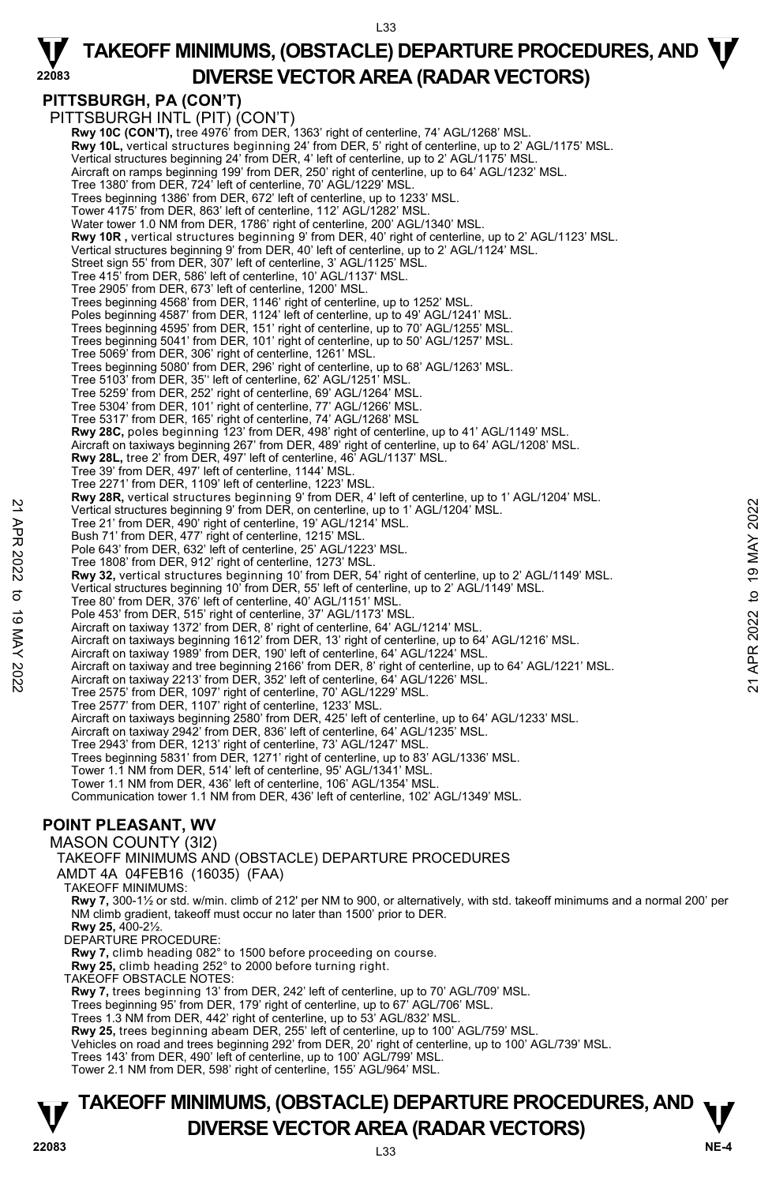## PITTSBURGH, PA (CON'T)

PITTSBURGH INTL (PIT) (CON'T)

**Rwy 10C (CON'T),** tree 4976' from DER, 1363' right of centerline, 74' AGL/1268' MSL.
**Rwy 10L,** vertical structures beginning 24' from DER, 5' right of centerline, up to 2' AGL/1175' MSL.
Vertical structures beginning 24' from DER, 4' left of centerline, up to 2' AGL/1175' MSL.
Aircraft on ramps beginning 199' from DER, 250' right of centerline, up to 64' AGL/1232' MSL.
Tree 1380' from DER, 724' left of centerline, 70' AGL/1229' MSL.
Trees beginning 1386' from DER, 672' left of centerline, up to 1233' MSL.
Tower 4175' from DER, 863' left of centerline, 112' AGL/1282' MSL.
Water tower 1.0 NM from DER, 1786' right of centerline, 200' AGL/1340' MSL.
**Rwy 10R ,** vertical structures beginning 9' from DER, 40' right of centerline, up to 2' AGL/1123' MSL.
Vertical structures beginning 9' from DER, 40' left of centerline, up to 2' AGL/1124' MSL.
Street sign 55' from DER, 307' left of centerline, 3' AGL/1125' MSL.
Tree 415' from DER, 586' left of centerline, 10' AGL/1137' MSL.
Tree 2905' from DER, 673' left of centerline, 1200' MSL.
Trees beginning 4568' from DER, 1146' right of centerline, up to 1252' MSL.
Poles beginning 4587' from DER, 1124' left of centerline, up to 49' AGL/1241' MSL.
Trees beginning 4595' from DER, 151' right of centerline, up to 70' AGL/1255' MSL.
Trees beginning 5041' from DER, 101' right of centerline, up to 50' AGL/1257' MSL.
Tree 5069' from DER, 306' right of centerline, 1261' MSL.
Trees beginning 5080' from DER, 296' right of centerline, up to 68' AGL/1263' MSL.
Tree 5103' from DER, 35'' left of centerline, 62' AGL/1251' MSL.
Tree 5259' from DER, 252' right of centerline, 69' AGL/1264' MSL.
Tree 5304' from DER, 101' right of centerline, 77' AGL/1266' MSL.
Tree 5317' from DER, 165' right of centerline, 74' AGL/1268' MSL
**Rwy 28C,** poles beginning 123' from DER, 498' right of centerline, up to 41' AGL/1149' MSL.
Aircraft on taxiways beginning 267' from DER, 489' right of centerline, up to 64' AGL/1208' MSL.
**Rwy 28L,** tree 2' from DER, 497' left of centerline, 46' AGL/1137' MSL.
Tree 39' from DER, 497' left of centerline, 1144' MSL.
Tree 2271' from DER, 1109' left of centerline, 1223' MSL.
**Rwy 28R,** vertical structures beginning 9' from DER, 4' left of centerline, up to 1' AGL/1204' MSL.
Vertical structures beginning 9' from DER, on centerline, up to 1' AGL/1204' MSL.
Tree 21' from DER, 490' right of centerline, 19' AGL/1214' MSL.
Bush 71' from DER, 477' right of centerline, 1215' MSL.
Pole 643' from DER, 632' left of centerline, 25' AGL/1223' MSL.
Tree 1808' from DER, 912' right of centerline, 1273' MSL.
**Rwy 32,** vertical structures beginning 10' from DER, 54' right of centerline, up to 2' AGL/1149' MSL.
Vertical structures beginning 10' from DER, 55' left of centerline, up to 2' AGL/1149' MSL.
Tree 80' from DER, 376' left of centerline, 40' AGL/1151' MSL.
Pole 453' from DER, 515' right of centerline, 37' AGL/1173' MSL.
Aircraft on taxiway 1372' from DER, 8' right of centerline, 64' AGL/1214' MSL.
Aircraft on taxiways beginning 1612' from DER, 13' right of centerline, up to 64' AGL/1216' MSL.
Aircraft on taxiway 1989' from DER, 190' left of centerline, 64' AGL/1224' MSL.
Aircraft on taxiway and tree beginning 2166' from DER, 8' right of centerline, up to 64' AGL/1221' MSL.
Aircraft on taxiway 2213' from DER, 352' left of centerline, 64' AGL/1226' MSL.
Tree 2575' from DER, 1097' right of centerline, 70' AGL/1229' MSL.
Tree 2577' from DER, 1107' right of centerline, 1233' MSL.
Aircraft on taxiways beginning 2580' from DER, 425' left of centerline, up to 64' AGL/1233' MSL.
Aircraft on taxiway 2942' from DER, 836' left of centerline, 64' AGL/1235' MSL.
Tree 2943' from DER, 1213' right of centerline, 73' AGL/1247' MSL.
Trees beginning 5831' from DER, 1271' right of centerline, up to 83' AGL/1336' MSL.
Tower 1.1 NM from DER, 514' left of centerline, 95' AGL/1341' MSL.
Tower 1.1 NM from DER, 436' left of centerline, 106' AGL/1354' MSL.
Communication tower 1.1 NM from DER, 436' left of centerline, 102' AGL/1349' MSL.

## POINT PLEASANT, WV

MASON COUNTY (3I2)

TAKEOFF MINIMUMS AND (OBSTACLE) DEPARTURE PROCEDURES

AMDT 4A 04FEB16 (16035) (FAA)

TAKEOFF MINIMUMS:

**Rwy 7,** 300-1½ or std. w/min. climb of 212' per NM to 900, or alternatively, with std. takeoff minimums and a normal 200' per NM climb gradient, takeoff must occur no later than 1500' prior to DER.
**Rwy 25,** 400-2½.

DEPARTURE PROCEDURE:

**Rwy 7,** climb heading 082° to 1500 before proceeding on course.
**Rwy 25,** climb heading 252° to 2000 before turning right.

TAKEOFF OBSTACLE NOTES:

**Rwy 7,** trees beginning 13' from DER, 242' left of centerline, up to 70' AGL/709' MSL.
Trees beginning 95' from DER, 179' right of centerline, up to 67' AGL/706' MSL.
Trees 1.3 NM from DER, 442' right of centerline, up to 53' AGL/832' MSL.
**Rwy 25,** trees beginning abeam DER, 255' left of centerline, up to 100' AGL/759' MSL.
Vehicles on road and trees beginning 292' from DER, 20' right of centerline, up to 100' AGL/739' MSL.
Trees 143' from DER, 490' left of centerline, up to 100' AGL/799' MSL.
Tower 2.1 NM from DER, 598' right of centerline, 155' AGL/964' MSL.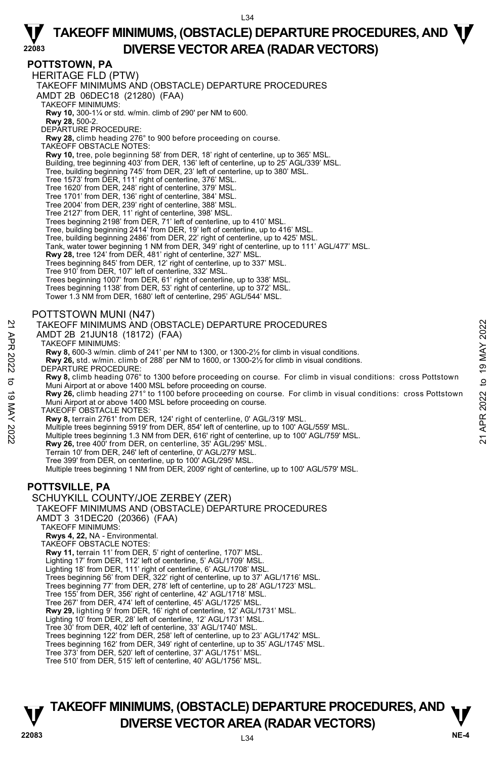## POTTSTOWN, PA

### HERITAGE FLD (PTW)

TAKEOFF MINIMUMS AND (OBSTACLE) DEPARTURE PROCEDURES
AMDT 2B 06DEC18 (21280) (FAA)

TAKEOFF MINIMUMS:
**Rwy 10,** 300-1¼ or std. w/min. climb of 290' per NM to 600.
**Rwy 28,** 500-2.

DEPARTURE PROCEDURE:
**Rwy 28,** climb heading 276° to 900 before proceeding on course.

TAKEOFF OBSTACLE NOTES:
**Rwy 10,** tree, pole beginning 58' from DER, 18' right of centerline, up to 365' MSL.
Building, tree beginning 403' from DER, 136' left of centerline, up to 25' AGL/339' MSL.
Tree, building beginning 745' from DER, 23' left of centerline, up to 380' MSL.
Tree 1573' from DER, 111' right of centerline, 376' MSL.
Tree 1620' from DER, 248' right of centerline, 379' MSL.
Tree 1701' from DER, 136' right of centerline, 384' MSL.
Tree 2004' from DER, 239' right of centerline, 388' MSL.
Tree 2127' from DER, 11' right of centerline, 398' MSL.
Trees beginning 2198' from DER, 71' left of centerline, up to 410' MSL.
Tree, building beginning 2414' from DER, 19' left of centerline, up to 416' MSL.
Tree, building beginning 2486' from DER, 22' right of centerline, up to 425' MSL.
Tank, water tower beginning 1 NM from DER, 349' right of centerline, up to 111' AGL/477' MSL.
**Rwy 28,** tree 124' from DER, 481' right of centerline, 327' MSL.
Trees beginning 845' from DER, 12' right of centerline, up to 337' MSL.
Tree 910' from DER, 107' left of centerline, 332' MSL.
Trees beginning 1007' from DER, 61' right of centerline, up to 338' MSL.
Trees beginning 1138' from DER, 53' right of centerline, up to 372' MSL.
Tower 1.3 NM from DER, 1680' left of centerline, 295' AGL/544' MSL.

### POTTSTOWN MUNI (N47)

TAKEOFF MINIMUMS AND (OBSTACLE) DEPARTURE PROCEDURES
AMDT 2B 21JUN18 (18172) (FAA)

TAKEOFF MINIMUMS:
**Rwy 8,** 600-3 w/min. climb of 241' per NM to 1300, or 1300-2½ for climb in visual conditions.
**Rwy 26,** std. w/min. climb of 288' per NM to 1600, or 1300-2½ for climb in visual conditions.

DEPARTURE PROCEDURE:
**Rwy 8,** climb heading 076° to 1300 before proceeding on course. For climb in visual conditions: cross Pottstown Muni Airport at or above 1400 MSL before proceeding on course.
**Rwy 26,** climb heading 271° to 1100 before proceeding on course. For climb in visual conditions: cross Pottstown Muni Airport at or above 1400 MSL before proceeding on course.

TAKEOFF OBSTACLE NOTES:
**Rwy 8,** terrain 2761' from DER, 124' right of centerline, 0' AGL/319' MSL.
Multiple trees beginning 5919' from DER, 854' left of centerline, up to 100' AGL/559' MSL.
Multiple trees beginning 1.3 NM from DER, 616' right of centerline, up to 100' AGL/759' MSL.
**Rwy 26,** tree 400' from DER, on centerline, 35' AGL/295' MSL.
Terrain 10' from DER, 246' left of centerline, 0' AGL/279' MSL.
Tree 399' from DER, on centerline, up to 100' AGL/295' MSL.
Multiple trees beginning 1 NM from DER, 2009' right of centerline, up to 100' AGL/579' MSL.

## POTTSVILLE, PA

### SCHUYKILL COUNTY/JOE ZERBEY (ZER)

TAKEOFF MINIMUMS AND (OBSTACLE) DEPARTURE PROCEDURES
AMDT 3 31DEC20 (20366) (FAA)

TAKEOFF MINIMUMS:
**Rwys 4, 22,** NA - Environmental.

TAKEOFF OBSTACLE NOTES:
**Rwy 11,** terrain 11' from DER, 5' right of centerline, 1707' MSL.
Lighting 17' from DER, 112' left of centerline, 5' AGL/1709' MSL.
Lighting 18' from DER, 111' right of centerline, 6' AGL/1708' MSL.
Trees beginning 56' from DER, 322' right of centerline, up to 37' AGL/1716' MSL.
Trees beginning 77' from DER, 278' left of centerline, up to 28' AGL/1723' MSL.
Tree 155' from DER, 356' right of centerline, 42' AGL/1718' MSL.
Tree 267' from DER, 474' left of centerline, 45' AGL/1725' MSL.
**Rwy 29,** lighting 9' from DER, 16' right of centerline, 12' AGL/1731' MSL.
Lighting 10' from DER, 28' left of centerline, 12' AGL/1731' MSL.
Tree 30' from DER, 402' left of centerline, 33' AGL/1740' MSL.
Trees beginning 122' from DER, 258' left of centerline, up to 23' AGL/1742' MSL.
Trees beginning 162' from DER, 349' right of centerline, up to 35' AGL/1745' MSL.
Tree 373' from DER, 520' left of centerline, 37' AGL/1751' MSL.
Tree 510' from DER, 515' left of centerline, 40' AGL/1756' MSL.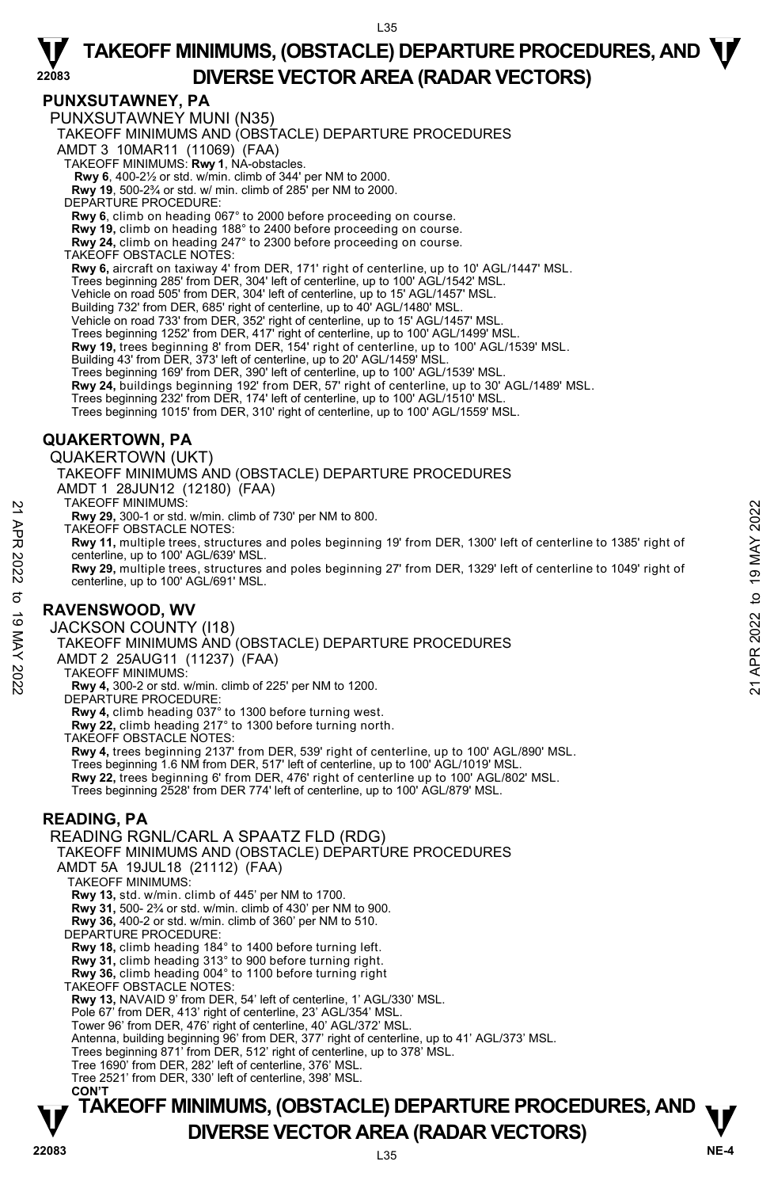## PUNXSUTAWNEY, PA

PUNXSUTAWNEY MUNI (N35)

TAKEOFF MINIMUMS AND (OBSTACLE) DEPARTURE PROCEDURES

AMDT 3 10MAR11 (11069) (FAA)

TAKEOFF MINIMUMS: **Rwy 1**, NA-obstacles.

**Rwy 6**, 400-2½ or std. w/min. climb of 344' per NM to 2000.

**Rwy 19**, 500-2¾ or std. w/ min. climb of 285' per NM to 2000.

DEPARTURE PROCEDURE:

**Rwy 6**, climb on heading 067° to 2000 before proceeding on course.

**Rwy 19,** climb on heading 188° to 2400 before proceeding on course.

**Rwy 24,** climb on heading 247° to 2300 before proceeding on course.

TAKEOFF OBSTACLE NOTES:

**Rwy 6,** aircraft on taxiway 4' from DER, 171' right of centerline, up to 10' AGL/1447' MSL.
Trees beginning 285' from DER, 304' left of centerline, up to 100' AGL/1542' MSL.
Vehicle on road 505' from DER, 304' left of centerline, up to 15' AGL/1457' MSL.
Building 732' from DER, 685' right of centerline, up to 40' AGL/1480' MSL.
Vehicle on road 733' from DER, 352' right of centerline, up to 15' AGL/1457' MSL.
Trees beginning 1252' from DER, 417' right of centerline, up to 100' AGL/1499' MSL.

**Rwy 19,** trees beginning 8' from DER, 154' right of centerline, up to 100' AGL/1539' MSL.
Building 43' from DER, 373' left of centerline, up to 20' AGL/1459' MSL.
Trees beginning 169' from DER, 390' left of centerline, up to 100' AGL/1539' MSL.

**Rwy 24,** buildings beginning 192' from DER, 57' right of centerline, up to 30' AGL/1489' MSL.
Trees beginning 232' from DER, 174' left of centerline, up to 100' AGL/1510' MSL.
Trees beginning 1015' from DER, 310' right of centerline, up to 100' AGL/1559' MSL.

## QUAKERTOWN, PA

QUAKERTOWN (UKT)

TAKEOFF MINIMUMS AND (OBSTACLE) DEPARTURE PROCEDURES

AMDT 1 28JUN12 (12180) (FAA)

TAKEOFF MINIMUMS:

**Rwy 29,** 300-1 or std. w/min. climb of 730' per NM to 800.

TAKEOFF OBSTACLE NOTES:

**Rwy 11,** multiple trees, structures and poles beginning 19' from DER, 1300' left of centerline to 1385' right of centerline, up to 100' AGL/639' MSL.

**Rwy 29,** multiple trees, structures and poles beginning 27' from DER, 1329' left of centerline to 1049' right of centerline, up to 100' AGL/691' MSL.

## RAVENSWOOD, WV

JACKSON COUNTY (I18)

TAKEOFF MINIMUMS AND (OBSTACLE) DEPARTURE PROCEDURES

AMDT 2 25AUG11 (11237) (FAA)

TAKEOFF MINIMUMS:

**Rwy 4,** 300-2 or std. w/min. climb of 225' per NM to 1200.

DEPARTURE PROCEDURE:

**Rwy 4,** climb heading 037° to 1300 before turning west.

**Rwy 22,** climb heading 217° to 1300 before turning north.

TAKEOFF OBSTACLE NOTES:

**Rwy 4,** trees beginning 2137' from DER, 539' right of centerline, up to 100' AGL/890' MSL.
Trees beginning 1.6 NM from DER, 517' left of centerline, up to 100' AGL/1019' MSL.

**Rwy 22,** trees beginning 6' from DER, 476' right of centerline up to 100' AGL/802' MSL.
Trees beginning 2528' from DER 774' left of centerline, up to 100' AGL/879' MSL.

## READING, PA

READING RGNL/CARL A SPAATZ FLD (RDG)

TAKEOFF MINIMUMS AND (OBSTACLE) DEPARTURE PROCEDURES

AMDT 5A 19JUL18 (21112) (FAA)

TAKEOFF MINIMUMS:

**Rwy 13,** std. w/min. climb of 445' per NM to 1700.

**Rwy 31,** 500- 2¾ or std. w/min. climb of 430' per NM to 900.

**Rwy 36,** 400-2 or std. w/min. climb of 360' per NM to 510.

DEPARTURE PROCEDURE:

**Rwy 18,** climb heading 184° to 1400 before turning left.

**Rwy 31,** climb heading 313° to 900 before turning right.

**Rwy 36,** climb heading 004° to 1100 before turning right

TAKEOFF OBSTACLE NOTES:

**Rwy 13,** NAVAID 9' from DER, 54' left of centerline, 1' AGL/330' MSL.
Pole 67' from DER, 413' right of centerline, 23' AGL/354' MSL.
Tower 96' from DER, 476' right of centerline, 40' AGL/372' MSL.
Antenna, building beginning 96' from DER, 377' right of centerline, up to 41' AGL/373' MSL.
Trees beginning 871' from DER, 512' right of centerline, up to 378' MSL.
Tree 1690' from DER, 282' left of centerline, 376' MSL.
Tree 2521' from DER, 330' left of centerline, 398' MSL.

**CON'T**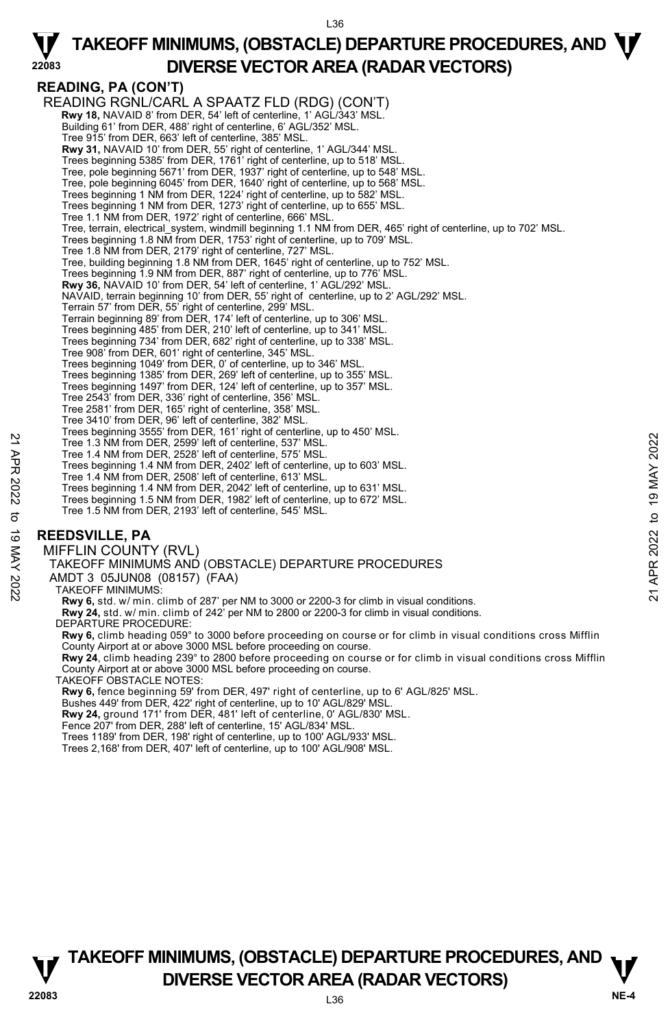## READING, PA (CON'T)

READING RGNL/CARL A SPAATZ FLD (RDG) (CON'T)

**Rwy 18,** NAVAID 8' from DER, 54' left of centerline, 1' AGL/343' MSL.
Building 61' from DER, 488' right of centerline, 6' AGL/352' MSL.
Tree 915' from DER, 663' left of centerline, 385' MSL.
**Rwy 31,** NAVAID 10' from DER, 55' right of centerline, 1' AGL/344' MSL.
Trees beginning 5385' from DER, 1761' right of centerline, up to 518' MSL.
Tree, pole beginning 5671' from DER, 1937' right of centerline, up to 548' MSL.
Tree, pole beginning 6045' from DER, 1640' right of centerline, up to 568' MSL.
Trees beginning 1 NM from DER, 1224' right of centerline, up to 582' MSL.
Trees beginning 1 NM from DER, 1273' right of centerline, up to 655' MSL.
Tree 1.1 NM from DER, 1972' right of centerline, 666' MSL.
Tree, terrain, electrical_system, windmill beginning 1.1 NM from DER, 465' right of centerline, up to 702' MSL.
Trees beginning 1.8 NM from DER, 1753' right of centerline, up to 709' MSL.
Tree 1.8 NM from DER, 2179' right of centerline, 727' MSL.
Tree, building beginning 1.8 NM from DER, 1645' right of centerline, up to 752' MSL.
Trees beginning 1.9 NM from DER, 887' right of centerline, up to 776' MSL.
**Rwy 36,** NAVAID 10' from DER, 54' left of centerline, 1' AGL/292' MSL.
NAVAID, terrain beginning 10' from DER, 55' right of centerline, up to 2' AGL/292' MSL.
Terrain 57' from DER, 55' right of centerline, 299' MSL.
Terrain beginning 89' from DER, 174' left of centerline, up to 306' MSL.
Trees beginning 485' from DER, 210' left of centerline, up to 341' MSL.
Trees beginning 734' from DER, 682' right of centerline, up to 338' MSL.
Tree 908' from DER, 601' right of centerline, 345' MSL.
Trees beginning 1049' from DER, 0' of centerline, up to 346' MSL.
Trees beginning 1385' from DER, 269' left of centerline, up to 355' MSL.
Trees beginning 1497' from DER, 124' left of centerline, up to 357' MSL.
Tree 2543' from DER, 336' right of centerline, 356' MSL.
Tree 2581' from DER, 165' right of centerline, 358' MSL.
Tree 3410' from DER, 96' left of centerline, 382' MSL.
Trees beginning 3555' from DER, 161' right of centerline, up to 450' MSL.
Tree 1.3 NM from DER, 2599' left of centerline, 537' MSL.
Tree 1.4 NM from DER, 2528' left of centerline, 575' MSL.
Trees beginning 1.4 NM from DER, 2402' left of centerline, up to 603' MSL.
Tree 1.4 NM from DER, 2508' left of centerline, 613' MSL.
Trees beginning 1.4 NM from DER, 2042' left of centerline, up to 631' MSL.
Trees beginning 1.5 NM from DER, 1982' left of centerline, up to 672' MSL.
Tree 1.5 NM from DER, 2193' left of centerline, 545' MSL.

## REEDSVILLE, PA

MIFFLIN COUNTY (RVL)
TAKEOFF MINIMUMS AND (OBSTACLE) DEPARTURE PROCEDURES
AMDT 3 05JUN08 (08157) (FAA)

TAKEOFF MINIMUMS:
**Rwy 6,** std. w/ min. climb of 287' per NM to 3000 or 2200-3 for climb in visual conditions.
**Rwy 24,** std. w/ min. climb of 242' per NM to 2800 or 2200-3 for climb in visual conditions.

DEPARTURE PROCEDURE:
**Rwy 6,** climb heading 059° to 3000 before proceeding on course or for climb in visual conditions cross Mifflin County Airport at or above 3000 MSL before proceeding on course.
**Rwy 24**, climb heading 239° to 2800 before proceeding on course or for climb in visual conditions cross Mifflin County Airport at or above 3000 MSL before proceeding on course.

TAKEOFF OBSTACLE NOTES:
**Rwy 6,** fence beginning 59' from DER, 497' right of centerline, up to 6' AGL/825' MSL.
Bushes 449' from DER, 422' right of centerline, up to 10' AGL/829' MSL.
**Rwy 24,** ground 171' from DER, 481' left of centerline, 0' AGL/830' MSL.
Fence 207' from DER, 288' left of centerline, 15' AGL/834' MSL.
Trees 1189' from DER, 198' right of centerline, up to 100' AGL/933' MSL.
Trees 2,168' from DER, 407' left of centerline, up to 100' AGL/908' MSL.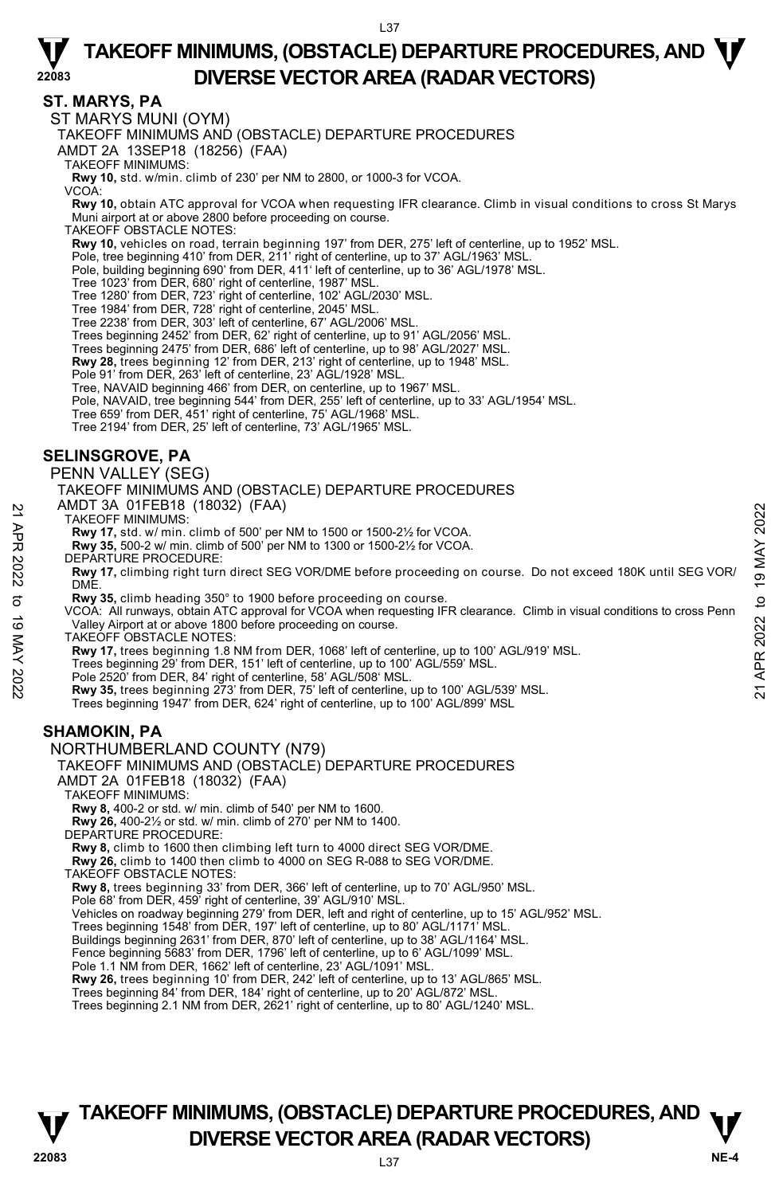## ST. MARYS, PA

ST MARYS MUNI (OYM)

TAKEOFF MINIMUMS AND (OBSTACLE) DEPARTURE PROCEDURES

AMDT 2A 13SEP18 (18256) (FAA)

TAKEOFF MINIMUMS:

**Rwy 10,** std. w/min. climb of 230' per NM to 2800, or 1000-3 for VCOA.

VCOA:

**Rwy 10,** obtain ATC approval for VCOA when requesting IFR clearance. Climb in visual conditions to cross St Marys Muni airport at or above 2800 before proceeding on course.

TAKEOFF OBSTACLE NOTES:

**Rwy 10,** vehicles on road, terrain beginning 197' from DER, 275' left of centerline, up to 1952' MSL.
Pole, tree beginning 410' from DER, 211' right of centerline, up to 37' AGL/1963' MSL.
Pole, building beginning 690' from DER, 411' left of centerline, up to 36' AGL/1978' MSL.
Tree 1023' from DER, 680' right of centerline, 1987' MSL.
Tree 1280' from DER, 723' right of centerline, 102' AGL/2030' MSL.
Tree 1984' from DER, 728' right of centerline, 2045' MSL.
Tree 2238' from DER, 303' left of centerline, 67' AGL/2006' MSL.
Trees beginning 2452' from DER, 62' right of centerline, up to 91' AGL/2056' MSL.
Trees beginning 2475' from DER, 686' left of centerline, up to 98' AGL/2027' MSL.
**Rwy 28,** trees beginning 12' from DER, 213' right of centerline, up to 1948' MSL.
Pole 91' from DER, 263' left of centerline, 23' AGL/1928' MSL.
Tree, NAVAID beginning 466' from DER, on centerline, up to 1967' MSL.
Pole, NAVAID, tree beginning 544' from DER, 255' left of centerline, up to 33' AGL/1954' MSL.
Tree 659' from DER, 451' right of centerline, 75' AGL/1968' MSL.
Tree 2194' from DER, 25' left of centerline, 73' AGL/1965' MSL.

## SELINSGROVE, PA

PENN VALLEY (SEG)

TAKEOFF MINIMUMS AND (OBSTACLE) DEPARTURE PROCEDURES

AMDT 3A 01FEB18 (18032) (FAA)

TAKEOFF MINIMUMS:

**Rwy 17,** std. w/ min. climb of 500' per NM to 1500 or 1500-2½ for VCOA.
**Rwy 35,** 500-2 w/ min. climb of 500' per NM to 1300 or 1500-2½ for VCOA.

DEPARTURE PROCEDURE:

**Rwy 17,** climbing right turn direct SEG VOR/DME before proceeding on course. Do not exceed 180K until SEG VOR/DME.
**Rwy 35,** climb heading 350° to 1900 before proceeding on course.

VCOA: All runways, obtain ATC approval for VCOA when requesting IFR clearance. Climb in visual conditions to cross Penn Valley Airport at or above 1800 before proceeding on course.

TAKEOFF OBSTACLE NOTES:

**Rwy 17,** trees beginning 1.8 NM from DER, 1068' left of centerline, up to 100' AGL/919' MSL.
Trees beginning 29' from DER, 151' left of centerline, up to 100' AGL/559' MSL.
Pole 2520' from DER, 84' right of centerline, 58' AGL/508' MSL.
**Rwy 35,** trees beginning 273' from DER, 75' left of centerline, up to 100' AGL/539' MSL.
Trees beginning 1947' from DER, 624' right of centerline, up to 100' AGL/899' MSL

## SHAMOKIN, PA

NORTHUMBERLAND COUNTY (N79)

TAKEOFF MINIMUMS AND (OBSTACLE) DEPARTURE PROCEDURES

AMDT 2A 01FEB18 (18032) (FAA)

TAKEOFF MINIMUMS:

**Rwy 8,** 400-2 or std. w/ min. climb of 540' per NM to 1600.
**Rwy 26,** 400-2½ or std. w/ min. climb of 270' per NM to 1400.

DEPARTURE PROCEDURE:

**Rwy 8,** climb to 1600 then climbing left turn to 4000 direct SEG VOR/DME.
**Rwy 26,** climb to 1400 then climb to 4000 on SEG R-088 to SEG VOR/DME.

TAKEOFF OBSTACLE NOTES:

**Rwy 8,** trees beginning 33' from DER, 366' left of centerline, up to 70' AGL/950' MSL.
Pole 68' from DER, 459' right of centerline, 39' AGL/910' MSL.
Vehicles on roadway beginning 279' from DER, left and right of centerline, up to 15' AGL/952' MSL.
Trees beginning 1548' from DER, 197' left of centerline, up to 80' AGL/1171' MSL.
Buildings beginning 2631' from DER, 870' left of centerline, up to 38' AGL/1164' MSL.
Fence beginning 5683' from DER, 1796' left of centerline, up to 6' AGL/1099' MSL.
Pole 1.1 NM from DER, 1662' left of centerline, 23' AGL/1091' MSL.
**Rwy 26,** trees beginning 10' from DER, 242' left of centerline, up to 13' AGL/865' MSL.
Trees beginning 84' from DER, 184' right of centerline, up to 20' AGL/872' MSL.
Trees beginning 2.1 NM from DER, 2621' right of centerline, up to 80' AGL/1240' MSL.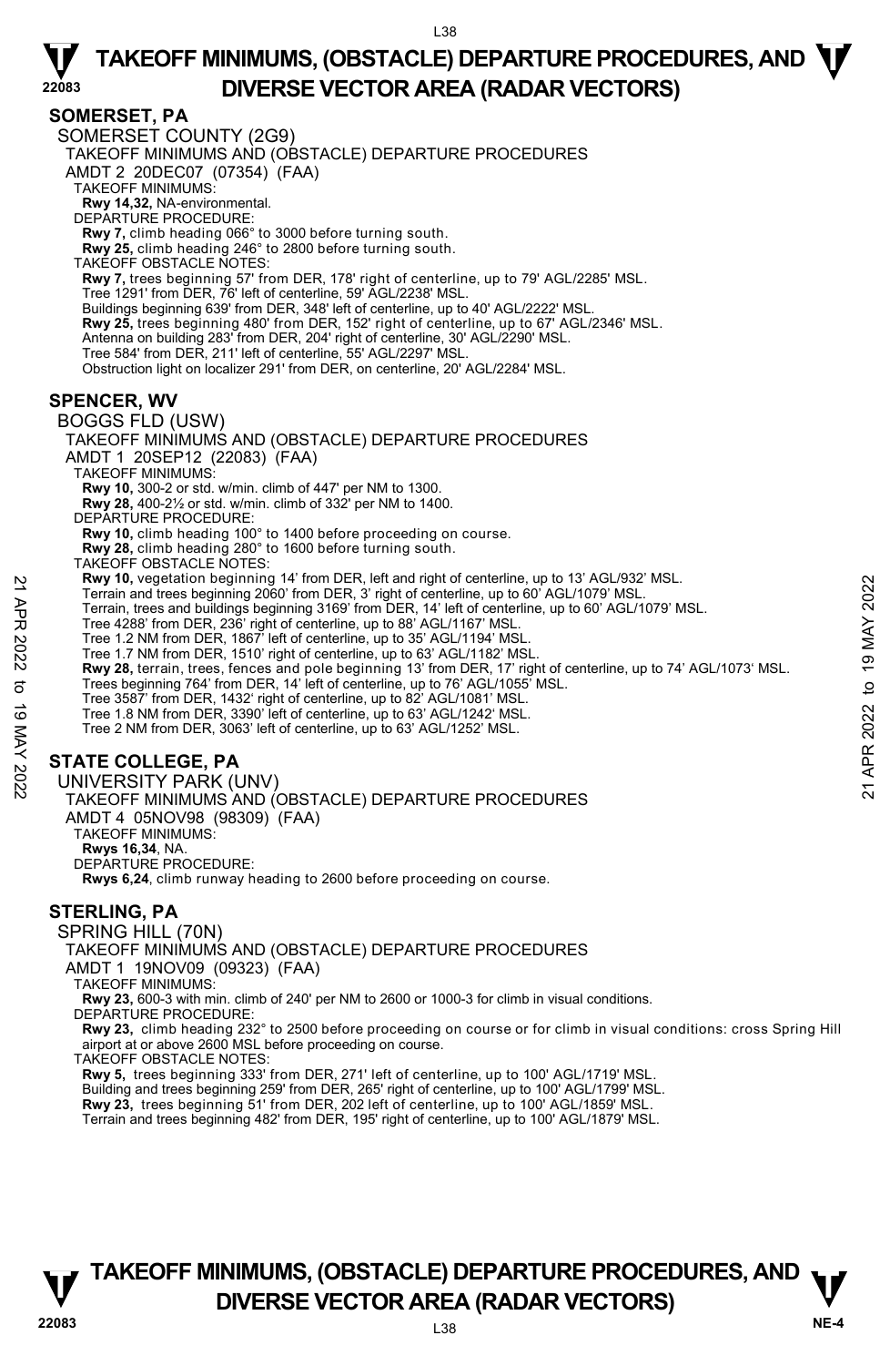## SOMERSET, PA

SOMERSET COUNTY (2G9)

TAKEOFF MINIMUMS AND (OBSTACLE) DEPARTURE PROCEDURES

AMDT 2 20DEC07 (07354) (FAA)

TAKEOFF MINIMUMS:

**Rwy 14,32,** NA-environmental.

DEPARTURE PROCEDURE:

**Rwy 7,** climb heading 066° to 3000 before turning south.

**Rwy 25,** climb heading 246° to 2800 before turning south.

TAKEOFF OBSTACLE NOTES:

**Rwy 7,** trees beginning 57' from DER, 178' right of centerline, up to 79' AGL/2285' MSL.
Tree 1291' from DER, 76' left of centerline, 59' AGL/2238' MSL.
Buildings beginning 639' from DER, 348' left of centerline, up to 40' AGL/2222' MSL.

**Rwy 25,** trees beginning 480' from DER, 152' right of centerline, up to 67' AGL/2346' MSL.
Antenna on building 283' from DER, 204' right of centerline, 30' AGL/2290' MSL.
Tree 584' from DER, 211' left of centerline, 55' AGL/2297' MSL.
Obstruction light on localizer 291' from DER, on centerline, 20' AGL/2284' MSL.

## SPENCER, WV

BOGGS FLD (USW)

TAKEOFF MINIMUMS AND (OBSTACLE) DEPARTURE PROCEDURES

AMDT 1 20SEP12 (22083) (FAA)

TAKEOFF MINIMUMS:

**Rwy 10,** 300-2 or std. w/min. climb of 447' per NM to 1300.

**Rwy 28,** 400-2½ or std. w/min. climb of 332' per NM to 1400.

DEPARTURE PROCEDURE:

**Rwy 10,** climb heading 100° to 1400 before proceeding on course.

**Rwy 28,** climb heading 280° to 1600 before turning south.

TAKEOFF OBSTACLE NOTES:

**Rwy 10,** vegetation beginning 14' from DER, left and right of centerline, up to 13' AGL/932' MSL.
Terrain and trees beginning 2060' from DER, 3' right of centerline, up to 60' AGL/1079' MSL.
Terrain, trees and buildings beginning 3169' from DER, 14' left of centerline, up to 60' AGL/1079' MSL.
Tree 4288' from DER, 236' right of centerline, up to 88' AGL/1167' MSL.
Tree 1.2 NM from DER, 1867' left of centerline, up to 35' AGL/1194' MSL.
Tree 1.7 NM from DER, 1510' right of centerline, up to 63' AGL/1182' MSL.

**Rwy 28,** terrain, trees, fences and pole beginning 13' from DER, 17' right of centerline, up to 74' AGL/1073' MSL.
Trees beginning 764' from DER, 14' left of centerline, up to 76' AGL/1055' MSL.
Tree 3587' from DER, 1432' right of centerline, up to 82' AGL/1081' MSL.
Tree 1.8 NM from DER, 3390' left of centerline, up to 63' AGL/1242' MSL.
Tree 2 NM from DER, 3063' left of centerline, up to 63' AGL/1252' MSL.

## STATE COLLEGE, PA

UNIVERSITY PARK (UNV)

TAKEOFF MINIMUMS AND (OBSTACLE) DEPARTURE PROCEDURES

AMDT 4 05NOV98 (98309) (FAA)

TAKEOFF MINIMUMS:

**Rwys 16,34**, NA.

DEPARTURE PROCEDURE:

**Rwys 6,24**, climb runway heading to 2600 before proceeding on course.

## STERLING, PA

SPRING HILL (70N)

TAKEOFF MINIMUMS AND (OBSTACLE) DEPARTURE PROCEDURES

AMDT 1 19NOV09 (09323) (FAA)

TAKEOFF MINIMUMS:

**Rwy 23,** 600-3 with min. climb of 240' per NM to 2600 or 1000-3 for climb in visual conditions.

DEPARTURE PROCEDURE:

**Rwy 23,** climb heading 232° to 2500 before proceeding on course or for climb in visual conditions: cross Spring Hill airport at or above 2600 MSL before proceeding on course.

TAKEOFF OBSTACLE NOTES:

**Rwy 5,** trees beginning 333' from DER, 271' left of centerline, up to 100' AGL/1719' MSL.
Building and trees beginning 259' from DER, 265' right of centerline, up to 100' AGL/1799' MSL.

**Rwy 23,** trees beginning 51' from DER, 202 left of centerline, up to 100' AGL/1859' MSL.
Terrain and trees beginning 482' from DER, 195' right of centerline, up to 100' AGL/1879' MSL.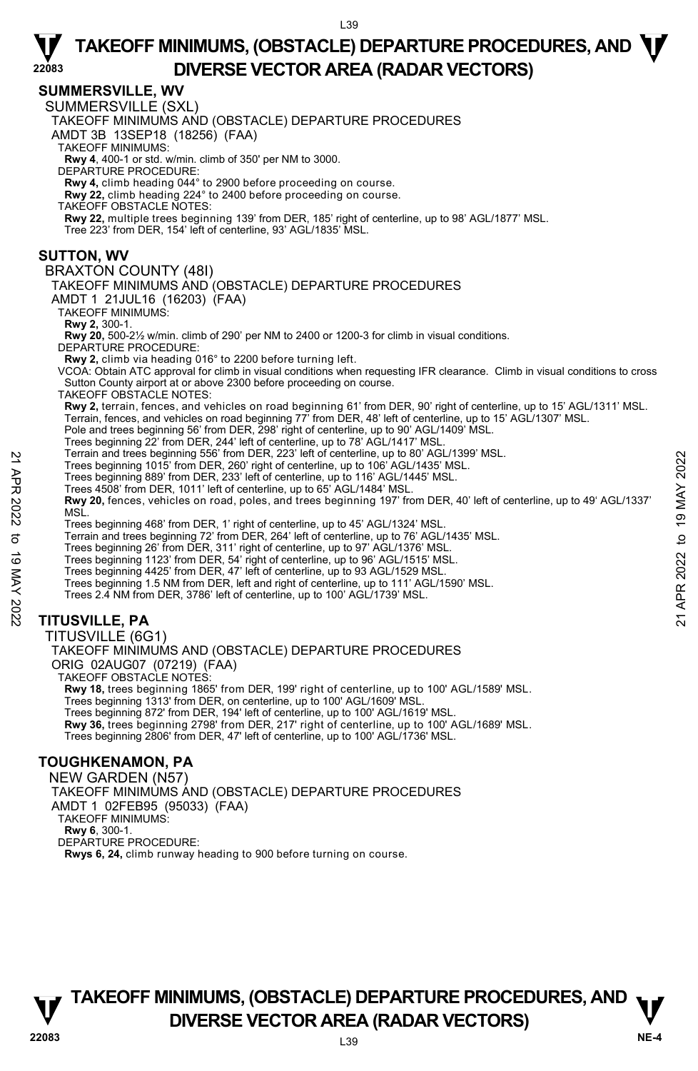## SUMMERSVILLE, WV

SUMMERSVILLE (SXL)

TAKEOFF MINIMUMS AND (OBSTACLE) DEPARTURE PROCEDURES

AMDT 3B 13SEP18 (18256) (FAA)

TAKEOFF MINIMUMS:

**Rwy 4**, 400-1 or std. w/min. climb of 350' per NM to 3000.

DEPARTURE PROCEDURE:

**Rwy 4,** climb heading 044° to 2900 before proceeding on course.

**Rwy 22,** climb heading 224° to 2400 before proceeding on course.

TAKEOFF OBSTACLE NOTES:

**Rwy 22,** multiple trees beginning 139' from DER, 185' right of centerline, up to 98' AGL/1877' MSL.

Tree 223' from DER, 154' left of centerline, 93' AGL/1835' MSL.

## SUTTON, WV

BRAXTON COUNTY (48I)

TAKEOFF MINIMUMS AND (OBSTACLE) DEPARTURE PROCEDURES

AMDT 1 21JUL16 (16203) (FAA)

TAKEOFF MINIMUMS:

**Rwy 2,** 300-1.

**Rwy 20,** 500-2½ w/min. climb of 290' per NM to 2400 or 1200-3 for climb in visual conditions.

DEPARTURE PROCEDURE:

**Rwy 2,** climb via heading 016° to 2200 before turning left.

VCOA: Obtain ATC approval for climb in visual conditions when requesting IFR clearance. Climb in visual conditions to cross Sutton County airport at or above 2300 before proceeding on course.

TAKEOFF OBSTACLE NOTES:

**Rwy 2,** terrain, fences, and vehicles on road beginning 61' from DER, 90' right of centerline, up to 15' AGL/1311' MSL.

Terrain, fences, and vehicles on road beginning 77' from DER, 48' left of centerline, up to 15' AGL/1307' MSL.

Pole and trees beginning 56' from DER, 298' right of centerline, up to 90' AGL/1409' MSL.

Trees beginning 22' from DER, 244' left of centerline, up to 78' AGL/1417' MSL.

Terrain and trees beginning 556' from DER, 223' left of centerline, up to 80' AGL/1399' MSL.

Trees beginning 1015' from DER, 260' right of centerline, up to 106' AGL/1435' MSL.

Trees beginning 889' from DER, 233' left of centerline, up to 116' AGL/1445' MSL.

Trees 4508' from DER, 1011' left of centerline, up to 65' AGL/1484' MSL.

**Rwy 20,** fences, vehicles on road, poles, and trees beginning 197' from DER, 40' left of centerline, up to 49' AGL/1337' MSL.

Trees beginning 468' from DER, 1' right of centerline, up to 45' AGL/1324' MSL.

Terrain and trees beginning 72' from DER, 264' left of centerline, up to 76' AGL/1435' MSL.

Trees beginning 26' from DER, 311' right of centerline, up to 97' AGL/1376' MSL.

Trees beginning 1123' from DER, 54' right of centerline, up to 96' AGL/1515' MSL.

Trees beginning 4425' from DER, 47' left of centerline, up to 93 AGL/1529 MSL.

Trees beginning 1.5 NM from DER, left and right of centerline, up to 111' AGL/1590' MSL.

Trees 2.4 NM from DER, 3786' left of centerline, up to 100' AGL/1739' MSL.

## TITUSVILLE, PA

TITUSVILLE (6G1)

TAKEOFF MINIMUMS AND (OBSTACLE) DEPARTURE PROCEDURES

ORIG 02AUG07 (07219) (FAA)

TAKEOFF OBSTACLE NOTES:

**Rwy 18,** trees beginning 1865' from DER, 199' right of centerline, up to 100' AGL/1589' MSL.

Trees beginning 1313' from DER, on centerline, up to 100' AGL/1609' MSL.

Trees beginning 872' from DER, 194' left of centerline, up to 100' AGL/1619' MSL.

**Rwy 36,** trees beginning 2798' from DER, 217' right of centerline, up to 100' AGL/1689' MSL.

Trees beginning 2806' from DER, 47' left of centerline, up to 100' AGL/1736' MSL.

## TOUGHKENAMON, PA

NEW GARDEN (N57)

TAKEOFF MINIMUMS AND (OBSTACLE) DEPARTURE PROCEDURES

AMDT 1 02FEB95 (95033) (FAA)

TAKEOFF MINIMUMS:

**Rwy 6**, 300-1.

DEPARTURE PROCEDURE:

**Rwys 6, 24,** climb runway heading to 900 before turning on course.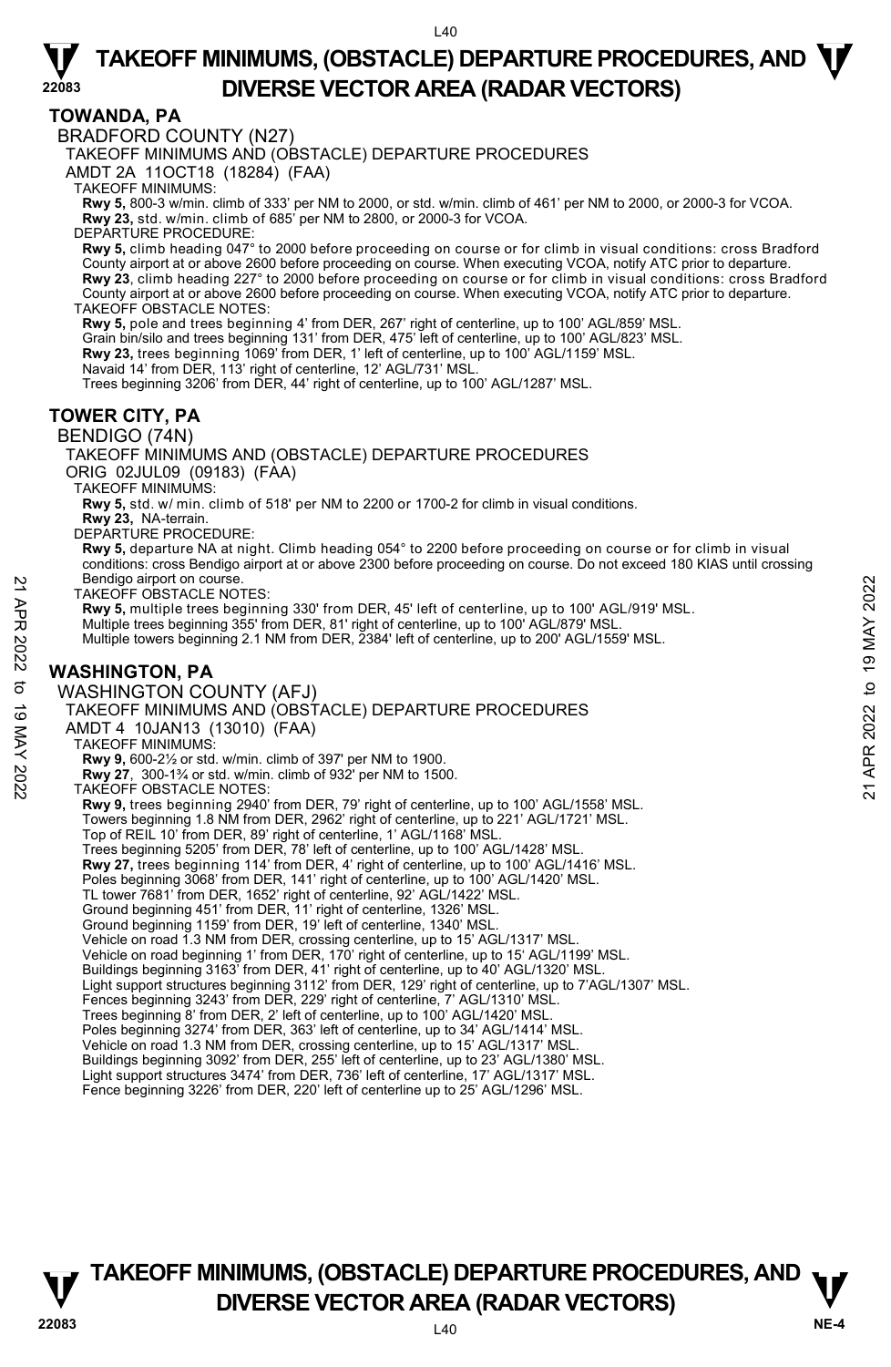## TOWANDA, PA

BRADFORD COUNTY (N27)

TAKEOFF MINIMUMS AND (OBSTACLE) DEPARTURE PROCEDURES

AMDT 2A 11OCT18 (18284) (FAA)

TAKEOFF MINIMUMS:

**Rwy 5,** 800-3 w/min. climb of 333' per NM to 2000, or std. w/min. climb of 461' per NM to 2000, or 2000-3 for VCOA.
**Rwy 23,** std. w/min. climb of 685' per NM to 2800, or 2000-3 for VCOA.

DEPARTURE PROCEDURE:

**Rwy 5,** climb heading 047° to 2000 before proceeding on course or for climb in visual conditions: cross Bradford County airport at or above 2600 before proceeding on course. When executing VCOA, notify ATC prior to departure.
**Rwy 23**, climb heading 227° to 2000 before proceeding on course or for climb in visual conditions: cross Bradford County airport at or above 2600 before proceeding on course. When executing VCOA, notify ATC prior to departure.

TAKEOFF OBSTACLE NOTES:

**Rwy 5,** pole and trees beginning 4' from DER, 267' right of centerline, up to 100' AGL/859' MSL.
Grain bin/silo and trees beginning 131' from DER, 475' left of centerline, up to 100' AGL/823' MSL.
**Rwy 23,** trees beginning 1069' from DER, 1' left of centerline, up to 100' AGL/1159' MSL.
Navaid 14' from DER, 113' right of centerline, 12' AGL/731' MSL.
Trees beginning 3206' from DER, 44' right of centerline, up to 100' AGL/1287' MSL.

## TOWER CITY, PA

BENDIGO (74N)

TAKEOFF MINIMUMS AND (OBSTACLE) DEPARTURE PROCEDURES

ORIG 02JUL09 (09183) (FAA)

TAKEOFF MINIMUMS:

**Rwy 5,** std. w/ min. climb of 518' per NM to 2200 or 1700-2 for climb in visual conditions.
**Rwy 23,** NA-terrain.

DEPARTURE PROCEDURE:

**Rwy 5,** departure NA at night. Climb heading 054° to 2200 before proceeding on course or for climb in visual conditions: cross Bendigo airport at or above 2300 before proceeding on course. Do not exceed 180 KIAS until crossing Bendigo airport on course.

TAKEOFF OBSTACLE NOTES:

**Rwy 5,** multiple trees beginning 330' from DER, 45' left of centerline, up to 100' AGL/919' MSL.
Multiple trees beginning 355' from DER, 81' right of centerline, up to 100' AGL/879' MSL.
Multiple towers beginning 2.1 NM from DER, 2384' left of centerline, up to 200' AGL/1559' MSL.

## WASHINGTON, PA

WASHINGTON COUNTY (AFJ)

TAKEOFF MINIMUMS AND (OBSTACLE) DEPARTURE PROCEDURES

AMDT 4 10JAN13 (13010) (FAA)

TAKEOFF MINIMUMS:

**Rwy 9,** 600-2½ or std. w/min. climb of 397' per NM to 1900.
**Rwy 27**, 300-1¾ or std. w/min. climb of 932' per NM to 1500.

TAKEOFF OBSTACLE NOTES:

**Rwy 9,** trees beginning 2940' from DER, 79' right of centerline, up to 100' AGL/1558' MSL.
Towers beginning 1.8 NM from DER, 2962' right of centerline, up to 221' AGL/1721' MSL.
Top of REIL 10' from DER, 89' right of centerline, 1' AGL/1168' MSL.
Trees beginning 5205' from DER, 78' left of centerline, up to 100' AGL/1428' MSL.
**Rwy 27,** trees beginning 114' from DER, 4' right of centerline, up to 100' AGL/1416' MSL.
Poles beginning 3068' from DER, 141' right of centerline, up to 100' AGL/1420' MSL.
TL tower 7681' from DER, 1652' right of centerline, 92' AGL/1422' MSL.
Ground beginning 451' from DER, 11' right of centerline, 1326' MSL.
Ground beginning 1159' from DER, 19' left of centerline, 1340' MSL.
Vehicle on road 1.3 NM from DER, crossing centerline, up to 15' AGL/1317' MSL.
Vehicle on road beginning 1' from DER, 170' right of centerline, up to 15' AGL/1199' MSL.
Buildings beginning 3163' from DER, 41' right of centerline, up to 40' AGL/1320' MSL.
Light support structures beginning 3112' from DER, 129' right of centerline, up to 7'AGL/1307' MSL.
Fences beginning 3243' from DER, 229' right of centerline, 7' AGL/1310' MSL.
Trees beginning 8' from DER, 2' left of centerline, up to 100' AGL/1420' MSL.
Poles beginning 3274' from DER, 363' left of centerline, up to 34' AGL/1414' MSL.
Vehicle on road 1.3 NM from DER, crossing centerline, up to 15' AGL/1317' MSL.
Buildings beginning 3092' from DER, 255' left of centerline, up to 23' AGL/1380' MSL.
Light support structures 3474' from DER, 736' left of centerline, 17' AGL/1317' MSL.
Fence beginning 3226' from DER, 220' left of centerline up to 25' AGL/1296' MSL.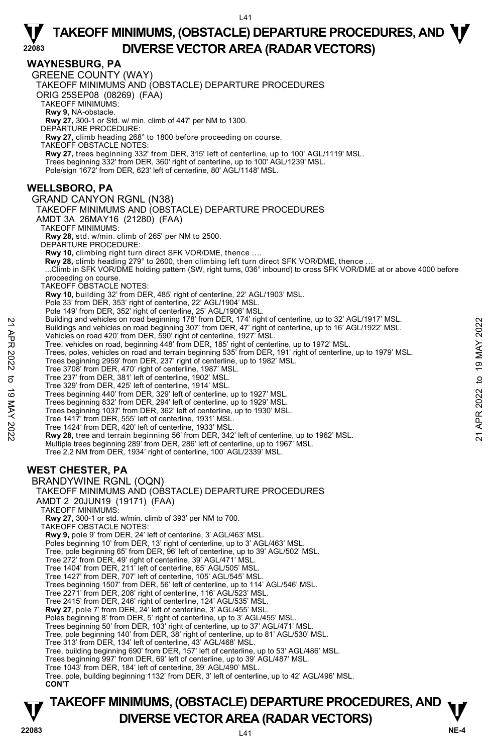## WAYNESBURG, PA

GREENE COUNTY (WAY)
TAKEOFF MINIMUMS AND (OBSTACLE) DEPARTURE PROCEDURES
ORIG 25SEP08 (08269) (FAA)
TAKEOFF MINIMUMS:
**Rwy 9,** NA-obstacle.
**Rwy 27,** 300-1 or Std. w/ min. climb of 447' per NM to 1300.
DEPARTURE PROCEDURE:
**Rwy 27,** climb heading 268° to 1800 before proceeding on course.
TAKEOFF OBSTACLE NOTES:
**Rwy 27,** trees beginning 332' from DER, 315' left of centerline, up to 100' AGL/1119' MSL.
Trees beginning 332' from DER, 360' right of centerline, up to 100' AGL/1239' MSL.
Pole/sign 1672' from DER, 623' left of centerline, 80' AGL/1148' MSL.

## WELLSBORO, PA

GRAND CANYON RGNL (N38)
TAKEOFF MINIMUMS AND (OBSTACLE) DEPARTURE PROCEDURES
AMDT 3A 26MAY16 (21280) (FAA)
TAKEOFF MINIMUMS:
**Rwy 28,** std. w/min. climb of 265' per NM to 2500.
DEPARTURE PROCEDURE:
**Rwy 10,** climbing right turn direct SFK VOR/DME, thence ....
**Rwy 28,** climb heading 279° to 2600, then climbing left turn direct SFK VOR/DME, thence ...
...Climb in SFK VOR/DME holding pattern (SW, right turns, 036° inbound) to cross SFK VOR/DME at or above 4000 before proceeding on course.
TAKEOFF OBSTACLE NOTES:
**Rwy 10,** building 32' from DER, 485' right of centerline, 22' AGL/1903' MSL.
Pole 33' from DER, 353' right of centerline, 22' AGL/1904' MSL.
Pole 149' from DER, 352' right of centerline, 25' AGL/1906' MSL.
Building and vehicles on road beginning 178' from DER, 174' right of centerline, up to 32' AGL/1917' MSL.
Buildings and vehicles on road beginning 307' from DER, 47' right of centerline, up to 16' AGL/1922' MSL.
Vehicles on road 420' from DER, 590' right of centerline, 1927' MSL.
Tree, vehicles on road, beginning 448' from DER, 185' right of centerline, up to 1972' MSL.
Trees, poles, vehicles on road and terrain beginning 535' from DER, 191' right of centerline, up to 1979' MSL.
Trees beginning 2959' from DER, 237' right of centerline, up to 1982' MSL.
Tree 3708' from DER, 470' right of centerline, 1987' MSL.
Tree 237' from DER, 381' left of centerline, 1902' MSL.
Tree 329' from DER, 425' left of centerline, 1914' MSL.
Trees beginning 440' from DER, 329' left of centerline, up to 1927' MSL.
Trees beginning 832' from DER, 294' left of centerline, up to 1929' MSL.
Trees beginning 1037' from DER, 362' left of centerline, up to 1930' MSL.
Tree 1417' from DER, 555' left of centerline, 1931' MSL.
Tree 1424' from DER, 420' left of centerline, 1933' MSL.
**Rwy 28,** tree and terrain beginning 56' from DER, 342' left of centerline, up to 1962' MSL.
Multiple trees beginning 289' from DER, 286' left of centerline, up to 1967' MSL.
Tree 2.2 NM from DER, 1934' right of centerline, 100' AGL/2339' MSL.

## WEST CHESTER, PA

BRANDYWINE RGNL (OQN)
TAKEOFF MINIMUMS AND (OBSTACLE) DEPARTURE PROCEDURES
AMDT 2 20JUN19 (19171) (FAA)
TAKEOFF MINIMUMS:
**Rwy 27,** 300-1 or std. w/min. climb of 393' per NM to 700.
TAKEOFF OBSTACLE NOTES:
**Rwy 9,** pole 9' from DER, 24' left of centerline, 3' AGL/463' MSL.
Poles beginning 10' from DER, 13' right of centerline, up to 3' AGL/463' MSL.
Tree, pole beginning 65' from DER, 96' left of centerline, up to 39' AGL/502' MSL.
Tree 272' from DER, 49' right of centerline, 39' AGL/471' MSL.
Tree 1404' from DER, 211' left of centerline, 65' AGL/505' MSL.
Tree 1427' from DER, 707' left of centerline, 105' AGL/545' MSL.
Trees beginning 1507' from DER, 56' left of centerline, up to 114' AGL/546' MSL.
Tree 2271' from DER, 208' right of centerline, 116' AGL/523' MSL.
Tree 2415' from DER, 246' right of centerline, 124' AGL/535' MSL.
**Rwy 27**, pole 7' from DER, 24' left of centerline, 3' AGL/455' MSL.
Poles beginning 8' from DER, 5' right of centerline, up to 3' AGL/455' MSL.
Trees beginning 50' from DER, 103' right of centerline, up to 37' AGL/471' MSL.
Tree, pole beginning 140' from DER, 38' right of centerline, up to 81' AGL/530' MSL.
Tree 313' from DER, 134' left of centerline, 43' AGL/468' MSL.
Tree, building beginning 690' from DER, 157' left of centerline, up to 53' AGL/486' MSL.
Trees beginning 997' from DER, 69' left of centerline, up to 39' AGL/487' MSL.
Tree 1043' from DER, 184' left of centerline, 39' AGL/490' MSL.
Tree, pole, building beginning 1132' from DER, 3' left of centerline, up to 42' AGL/496' MSL.
**CON'T**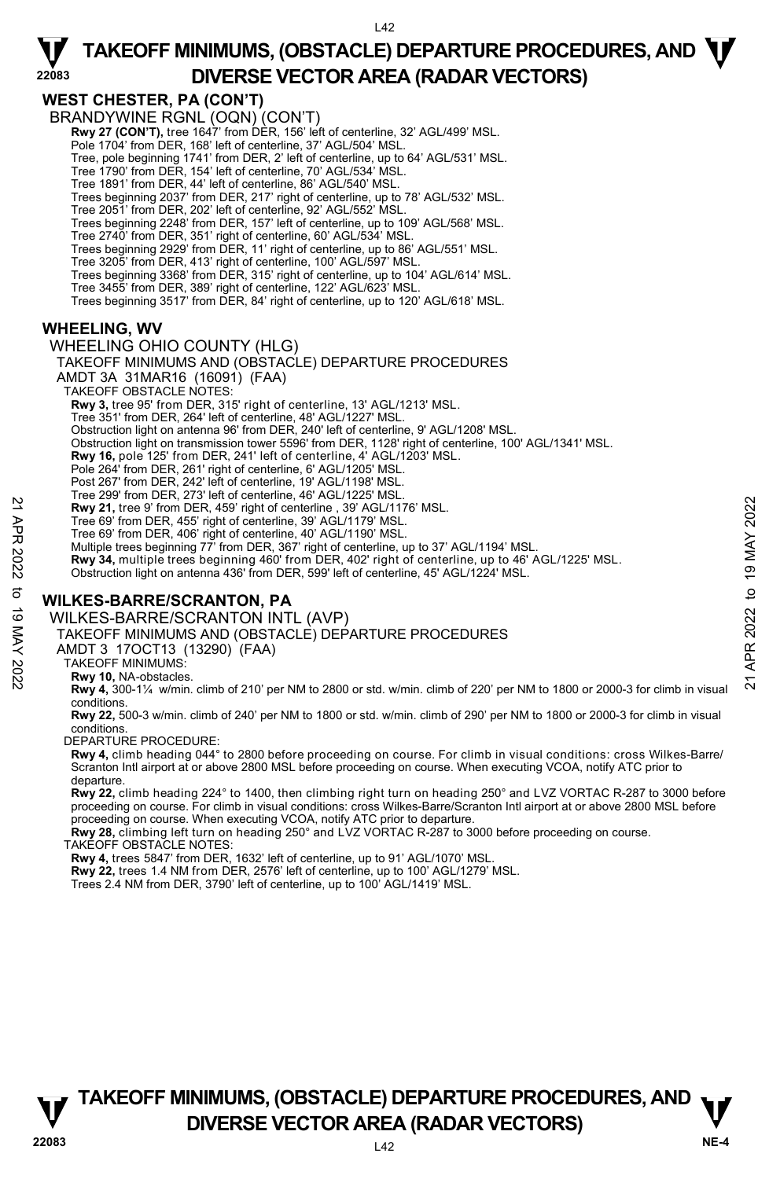## WEST CHESTER, PA (CON'T)

BRANDYWINE RGNL (OQN) (CON'T)

**Rwy 27 (CON'T),** tree 1647' from DER, 156' left of centerline, 32' AGL/499' MSL.
Pole 1704' from DER, 168' left of centerline, 37' AGL/504' MSL.
Tree, pole beginning 1741' from DER, 2' left of centerline, up to 64' AGL/531' MSL.
Tree 1790' from DER, 154' left of centerline, 70' AGL/534' MSL.
Tree 1891' from DER, 44' left of centerline, 86' AGL/540' MSL.
Trees beginning 2037' from DER, 217' right of centerline, up to 78' AGL/532' MSL.
Tree 2051' from DER, 202' left of centerline, 92' AGL/552' MSL.
Trees beginning 2248' from DER, 157' left of centerline, up to 109' AGL/568' MSL.
Tree 2740' from DER, 351' right of centerline, 60' AGL/534' MSL.
Trees beginning 2929' from DER, 11' right of centerline, up to 86' AGL/551' MSL.
Tree 3205' from DER, 413' right of centerline, 100' AGL/597' MSL.
Trees beginning 3368' from DER, 315' right of centerline, up to 104' AGL/614' MSL.
Tree 3455' from DER, 389' right of centerline, 122' AGL/623' MSL.
Trees beginning 3517' from DER, 84' right of centerline, up to 120' AGL/618' MSL.

## WHEELING, WV

WHEELING OHIO COUNTY (HLG)

TAKEOFF MINIMUMS AND (OBSTACLE) DEPARTURE PROCEDURES

AMDT 3A 31MAR16 (16091) (FAA)

TAKEOFF OBSTACLE NOTES:

**Rwy 3,** tree 95' from DER, 315' right of centerline, 13' AGL/1213' MSL.
Tree 351' from DER, 264' left of centerline, 48' AGL/1227' MSL.
Obstruction light on antenna 96' from DER, 240' left of centerline, 9' AGL/1208' MSL.
Obstruction light on transmission tower 5596' from DER, 1128' right of centerline, 100' AGL/1341' MSL.
**Rwy 16,** pole 125' from DER, 241' left of centerline, 4' AGL/1203' MSL.
Pole 264' from DER, 261' right of centerline, 6' AGL/1205' MSL.
Post 267' from DER, 242' left of centerline, 19' AGL/1198' MSL.
Tree 299' from DER, 273' left of centerline, 46' AGL/1225' MSL.
**Rwy 21,** tree 9' from DER, 459' right of centerline , 39' AGL/1176' MSL.
Tree 69' from DER, 455' right of centerline, 39' AGL/1179' MSL.
Tree 69' from DER, 406' right of centerline, 40' AGL/1190' MSL.
Multiple trees beginning 77' from DER, 367' right of centerline, up to 37' AGL/1194' MSL.
**Rwy 34,** multiple trees beginning 460' from DER, 402' right of centerline, up to 46' AGL/1225' MSL.
Obstruction light on antenna 436' from DER, 599' left of centerline, 45' AGL/1224' MSL.

## WILKES-BARRE/SCRANTON, PA

WILKES-BARRE/SCRANTON INTL (AVP)

TAKEOFF MINIMUMS AND (OBSTACLE) DEPARTURE PROCEDURES

AMDT 3 17OCT13 (13290) (FAA)

TAKEOFF MINIMUMS:

**Rwy 10,** NA-obstacles.
**Rwy 4,** 300-1¼ w/min. climb of 210' per NM to 2800 or std. w/min. climb of 220' per NM to 1800 or 2000-3 for climb in visual conditions.
**Rwy 22,** 500-3 w/min. climb of 240' per NM to 1800 or std. w/min. climb of 290' per NM to 1800 or 2000-3 for climb in visual conditions.

DEPARTURE PROCEDURE:

**Rwy 4,** climb heading 044° to 2800 before proceeding on course. For climb in visual conditions: cross Wilkes-Barre/Scranton Intl airport at or above 2800 MSL before proceeding on course. When executing VCOA, notify ATC prior to departure.
**Rwy 22,** climb heading 224° to 1400, then climbing right turn on heading 250° and LVZ VORTAC R-287 to 3000 before proceeding on course. For climb in visual conditions: cross Wilkes-Barre/Scranton Intl airport at or above 2800 MSL before proceeding on course. When executing VCOA, notify ATC prior to departure.
**Rwy 28,** climbing left turn on heading 250° and LVZ VORTAC R-287 to 3000 before proceeding on course.

TAKEOFF OBSTACLE NOTES:

**Rwy 4,** trees 5847' from DER, 1632' left of centerline, up to 91' AGL/1070' MSL.
**Rwy 22,** trees 1.4 NM from DER, 2576' left of centerline, up to 100' AGL/1279' MSL.
Trees 2.4 NM from DER, 3790' left of centerline, up to 100' AGL/1419' MSL.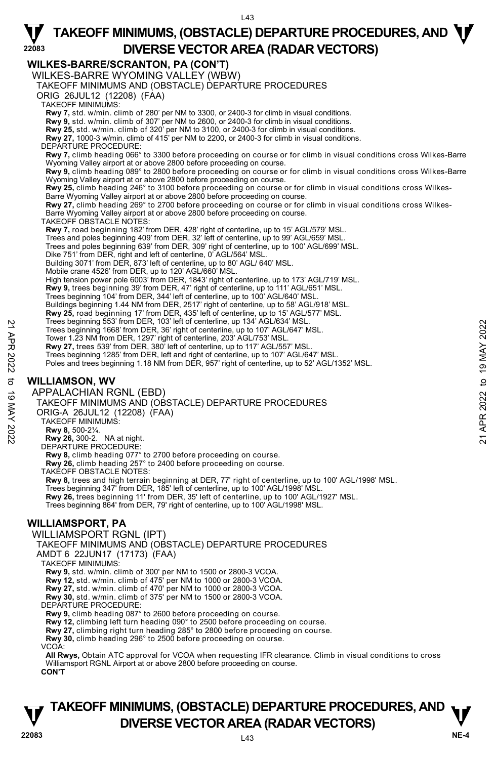**WILKES-BARRE/SCRANTON, PA (CON'T)**

WILKES-BARRE WYOMING VALLEY (WBW)

TAKEOFF MINIMUMS AND (OBSTACLE) DEPARTURE PROCEDURES

ORIG 26JUL12 (12208) (FAA)

TAKEOFF MINIMUMS:

**Rwy 7,** std. w/min. climb of 280' per NM to 3300, or 2400-3 for climb in visual conditions.
**Rwy 9,** std. w/min. climb of 307' per NM to 2600, or 2400-3 for climb in visual conditions.
**Rwy 25,** std. w/min. climb of 320' per NM to 3100, or 2400-3 for climb in visual conditions.
**Rwy 27,** 1000-3 w/min. climb of 415' per NM to 2200, or 2400-3 for climb in visual conditions.

DEPARTURE PROCEDURE:

**Rwy 7,** climb heading 066° to 3300 before proceeding on course or for climb in visual conditions cross Wilkes-Barre Wyoming Valley airport at or above 2800 before proceeding on course.
**Rwy 9,** climb heading 089° to 2800 before proceeding on course or for climb in visual conditions cross Wilkes-Barre Wyoming Valley airport at or above 2800 before proceeding on course.
**Rwy 25,** climb heading 246° to 3100 before proceeding on course or for climb in visual conditions cross Wilkes-Barre Wyoming Valley airport at or above 2800 before proceeding on course.
**Rwy 27,** climb heading 269° to 2700 before proceeding on course or for climb in visual conditions cross Wilkes-Barre Wyoming Valley airport at or above 2800 before proceeding on course.

TAKEOFF OBSTACLE NOTES:

**Rwy 7,** road beginning 182' from DER, 428' right of centerline, up to 15' AGL/579' MSL.
Trees and poles beginning 409' from DER, 32' left of centerline, up to 99' AGL/659' MSL.
Trees and poles beginning 639' from DER, 309' right of centerline, up to 100' AGL/699' MSL.
Dike 751' from DER, right and left of centerline, 0' AGL/564' MSL.
Building 3071' from DER, 873' left of centerline, up to 80' AGL/ 640' MSL.
Mobile crane 4526' from DER, up to 120' AGL/660' MSL.
High tension power pole 6003' from DER, 1843' right of centerline, up to 173' AGL/719' MSL.
**Rwy 9,** trees beginning 39' from DER, 47' right of centerline, up to 111' AGL/651' MSL.
Trees beginning 104' from DER, 344' left of centerline, up to 100' AGL/640' MSL.
Buildings beginning 1.44 NM from DER, 2517' right of centerline, up to 58' AGL/918' MSL.
**Rwy 25,** road beginning 17' from DER, 435' left of centerline, up to 15' AGL/577' MSL.
Trees beginning 553' from DER, 103' left of centerline, up to 134' AGL/634' MSL.
Trees beginning 1668' from DER, 36' right of centerline, up to 107' AGL/647' MSL.
Tower 1.23 NM from DER, 1297' right of centerline, 203' AGL/753' MSL.
**Rwy 27,** trees 539' from DER, 380' left of centerline, up to 117' AGL/557' MSL.
Trees beginning 1285' from DER, left and right of centerline, up to 107' AGL/647' MSL.
Poles and trees beginning 1.18 NM from DER, 957' right of centerline, up to 52' AGL/1352' MSL.

## WILLIAMSON, WV

APPALACHIAN RGNL (EBD)

TAKEOFF MINIMUMS AND (OBSTACLE) DEPARTURE PROCEDURES

ORIG-A 26JUL12 (12208) (FAA)

TAKEOFF MINIMUMS:

**Rwy 8,** 500-2¼.
**Rwy 26,** 300-2. NA at night.

DEPARTURE PROCEDURE:

**Rwy 8,** climb heading 077° to 2700 before proceeding on course.
**Rwy 26,** climb heading 257° to 2400 before proceeding on course.

TAKEOFF OBSTACLE NOTES:

**Rwy 8,** trees and high terrain beginning at DER, 77' right of centerline, up to 100' AGL/1998' MSL.
Trees beginning 347' from DER, 185' left of centerline, up to 100' AGL/1998' MSL.
**Rwy 26,** trees beginning 11' from DER, 35' left of centerline, up to 100' AGL/1927' MSL.
Trees beginning 864' from DER, 79' right of centerline, up to 100' AGL/1998' MSL.

## WILLIAMSPORT, PA

WILLIAMSPORT RGNL (IPT)

TAKEOFF MINIMUMS AND (OBSTACLE) DEPARTURE PROCEDURES

AMDT 6 22JUN17 (17173) (FAA)

TAKEOFF MINIMUMS:

**Rwy 9,** std. w/min. climb of 300' per NM to 1500 or 2800-3 VCOA.
**Rwy 12,** std. w/min. climb of 475' per NM to 1000 or 2800-3 VCOA.
**Rwy 27,** std. w/min. climb of 470' per NM to 1000 or 2800-3 VCOA.
**Rwy 30,** std. w/min. climb of 375' per NM to 1500 or 2800-3 VCOA.

DEPARTURE PROCEDURE:

**Rwy 9,** climb heading 087° to 2600 before proceeding on course.
**Rwy 12,** climbing left turn heading 090° to 2500 before proceeding on course.
**Rwy 27,** climbing right turn heading 285° to 2800 before proceeding on course.
**Rwy 30,** climb heading 296° to 2500 before proceeding on course.

VCOA:

**All Rwys,** Obtain ATC approval for VCOA when requesting IFR clearance. Climb in visual conditions to cross Williamsport RGNL Airport at or above 2800 before proceeding on course.

**CON'T**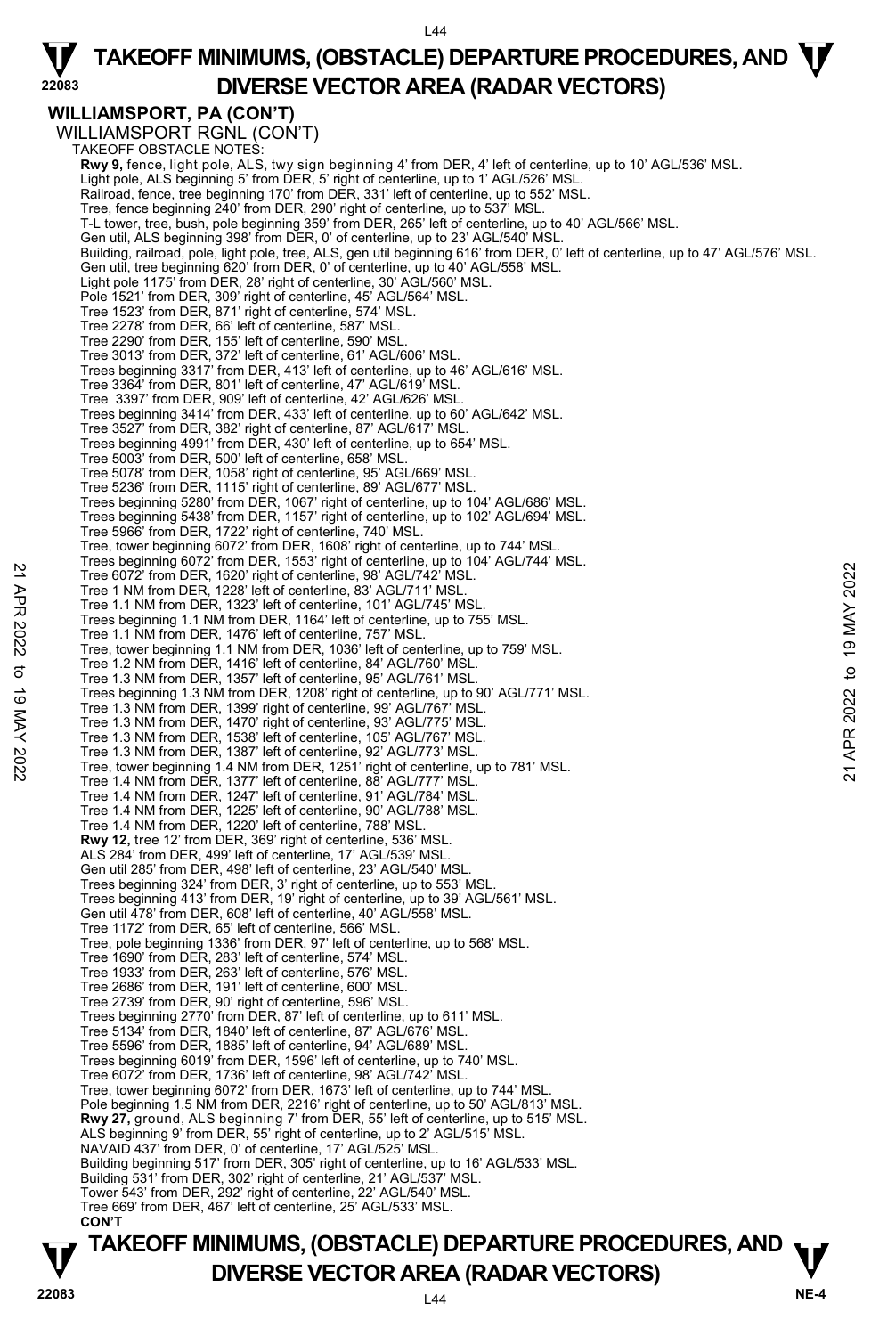**WILLIAMSPORT, PA (CON'T)**

WILLIAMSPORT RGNL (CON'T)

TAKEOFF OBSTACLE NOTES:

**Rwy 9,** fence, light pole, ALS, twy sign beginning 4' from DER, 4' left of centerline, up to 10' AGL/536' MSL.
Light pole, ALS beginning 5' from DER, 5' right of centerline, up to 1' AGL/526' MSL.
Railroad, fence, tree beginning 170' from DER, 331' left of centerline, up to 552' MSL.
Tree, fence beginning 240' from DER, 290' right of centerline, up to 537' MSL.
T-L tower, tree, bush, pole beginning 359' from DER, 265' left of centerline, up to 40' AGL/566' MSL.
Gen util, ALS beginning 398' from DER, 0' of centerline, up to 23' AGL/540' MSL.
Building, railroad, pole, light pole, tree, ALS, gen util beginning 616' from DER, 0' left of centerline, up to 47' AGL/576' MSL.
Gen util, tree beginning 620' from DER, 0' of centerline, up to 40' AGL/558' MSL.
Light pole 1175' from DER, 28' right of centerline, 30' AGL/560' MSL.
Pole 1521' from DER, 309' right of centerline, 45' AGL/564' MSL.
Tree 1523' from DER, 871' right of centerline, 574' MSL.
Tree 2278' from DER, 66' left of centerline, 587' MSL.
Tree 2290' from DER, 155' left of centerline, 590' MSL.
Tree 3013' from DER, 372' left of centerline, 61' AGL/606' MSL.
Trees beginning 3317' from DER, 413' left of centerline, up to 46' AGL/616' MSL.
Tree 3364' from DER, 801' left of centerline, 47' AGL/619' MSL.
Tree 3397' from DER, 909' left of centerline, 42' AGL/626' MSL.
Trees beginning 3414' from DER, 433' left of centerline, up to 60' AGL/642' MSL.
Tree 3527' from DER, 382' right of centerline, 87' AGL/617' MSL.
Trees beginning 4991' from DER, 430' left of centerline, up to 654' MSL.
Tree 5003' from DER, 500' left of centerline, 658' MSL.
Tree 5078' from DER, 1058' right of centerline, 95' AGL/669' MSL.
Tree 5236' from DER, 1115' right of centerline, 89' AGL/677' MSL.
Trees beginning 5280' from DER, 1067' right of centerline, up to 104' AGL/686' MSL.
Trees beginning 5438' from DER, 1157' right of centerline, up to 102' AGL/694' MSL.
Tree 5966' from DER, 1722' right of centerline, 740' MSL.
Tree, tower beginning 6072' from DER, 1608' right of centerline, up to 744' MSL.
Trees beginning 6072' from DER, 1553' right of centerline, up to 104' AGL/744' MSL.
Tree 6072' from DER, 1620' right of centerline, 98' AGL/742' MSL.
Tree 1 NM from DER, 1228' left of centerline, 83' AGL/711' MSL.
Tree 1.1 NM from DER, 1323' left of centerline, 101' AGL/745' MSL.
Trees beginning 1.1 NM from DER, 1164' left of centerline, up to 755' MSL.
Tree 1.1 NM from DER, 1476' left of centerline, 757' MSL.
Tree, tower beginning 1.1 NM from DER, 1036' left of centerline, up to 759' MSL.
Tree 1.2 NM from DER, 1416' left of centerline, 84' AGL/760' MSL.
Tree 1.3 NM from DER, 1357' left of centerline, 95' AGL/761' MSL.
Trees beginning 1.3 NM from DER, 1208' right of centerline, up to 90' AGL/771' MSL.
Tree 1.3 NM from DER, 1399' right of centerline, 99' AGL/767' MSL.
Tree 1.3 NM from DER, 1470' right of centerline, 93' AGL/775' MSL.
Tree 1.3 NM from DER, 1538' left of centerline, 105' AGL/767' MSL.
Tree 1.3 NM from DER, 1387' left of centerline, 92' AGL/773' MSL.
Tree, tower beginning 1.4 NM from DER, 1251' right of centerline, up to 781' MSL.
Tree 1.4 NM from DER, 1377' left of centerline, 88' AGL/777' MSL.
Tree 1.4 NM from DER, 1247' left of centerline, 91' AGL/784' MSL.
Tree 1.4 NM from DER, 1225' left of centerline, 90' AGL/788' MSL.
Tree 1.4 NM from DER, 1220' left of centerline, 788' MSL.

**Rwy 12,** tree 12' from DER, 369' right of centerline, 536' MSL.
ALS 284' from DER, 499' left of centerline, 17' AGL/539' MSL.
Gen util 285' from DER, 498' left of centerline, 23' AGL/540' MSL.
Trees beginning 324' from DER, 3' right of centerline, up to 553' MSL.
Trees beginning 413' from DER, 19' right of centerline, up to 39' AGL/561' MSL.
Gen util 478' from DER, 608' left of centerline, 40' AGL/558' MSL.
Tree 1172' from DER, 65' left of centerline, 566' MSL.
Tree, pole beginning 1336' from DER, 97' left of centerline, up to 568' MSL.
Tree 1690' from DER, 283' left of centerline, 574' MSL.
Tree 1933' from DER, 263' left of centerline, 576' MSL.
Tree 2686' from DER, 191' left of centerline, 600' MSL.
Tree 2739' from DER, 90' right of centerline, 596' MSL.
Trees beginning 2770' from DER, 87' left of centerline, up to 611' MSL.
Tree 5134' from DER, 1840' left of centerline, 87' AGL/676' MSL.
Tree 5596' from DER, 1885' left of centerline, 94' AGL/689' MSL.
Trees beginning 6019' from DER, 1596' left of centerline, up to 740' MSL.
Tree 6072' from DER, 1736' left of centerline, 98' AGL/742' MSL.
Tree, tower beginning 6072' from DER, 1673' left of centerline, up to 744' MSL.
Pole beginning 1.5 NM from DER, 2216' right of centerline, up to 50' AGL/813' MSL.

**Rwy 27,** ground, ALS beginning 7' from DER, 55' left of centerline, up to 515' MSL.
ALS beginning 9' from DER, 55' right of centerline, up to 2' AGL/515' MSL.
NAVAID 437' from DER, 0' of centerline, 17' AGL/525' MSL.
Building beginning 517' from DER, 305' right of centerline, up to 16' AGL/533' MSL.
Building 531' from DER, 302' right of centerline, 21' AGL/537' MSL.
Tower 543' from DER, 292' right of centerline, 22' AGL/540' MSL.
Tree 669' from DER, 467' left of centerline, 25' AGL/533' MSL.

**CON'T**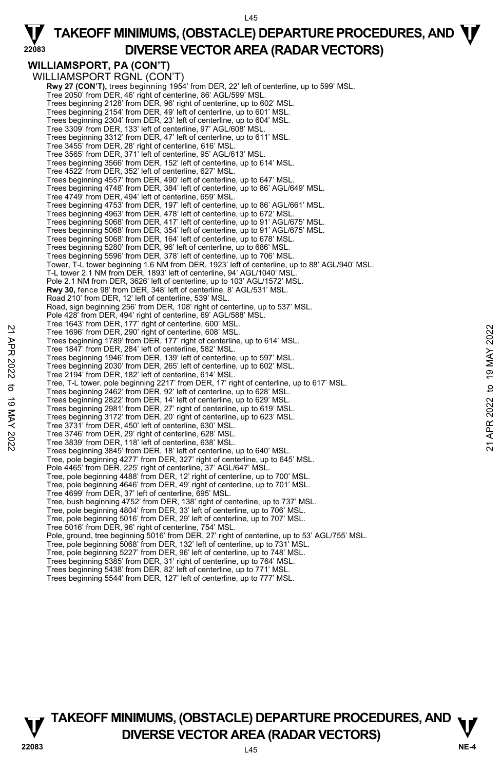**WILLIAMSPORT, PA (CON'T)**

WILLIAMSPORT RGNL (CON'T)

**Rwy 27 (CON'T),** trees beginning 1954' from DER, 22' left of centerline, up to 599' MSL.
Tree 2050' from DER, 46' right of centerline, 86' AGL/599' MSL.
Trees beginning 2128' from DER, 96' right of centerline, up to 602' MSL.
Trees beginning 2154' from DER, 49' left of centerline, up to 601' MSL.
Trees beginning 2304' from DER, 23' left of centerline, up to 604' MSL.
Tree 3309' from DER, 133' left of centerline, 97' AGL/608' MSL.
Trees beginning 3312' from DER, 47' left of centerline, up to 611' MSL.
Tree 3455' from DER, 28' right of centerline, 616' MSL.
Tree 3565' from DER, 371' left of centerline, 95' AGL/613' MSL.
Trees beginning 3566' from DER, 152' left of centerline, up to 614' MSL.
Tree 4522' from DER, 352' left of centerline, 627' MSL.
Trees beginning 4557' from DER, 490' left of centerline, up to 647' MSL.
Trees beginning 4748' from DER, 384' left of centerline, up to 86' AGL/649' MSL.
Tree 4749' from DER, 494' left of centerline, 659' MSL.
Trees beginning 4753' from DER, 197' left of centerline, up to 86' AGL/661' MSL.
Trees beginning 4963' from DER, 478' left of centerline, up to 672' MSL.
Trees beginning 5068' from DER, 417' left of centerline, up to 91' AGL/675' MSL.
Trees beginning 5068' from DER, 354' left of centerline, up to 91' AGL/675' MSL.
Trees beginning 5068' from DER, 164' left of centerline, up to 678' MSL.
Trees beginning 5280' from DER, 96' left of centerline, up to 686' MSL.
Trees beginning 5596' from DER, 378' left of centerline, up to 706' MSL.
Tower, T-L tower beginning 1.6 NM from DER, 1923' left of centerline, up to 88' AGL/940' MSL.
T-L tower 2.1 NM from DER, 1893' left of centerline, 94' AGL/1040' MSL.
Pole 2.1 NM from DER, 3626' left of centerline, up to 103' AGL/1572' MSL.

**Rwy 30,** fence 98' from DER, 348' left of centerline, 8' AGL/531' MSL.
Road 210' from DER, 12' left of centerline, 539' MSL.
Road, sign beginning 256' from DER, 108' right of centerline, up to 537' MSL.
Pole 428' from DER, 494' right of centerline, 69' AGL/588' MSL.
Tree 1643' from DER, 177' right of centerline, 600' MSL.
Tree 1696' from DER, 290' right of centerline, 608' MSL.
Trees beginning 1789' from DER, 177' right of centerline, up to 614' MSL.
Tree 1847' from DER, 284' left of centerline, 582' MSL.
Trees beginning 1946' from DER, 139' left of centerline, up to 597' MSL.
Trees beginning 2030' from DER, 265' left of centerline, up to 602' MSL.
Tree 2194' from DER, 182' left of centerline, 614' MSL.
Tree, T-L tower, pole beginning 2217' from DER, 17' right of centerline, up to 617' MSL.
Trees beginning 2462' from DER, 92' left of centerline, up to 628' MSL.
Trees beginning 2822' from DER, 14' left of centerline, up to 629' MSL.
Trees beginning 2981' from DER, 27' right of centerline, up to 619' MSL.
Trees beginning 3172' from DER, 20' right of centerline, up to 623' MSL.
Tree 3731' from DER, 450' left of centerline, 630' MSL.
Tree 3746' from DER, 29' right of centerline, 628' MSL.
Tree 3839' from DER, 118' left of centerline, 638' MSL.
Trees beginning 3845' from DER, 18' left of centerline, up to 640' MSL.
Tree, pole beginning 4277' from DER, 327' right of centerline, up to 645' MSL.
Pole 4465' from DER, 225' right of centerline, 37' AGL/647' MSL.
Tree, pole beginning 4488' from DER, 12' right of centerline, up to 700' MSL.
Tree, pole beginning 4646' from DER, 49' right of centerline, up to 701' MSL.
Tree 4699' from DER, 37' left of centerline, 695' MSL.
Tree, bush beginning 4752' from DER, 138' right of centerline, up to 737' MSL.
Tree, pole beginning 4804' from DER, 33' left of centerline, up to 706' MSL.
Tree, pole beginning 5016' from DER, 29' left of centerline, up to 707' MSL.
Tree 5016' from DER, 96' right of centerline, 754' MSL.
Pole, ground, tree beginning 5016' from DER, 27' right of centerline, up to 53' AGL/755' MSL.
Tree, pole beginning 5068' from DER, 132' left of centerline, up to 731' MSL.
Tree, pole beginning 5227' from DER, 96' left of centerline, up to 748' MSL.
Trees beginning 5385' from DER, 31' right of centerline, up to 764' MSL.
Trees beginning 5438' from DER, 82' left of centerline, up to 771' MSL.
Trees beginning 5544' from DER, 127' left of centerline, up to 777' MSL.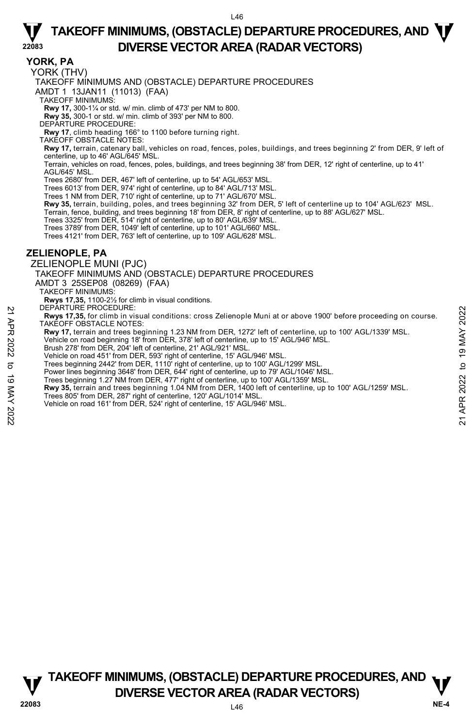# TAKEOFF MINIMUMS, (OBSTACLE) DEPARTURE PROCEDURES, AND DIVERSE VECTOR AREA (RADAR VECTORS)

## YORK, PA

YORK (THV)

TAKEOFF MINIMUMS AND (OBSTACLE) DEPARTURE PROCEDURES

AMDT 1 13JAN11 (11013) (FAA)

TAKEOFF MINIMUMS:

**Rwy 17,** 300-1¼ or std. w/ min. climb of 473' per NM to 800.

**Rwy 35,** 300-1 or std. w/ min. climb of 393' per NM to 800.

DEPARTURE PROCEDURE:

**Rwy 17**, climb heading 166° to 1100 before turning right.

TAKEOFF OBSTACLE NOTES:

**Rwy 17,** terrain, catenary ball, vehicles on road, fences, poles, buildings, and trees beginning 2' from DER, 9' left of centerline, up to 46' AGL/645' MSL.

Terrain, vehicles on road, fences, poles, buildings, and trees beginning 38' from DER, 12' right of centerline, up to 41' AGL/645' MSL.

Trees 2680' from DER, 467' left of centerline, up to 54' AGL/653' MSL.

Trees 6013' from DER, 974' right of centerline, up to 84' AGL/713' MSL.

Trees 1 NM from DER, 710' right of centerline, up to 71' AGL/670' MSL.

**Rwy 35,** terrain, building, poles, and trees beginning 32' from DER, 5' left of centerline up to 104' AGL/623' MSL.

Terrain, fence, building, and trees beginning 18' from DER, 8' right of centerline, up to 88' AGL/627' MSL.

Trees 3325' from DER, 514' right of centerline, up to 80' AGL/639' MSL.

Trees 3789' from DER, 1049' left of centerline, up to 101' AGL/660' MSL.

Trees 4121' from DER, 763' left of centerline, up to 109' AGL/628' MSL.

## ZELIENOPLE, PA

ZELIENOPLE MUNI (PJC)

TAKEOFF MINIMUMS AND (OBSTACLE) DEPARTURE PROCEDURES

AMDT 3 25SEP08 (08269) (FAA)

TAKEOFF MINIMUMS:

**Rwys 17,35,** 1100-2½ for climb in visual conditions.

DEPARTURE PROCEDURE:

**Rwys 17,35,** for climb in visual conditions: cross Zelienople Muni at or above 1900' before proceeding on course.

TAKEOFF OBSTACLE NOTES:

**Rwy 17,** terrain and trees beginning 1.23 NM from DER, 1272' left of centerline, up to 100' AGL/1339' MSL.

Vehicle on road beginning 18' from DER, 378' left of centerline, up to 15' AGL/946' MSL.

Brush 278' from DER, 204' left of centerline, 21' AGL/921' MSL.

Vehicle on road 451' from DER, 593' right of centerline, 15' AGL/946' MSL.

Trees beginning 2442' from DER, 1110' right of centerline, up to 100' AGL/1299' MSL.

Power lines beginning 3648' from DER, 644' right of centerline, up to 79' AGL/1046' MSL.

Trees beginning 1.27 NM from DER, 477' right of centerline, up to 100' AGL/1359' MSL.

**Rwy 35,** terrain and trees beginning 1.04 NM from DER, 1400 left of centerline, up to 100' AGL/1259' MSL.

Trees 805' from DER, 287' right of centerline, 120' AGL/1014' MSL.

Vehicle on road 161' from DER, 524' right of centerline, 15' AGL/946' MSL.